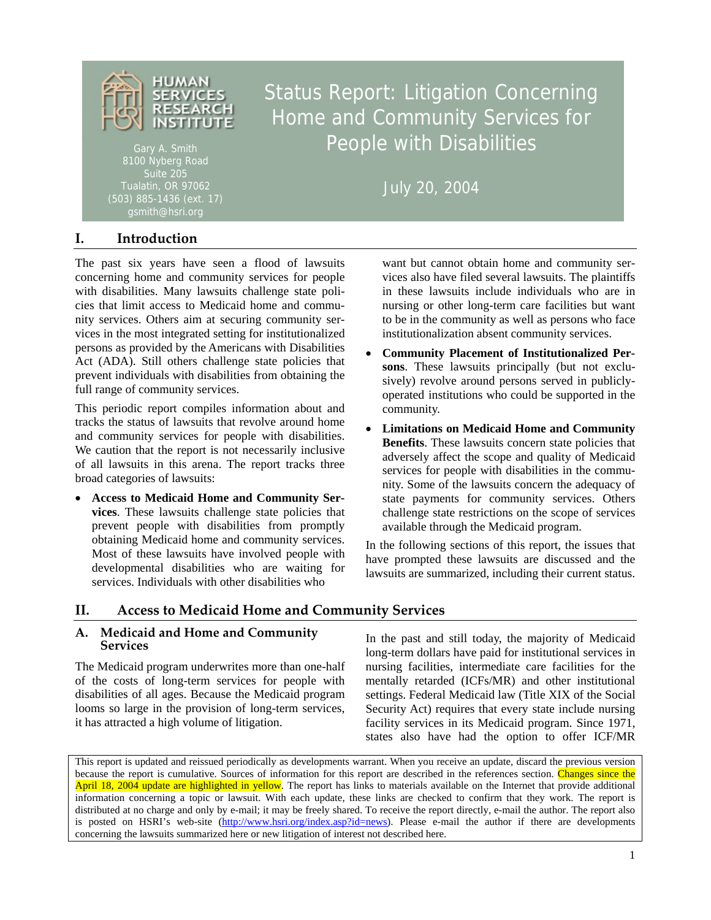HUMAN SERVICES RESEARCH INSTITUTE

Gary A. Smith
8100 Nyberg Road
Suite 205
Tualatin, OR 97062
(503) 885-1436 (ext. 17)
gsmith@hsri.org

# Status Report: Litigation Concerning Home and Community Services for People with Disabilities

July 20, 2004

## I. Introduction

The past six years have seen a flood of lawsuits concerning home and community services for people with disabilities. Many lawsuits challenge state policies that limit access to Medicaid home and community services. Others aim at securing community services in the most integrated setting for institutionalized persons as provided by the Americans with Disabilities Act (ADA). Still others challenge state policies that prevent individuals with disabilities from obtaining the full range of community services.

This periodic report compiles information about and tracks the status of lawsuits that revolve around home and community services for people with disabilities. We caution that the report is not necessarily inclusive of all lawsuits in this arena. The report tracks three broad categories of lawsuits:

- **Access to Medicaid Home and Community Services**. These lawsuits challenge state policies that prevent people with disabilities from promptly obtaining Medicaid home and community services. Most of these lawsuits have involved people with developmental disabilities who are waiting for services. Individuals with other disabilities who want but cannot obtain home and community services also have filed several lawsuits. The plaintiffs in these lawsuits include individuals who are in nursing or other long-term care facilities but want to be in the community as well as persons who face institutionalization absent community services.
- **Community Placement of Institutionalized Persons**. These lawsuits principally (but not exclusively) revolve around persons served in publicly-operated institutions who could be supported in the community.
- **Limitations on Medicaid Home and Community Benefits**. These lawsuits concern state policies that adversely affect the scope and quality of Medicaid services for people with disabilities in the community. Some of the lawsuits concern the adequacy of state payments for community services. Others challenge state restrictions on the scope of services available through the Medicaid program.

In the following sections of this report, the issues that have prompted these lawsuits are discussed and the lawsuits are summarized, including their current status.

## II. Access to Medicaid Home and Community Services

### A. Medicaid and Home and Community Services

The Medicaid program underwrites more than one-half of the costs of long-term services for people with disabilities of all ages. Because the Medicaid program looms so large in the provision of long-term services, it has attracted a high volume of litigation.

In the past and still today, the majority of Medicaid long-term dollars have paid for institutional services in nursing facilities, intermediate care facilities for the mentally retarded (ICFs/MR) and other institutional settings. Federal Medicaid law (Title XIX of the Social Security Act) requires that every state include nursing facility services in its Medicaid program. Since 1971, states also have had the option to offer ICF/MR

This report is updated and reissued periodically as developments warrant. When you receive an update, discard the previous version because the report is cumulative. Sources of information for this report are described in the references section. Changes since the April 18, 2004 update are highlighted in yellow. The report has links to materials available on the Internet that provide additional information concerning a topic or lawsuit. With each update, these links are checked to confirm that they work. The report is distributed at no charge and only by e-mail; it may be freely shared. To receive the report directly, e-mail the author. The report also is posted on HSRI's web-site (http://www.hsri.org/index.asp?id=news). Please e-mail the author if there are developments concerning the lawsuits summarized here or new litigation of interest not described here.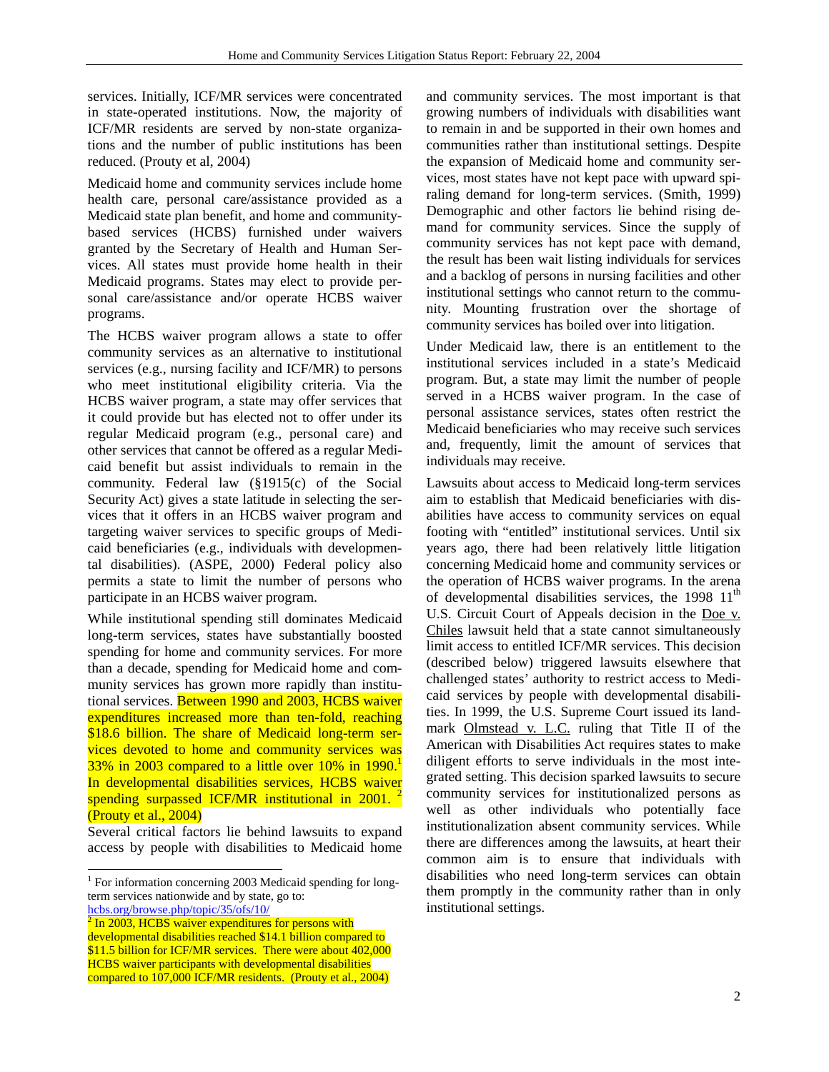services. Initially, ICF/MR services were concentrated in state-operated institutions. Now, the majority of ICF/MR residents are served by non-state organizations and the number of public institutions has been reduced. (Prouty et al, 2004)

Medicaid home and community services include home health care, personal care/assistance provided as a Medicaid state plan benefit, and home and community-based services (HCBS) furnished under waivers granted by the Secretary of Health and Human Services. All states must provide home health in their Medicaid programs. States may elect to provide personal care/assistance and/or operate HCBS waiver programs.

The HCBS waiver program allows a state to offer community services as an alternative to institutional services (e.g., nursing facility and ICF/MR) to persons who meet institutional eligibility criteria. Via the HCBS waiver program, a state may offer services that it could provide but has elected not to offer under its regular Medicaid program (e.g., personal care) and other services that cannot be offered as a regular Medicaid benefit but assist individuals to remain in the community. Federal law (§1915(c) of the Social Security Act) gives a state latitude in selecting the services that it offers in an HCBS waiver program and targeting waiver services to specific groups of Medicaid beneficiaries (e.g., individuals with developmental disabilities). (ASPE, 2000) Federal policy also permits a state to limit the number of persons who participate in an HCBS waiver program.

While institutional spending still dominates Medicaid long-term services, states have substantially boosted spending for home and community services. For more than a decade, spending for Medicaid home and community services has grown more rapidly than institutional services. Between 1990 and 2003, HCBS waiver expenditures increased more than ten-fold, reaching $18.6 billion. The share of Medicaid long-term services devoted to home and community services was 33% in 2003 compared to a little over 10% in 1990.[1] In developmental disabilities services, HCBS waiver spending surpassed ICF/MR institutional in 2001. [2] (Prouty et al., 2004)

Several critical factors lie behind lawsuits to expand access by people with disabilities to Medicaid home and community services. The most important is that growing numbers of individuals with disabilities want to remain in and be supported in their own homes and communities rather than institutional settings. Despite the expansion of Medicaid home and community services, most states have not kept pace with upward spiraling demand for long-term services. (Smith, 1999) Demographic and other factors lie behind rising demand for community services. Since the supply of community services has not kept pace with demand, the result has been wait listing individuals for services and a backlog of persons in nursing facilities and other institutional settings who cannot return to the community. Mounting frustration over the shortage of community services has boiled over into litigation.

Under Medicaid law, there is an entitlement to the institutional services included in a state's Medicaid program. But, a state may limit the number of people served in a HCBS waiver program. In the case of personal assistance services, states often restrict the Medicaid beneficiaries who may receive such services and, frequently, limit the amount of services that individuals may receive.

Lawsuits about access to Medicaid long-term services aim to establish that Medicaid beneficiaries with disabilities have access to community services on equal footing with "entitled" institutional services. Until six years ago, there had been relatively little litigation concerning Medicaid home and community services or the operation of HCBS waiver programs. In the arena of developmental disabilities services, the 1998 11th U.S. Circuit Court of Appeals decision in the Doe v. Chiles lawsuit held that a state cannot simultaneously limit access to entitled ICF/MR services. This decision (described below) triggered lawsuits elsewhere that challenged states' authority to restrict access to Medicaid services by people with developmental disabilities. In 1999, the U.S. Supreme Court issued its landmark Olmstead v. L.C. ruling that Title II of the American with Disabilities Act requires states to make diligent efforts to serve individuals in the most integrated setting. This decision sparked lawsuits to secure community services for institutionalized persons as well as other individuals who potentially face institutionalization absent community services. While there are differences among the lawsuits, at heart their common aim is to ensure that individuals with disabilities who need long-term services can obtain them promptly in the community rather than in only institutional settings.

---

[1] For information concerning 2003 Medicaid spending for long-term services nationwide and by state, go to: hcbs.org/browse.php/topic/35/ofs/10/

[2] In 2003, HCBS waiver expenditures for persons with developmental disabilities reached $14.1 billion compared to $11.5 billion for ICF/MR services. There were about 402,000 HCBS waiver participants with developmental disabilities compared to 107,000 ICF/MR residents. (Prouty et al., 2004)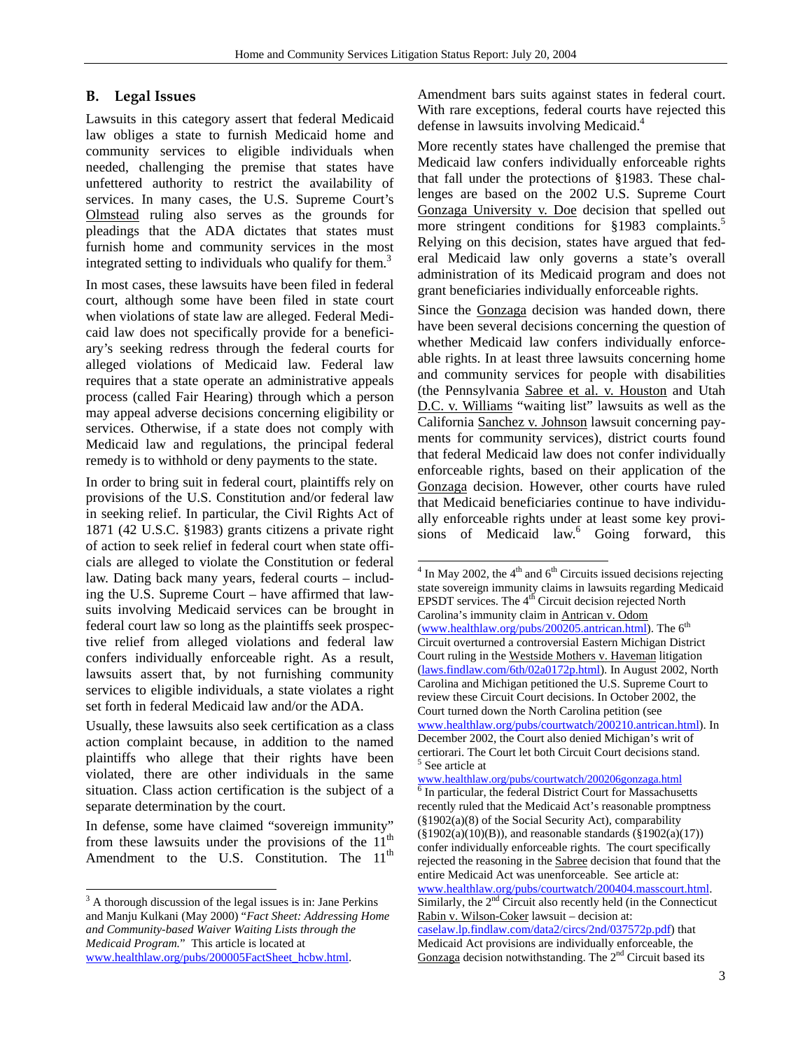## B. Legal Issues

Lawsuits in this category assert that federal Medicaid law obliges a state to furnish Medicaid home and community services to eligible individuals when needed, challenging the premise that states have unfettered authority to restrict the availability of services. In many cases, the U.S. Supreme Court's Olmstead ruling also serves as the grounds for pleadings that the ADA dictates that states must furnish home and community services in the most integrated setting to individuals who qualify for them.[3]

In most cases, these lawsuits have been filed in federal court, although some have been filed in state court when violations of state law are alleged. Federal Medicaid law does not specifically provide for a beneficiary's seeking redress through the federal courts for alleged violations of Medicaid law. Federal law requires that a state operate an administrative appeals process (called Fair Hearing) through which a person may appeal adverse decisions concerning eligibility or services. Otherwise, if a state does not comply with Medicaid law and regulations, the principal federal remedy is to withhold or deny payments to the state.

In order to bring suit in federal court, plaintiffs rely on provisions of the U.S. Constitution and/or federal law in seeking relief. In particular, the Civil Rights Act of 1871 (42 U.S.C. §1983) grants citizens a private right of action to seek relief in federal court when state officials are alleged to violate the Constitution or federal law. Dating back many years, federal courts – including the U.S. Supreme Court – have affirmed that lawsuits involving Medicaid services can be brought in federal court law so long as the plaintiffs seek prospective relief from alleged violations and federal law confers individually enforceable right. As a result, lawsuits assert that, by not furnishing community services to eligible individuals, a state violates a right set forth in federal Medicaid law and/or the ADA.

Usually, these lawsuits also seek certification as a class action complaint because, in addition to the named plaintiffs who allege that their rights have been violated, there are other individuals in the same situation. Class action certification is the subject of a separate determination by the court.

In defense, some have claimed "sovereign immunity" from these lawsuits under the provisions of the 11th Amendment to the U.S. Constitution. The 11th Amendment bars suits against states in federal court. With rare exceptions, federal courts have rejected this defense in lawsuits involving Medicaid.[4]

More recently states have challenged the premise that federal Medicaid law confers individually enforceable rights that fall under the protections of §1983. These challenges are based on the 2002 U.S. Supreme Court Gonzaga University v. Doe decision that spelled out more stringent conditions for §1983 complaints.[5] Relying on this decision, states have argued that federal Medicaid law only governs a state's overall administration of its Medicaid program and does not grant beneficiaries individually enforceable rights.

Since the Gonzaga decision was handed down, there have been several decisions concerning the question of whether Medicaid law confers individually enforceable rights. In at least three lawsuits concerning home and community services for people with disabilities (the Pennsylvania Sabree et al. v. Houston and Utah D.C. v. Williams "waiting list" lawsuits as well as the California Sanchez v. Johnson lawsuit concerning payments for community services), district courts found that federal Medicaid law does not confer individually enforceable rights, based on their application of the Gonzaga decision. However, other courts have ruled that Medicaid beneficiaries continue to have individually enforceable rights under at least some key provisions of Medicaid law.[6] Going forward, this

---

[3] A thorough discussion of the legal issues is in: Jane Perkins and Manju Kulkani (May 2000) "*Fact Sheet: Addressing Home and Community-based Waiver Waiting Lists through the Medicaid Program.*" This article is located at www.healthlaw.org/pubs/200005FactSheet_hcbw.html.

[4] In May 2002, the 4th and 6th Circuits issued decisions rejecting state sovereign immunity claims in lawsuits regarding Medicaid EPSDT services. The 4th Circuit decision rejected North Carolina's immunity claim in Antrican v. Odom (www.healthlaw.org/pubs/200205.antrican.html). The 6th Circuit overturned a controversial Eastern Michigan District Court ruling in the Westside Mothers v. Haveman litigation (laws.findlaw.com/6th/02a0172p.html). In August 2002, North Carolina and Michigan petitioned the U.S. Supreme Court to review these Circuit Court decisions. In October 2002, the Court turned down the North Carolina petition (see www.healthlaw.org/pubs/courtwatch/200210.antrican.html). In December 2002, the Court also denied Michigan's writ of certiorari. The Court let both Circuit Court decisions stand.

[5] See article at www.healthlaw.org/pubs/courtwatch/200206gonzaga.html

[6] In particular, the federal District Court for Massachusetts recently ruled that the Medicaid Act's reasonable promptness (§1902(a)(8) of the Social Security Act), comparability (§1902(a)(10)(B)), and reasonable standards (§1902(a)(17)) confer individually enforceable rights. The court specifically rejected the reasoning in the Sabree decision that found that the entire Medicaid Act was unenforceable. See article at: www.healthlaw.org/pubs/courtwatch/200404.masscourt.html. Similarly, the 2nd Circuit also recently held (in the Connecticut Rabin v. Wilson-Coker lawsuit – decision at: caselaw.lp.findlaw.com/data2/circs/2nd/037572p.pdf) that Medicaid Act provisions are individually enforceable, the Gonzaga decision notwithstanding. The 2nd Circuit based its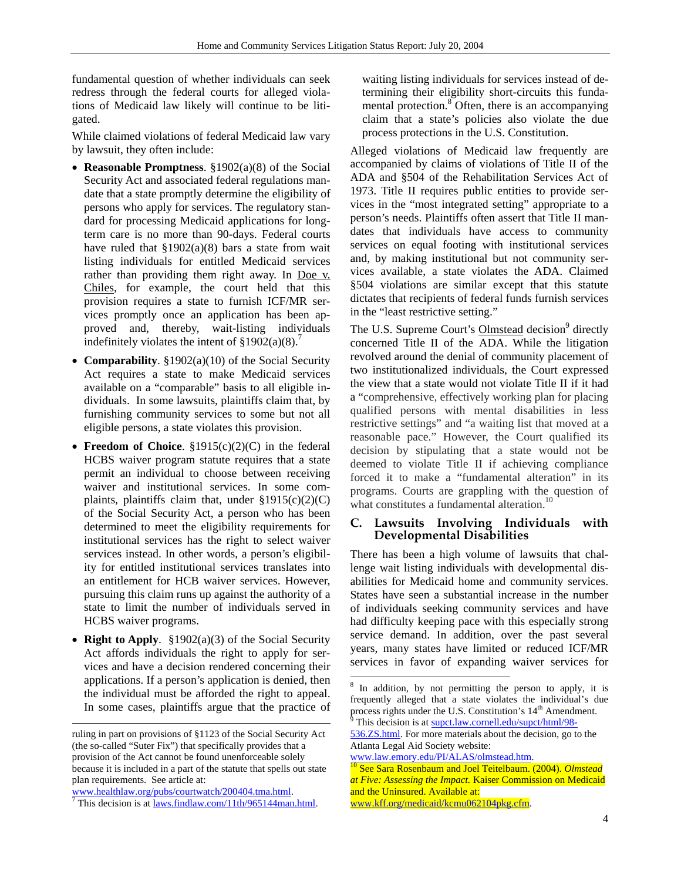fundamental question of whether individuals can seek redress through the federal courts for alleged violations of Medicaid law likely will continue to be litigated.

While claimed violations of federal Medicaid law vary by lawsuit, they often include:

- **Reasonable Promptness**. §1902(a)(8) of the Social Security Act and associated federal regulations mandate that a state promptly determine the eligibility of persons who apply for services. The regulatory standard for processing Medicaid applications for long-term care is no more than 90-days. Federal courts have ruled that §1902(a)(8) bars a state from wait listing individuals for entitled Medicaid services rather than providing them right away. In Doe v. Chiles, for example, the court held that this provision requires a state to furnish ICF/MR services promptly once an application has been approved and, thereby, wait-listing individuals indefinitely violates the intent of §1902(a)(8).[7]
- **Comparability**. §1902(a)(10) of the Social Security Act requires a state to make Medicaid services available on a "comparable" basis to all eligible individuals. In some lawsuits, plaintiffs claim that, by furnishing community services to some but not all eligible persons, a state violates this provision.
- **Freedom of Choice**. §1915(c)(2)(C) in the federal HCBS waiver program statute requires that a state permit an individual to choose between receiving waiver and institutional services. In some complaints, plaintiffs claim that, under §1915(c)(2)(C) of the Social Security Act, a person who has been determined to meet the eligibility requirements for institutional services has the right to select waiver services instead. In other words, a person's eligibility for entitled institutional services translates into an entitlement for HCB waiver services. However, pursuing this claim runs up against the authority of a state to limit the number of individuals served in HCBS waiver programs.
- **Right to Apply**. §1902(a)(3) of the Social Security Act affords individuals the right to apply for services and have a decision rendered concerning their applications. If a person's application is denied, then the individual must be afforded the right to appeal. In some cases, plaintiffs argue that the practice of waiting listing individuals for services instead of determining their eligibility short-circuits this fundamental protection.[8] Often, there is an accompanying claim that a state's policies also violate the due process protections in the U.S. Constitution.

Alleged violations of Medicaid law frequently are accompanied by claims of violations of Title II of the ADA and §504 of the Rehabilitation Services Act of 1973. Title II requires public entities to provide services in the "most integrated setting" appropriate to a person's needs. Plaintiffs often assert that Title II mandates that individuals have access to community services on equal footing with institutional services and, by making institutional but not community services available, a state violates the ADA. Claimed §504 violations are similar except that this statute dictates that recipients of federal funds furnish services in the "least restrictive setting."

The U.S. Supreme Court's Olmstead decision[9] directly concerned Title II of the ADA. While the litigation revolved around the denial of community placement of two institutionalized individuals, the Court expressed the view that a state would not violate Title II if it had a "comprehensive, effectively working plan for placing qualified persons with mental disabilities in less restrictive settings" and "a waiting list that moved at a reasonable pace." However, the Court qualified its decision by stipulating that a state would not be deemed to violate Title II if achieving compliance forced it to make a "fundamental alteration" in its programs. Courts are grappling with the question of what constitutes a fundamental alteration.[10]

## C. Lawsuits Involving Individuals with Developmental Disabilities

There has been a high volume of lawsuits that challenge wait listing individuals with developmental disabilities for Medicaid home and community services. States have seen a substantial increase in the number of individuals seeking community services and have had difficulty keeping pace with this especially strong service demand. In addition, over the past several years, many states have limited or reduced ICF/MR services in favor of expanding waiver services for

---

ruling in part on provisions of §1123 of the Social Security Act (the so-called "Suter Fix") that specifically provides that a provision of the Act cannot be found unenforceable solely because it is included in a part of the statute that spells out state plan requirements. See article at: www.healthlaw.org/pubs/courtwatch/200404.tma.html.

[7] This decision is at laws.findlaw.com/11th/965144man.html.

[8] In addition, by not permitting the person to apply, it is frequently alleged that a state violates the individual's due process rights under the U.S. Constitution's 14th Amendment.

[9] This decision is at supct.law.cornell.edu/supct/html/98-536.ZS.html. For more materials about the decision, go to the Atlanta Legal Aid Society website: www.law.emory.edu/PI/ALAS/olmstead.htm.

[10] See Sara Rosenbaum and Joel Teitelbaum. (2004). *Olmstead at Five: Assessing the Impact.* Kaiser Commission on Medicaid and the Uninsured. Available at: www.kff.org/medicaid/kcmu062104pkg.cfm.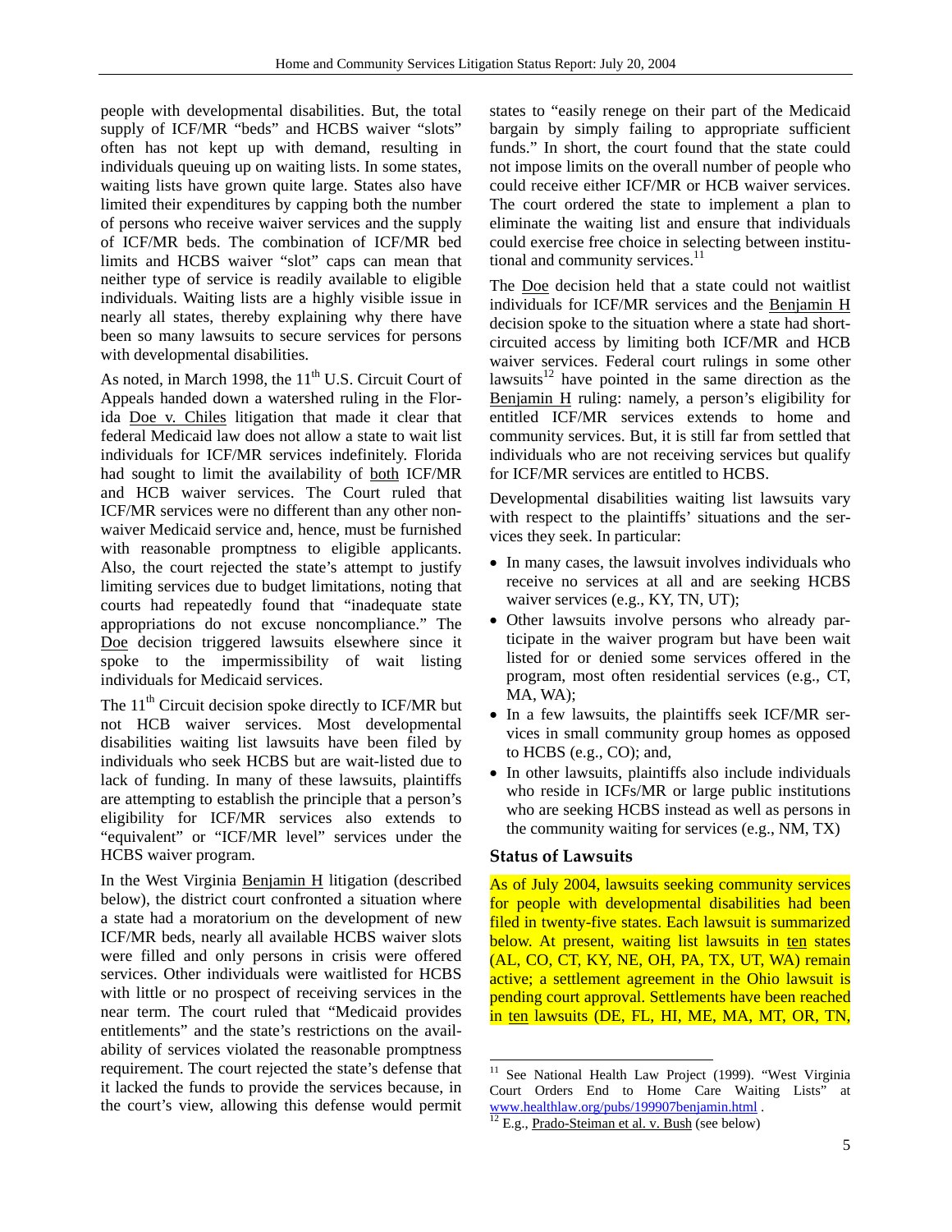people with developmental disabilities. But, the total supply of ICF/MR "beds" and HCBS waiver "slots" often has not kept up with demand, resulting in individuals queuing up on waiting lists. In some states, waiting lists have grown quite large. States also have limited their expenditures by capping both the number of persons who receive waiver services and the supply of ICF/MR beds. The combination of ICF/MR bed limits and HCBS waiver "slot" caps can mean that neither type of service is readily available to eligible individuals. Waiting lists are a highly visible issue in nearly all states, thereby explaining why there have been so many lawsuits to secure services for persons with developmental disabilities.

As noted, in March 1998, the 11th U.S. Circuit Court of Appeals handed down a watershed ruling in the Florida Doe v. Chiles litigation that made it clear that federal Medicaid law does not allow a state to wait list individuals for ICF/MR services indefinitely. Florida had sought to limit the availability of both ICF/MR and HCB waiver services. The Court ruled that ICF/MR services were no different than any other non-waiver Medicaid service and, hence, must be furnished with reasonable promptness to eligible applicants. Also, the court rejected the state's attempt to justify limiting services due to budget limitations, noting that courts had repeatedly found that "inadequate state appropriations do not excuse noncompliance." The Doe decision triggered lawsuits elsewhere since it spoke to the impermissibility of wait listing individuals for Medicaid services.

The 11th Circuit decision spoke directly to ICF/MR but not HCB waiver services. Most developmental disabilities waiting list lawsuits have been filed by individuals who seek HCBS but are wait-listed due to lack of funding. In many of these lawsuits, plaintiffs are attempting to establish the principle that a person's eligibility for ICF/MR services also extends to "equivalent" or "ICF/MR level" services under the HCBS waiver program.

In the West Virginia Benjamin H litigation (described below), the district court confronted a situation where a state had a moratorium on the development of new ICF/MR beds, nearly all available HCBS waiver slots were filled and only persons in crisis were offered services. Other individuals were waitlisted for HCBS with little or no prospect of receiving services in the near term. The court ruled that "Medicaid provides entitlements" and the state's restrictions on the availability of services violated the reasonable promptness requirement. The court rejected the state's defense that it lacked the funds to provide the services because, in the court's view, allowing this defense would permit states to "easily renege on their part of the Medicaid bargain by simply failing to appropriate sufficient funds." In short, the court found that the state could not impose limits on the overall number of people who could receive either ICF/MR or HCB waiver services. The court ordered the state to implement a plan to eliminate the waiting list and ensure that individuals could exercise free choice in selecting between institutional and community services.[11]

The Doe decision held that a state could not waitlist individuals for ICF/MR services and the Benjamin H decision spoke to the situation where a state had short-circuited access by limiting both ICF/MR and HCB waiver services. Federal court rulings in some other lawsuits[12] have pointed in the same direction as the Benjamin H ruling: namely, a person's eligibility for entitled ICF/MR services extends to home and community services. But, it is still far from settled that individuals who are not receiving services but qualify for ICF/MR services are entitled to HCBS.

Developmental disabilities waiting list lawsuits vary with respect to the plaintiffs' situations and the services they seek. In particular:

- In many cases, the lawsuit involves individuals who receive no services at all and are seeking HCBS waiver services (e.g., KY, TN, UT);
- Other lawsuits involve persons who already participate in the waiver program but have been wait listed for or denied some services offered in the program, most often residential services (e.g., CT, MA, WA);
- In a few lawsuits, the plaintiffs seek ICF/MR services in small community group homes as opposed to HCBS (e.g., CO); and,
- In other lawsuits, plaintiffs also include individuals who reside in ICFs/MR or large public institutions who are seeking HCBS instead as well as persons in the community waiting for services (e.g., NM, TX)

## Status of Lawsuits

As of July 2004, lawsuits seeking community services for people with developmental disabilities had been filed in twenty-five states. Each lawsuit is summarized below. At present, waiting list lawsuits in ten states (AL, CO, CT, KY, NE, OH, PA, TX, UT, WA) remain active; a settlement agreement in the Ohio lawsuit is pending court approval. Settlements have been reached in ten lawsuits (DE, FL, HI, ME, MA, MT, OR, TN,

[11] See National Health Law Project (1999). "West Virginia Court Orders End to Home Care Waiting Lists" at www.healthlaw.org/pubs/199907benjamin.html .

[12] E.g., Prado-Steiman et al. v. Bush (see below)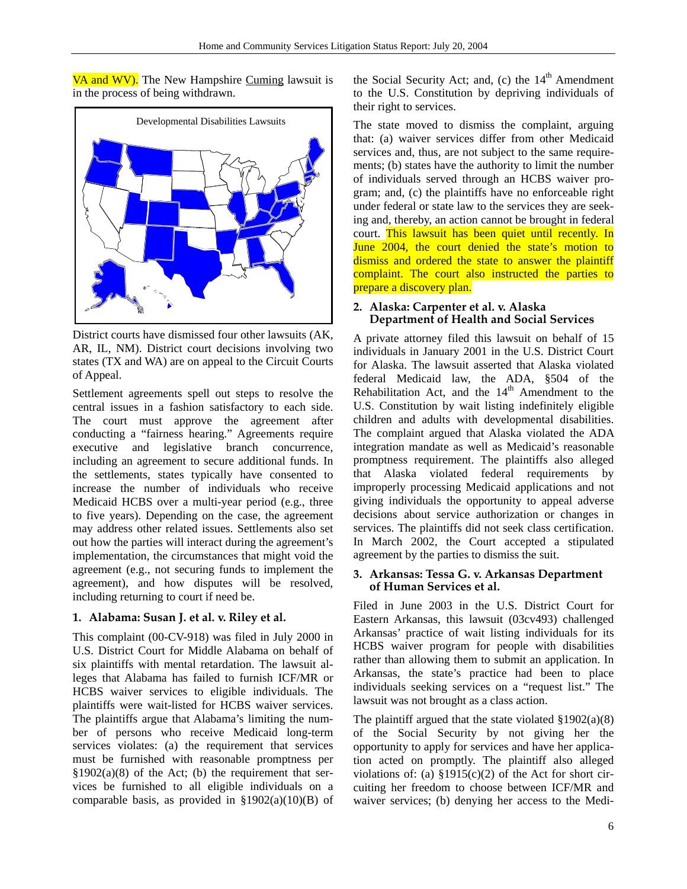VA and WV). The New Hampshire Cuming lawsuit is in the process of being withdrawn.

Developmental Disabilities Lawsuits

District courts have dismissed four other lawsuits (AK, AR, IL, NM). District court decisions involving two states (TX and WA) are on appeal to the Circuit Courts of Appeal.

Settlement agreements spell out steps to resolve the central issues in a fashion satisfactory to each side. The court must approve the agreement after conducting a "fairness hearing." Agreements require executive and legislative branch concurrence, including an agreement to secure additional funds. In the settlements, states typically have consented to increase the number of individuals who receive Medicaid HCBS over a multi-year period (e.g., three to five years). Depending on the case, the agreement may address other related issues. Settlements also set out how the parties will interact during the agreement's implementation, the circumstances that might void the agreement (e.g., not securing funds to implement the agreement), and how disputes will be resolved, including returning to court if need be.

### 1. Alabama: Susan J. et al. v. Riley et al.

This complaint (00-CV-918) was filed in July 2000 in U.S. District Court for Middle Alabama on behalf of six plaintiffs with mental retardation. The lawsuit alleges that Alabama has failed to furnish ICF/MR or HCBS waiver services to eligible individuals. The plaintiffs were wait-listed for HCBS waiver services. The plaintiffs argue that Alabama's limiting the number of persons who receive Medicaid long-term services violates: (a) the requirement that services must be furnished with reasonable promptness per §1902(a)(8) of the Act; (b) the requirement that services be furnished to all eligible individuals on a comparable basis, as provided in §1902(a)(10)(B) of the Social Security Act; and, (c) the 14th Amendment to the U.S. Constitution by depriving individuals of their right to services.

The state moved to dismiss the complaint, arguing that: (a) waiver services differ from other Medicaid services and, thus, are not subject to the same requirements; (b) states have the authority to limit the number of individuals served through an HCBS waiver program; and, (c) the plaintiffs have no enforceable right under federal or state law to the services they are seeking and, thereby, an action cannot be brought in federal court. This lawsuit has been quiet until recently. In June 2004, the court denied the state's motion to dismiss and ordered the state to answer the plaintiff complaint. The court also instructed the parties to prepare a discovery plan.

### 2. Alaska: Carpenter et al. v. Alaska Department of Health and Social Services

A private attorney filed this lawsuit on behalf of 15 individuals in January 2001 in the U.S. District Court for Alaska. The lawsuit asserted that Alaska violated federal Medicaid law, the ADA, §504 of the Rehabilitation Act, and the 14th Amendment to the U.S. Constitution by wait listing indefinitely eligible children and adults with developmental disabilities. The complaint argued that Alaska violated the ADA integration mandate as well as Medicaid's reasonable promptness requirement. The plaintiffs also alleged that Alaska violated federal requirements by improperly processing Medicaid applications and not giving individuals the opportunity to appeal adverse decisions about service authorization or changes in services. The plaintiffs did not seek class certification. In March 2002, the Court accepted a stipulated agreement by the parties to dismiss the suit.

### 3. Arkansas: Tessa G. v. Arkansas Department of Human Services et al.

Filed in June 2003 in the U.S. District Court for Eastern Arkansas, this lawsuit (03cv493) challenged Arkansas' practice of wait listing individuals for its HCBS waiver program for people with disabilities rather than allowing them to submit an application. In Arkansas, the state's practice had been to place individuals seeking services on a "request list." The lawsuit was not brought as a class action.

The plaintiff argued that the state violated §1902(a)(8) of the Social Security by not giving her the opportunity to apply for services and have her application acted on promptly. The plaintiff also alleged violations of: (a) §1915(c)(2) of the Act for short circuiting her freedom to choose between ICF/MR and waiver services; (b) denying her access to the Medi-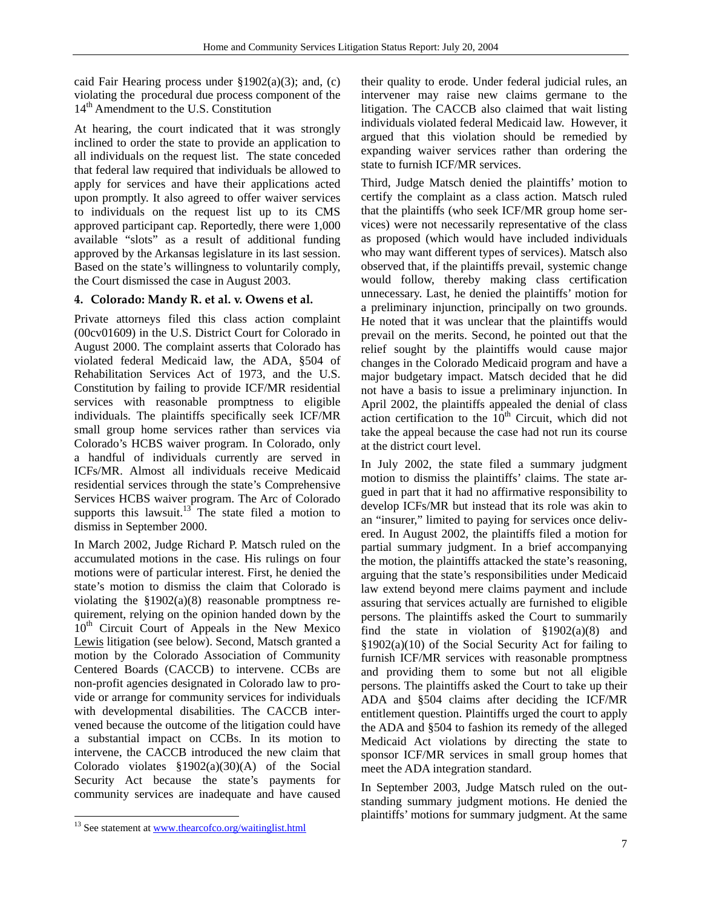caid Fair Hearing process under §1902(a)(3); and, (c) violating the procedural due process component of the 14th Amendment to the U.S. Constitution

At hearing, the court indicated that it was strongly inclined to order the state to provide an application to all individuals on the request list. The state conceded that federal law required that individuals be allowed to apply for services and have their applications acted upon promptly. It also agreed to offer waiver services to individuals on the request list up to its CMS approved participant cap. Reportedly, there were 1,000 available "slots" as a result of additional funding approved by the Arkansas legislature in its last session. Based on the state's willingness to voluntarily comply, the Court dismissed the case in August 2003.

### 4. Colorado: Mandy R. et al. v. Owens et al.

Private attorneys filed this class action complaint (00cv01609) in the U.S. District Court for Colorado in August 2000. The complaint asserts that Colorado has violated federal Medicaid law, the ADA, §504 of Rehabilitation Services Act of 1973, and the U.S. Constitution by failing to provide ICF/MR residential services with reasonable promptness to eligible individuals. The plaintiffs specifically seek ICF/MR small group home services rather than services via Colorado's HCBS waiver program. In Colorado, only a handful of individuals currently are served in ICFs/MR. Almost all individuals receive Medicaid residential services through the state's Comprehensive Services HCBS waiver program. The Arc of Colorado supports this lawsuit.[13] The state filed a motion to dismiss in September 2000.

In March 2002, Judge Richard P. Matsch ruled on the accumulated motions in the case. His rulings on four motions were of particular interest. First, he denied the state's motion to dismiss the claim that Colorado is violating the §1902(a)(8) reasonable promptness requirement, relying on the opinion handed down by the 10th Circuit Court of Appeals in the New Mexico Lewis litigation (see below). Second, Matsch granted a motion by the Colorado Association of Community Centered Boards (CACCB) to intervene. CCBs are non-profit agencies designated in Colorado law to provide or arrange for community services for individuals with developmental disabilities. The CACCB intervened because the outcome of the litigation could have a substantial impact on CCBs. In its motion to intervene, the CACCB introduced the new claim that Colorado violates §1902(a)(30)(A) of the Social Security Act because the state's payments for community services are inadequate and have caused their quality to erode. Under federal judicial rules, an intervener may raise new claims germane to the litigation. The CACCB also claimed that wait listing individuals violated federal Medicaid law. However, it argued that this violation should be remedied by expanding waiver services rather than ordering the state to furnish ICF/MR services.

Third, Judge Matsch denied the plaintiffs' motion to certify the complaint as a class action. Matsch ruled that the plaintiffs (who seek ICF/MR group home services) were not necessarily representative of the class as proposed (which would have included individuals who may want different types of services). Matsch also observed that, if the plaintiffs prevail, systemic change would follow, thereby making class certification unnecessary. Last, he denied the plaintiffs' motion for a preliminary injunction, principally on two grounds. He noted that it was unclear that the plaintiffs would prevail on the merits. Second, he pointed out that the relief sought by the plaintiffs would cause major changes in the Colorado Medicaid program and have a major budgetary impact. Matsch decided that he did not have a basis to issue a preliminary injunction. In April 2002, the plaintiffs appealed the denial of class action certification to the 10th Circuit, which did not take the appeal because the case had not run its course at the district court level.

In July 2002, the state filed a summary judgment motion to dismiss the plaintiffs' claims. The state argued in part that it had no affirmative responsibility to develop ICFs/MR but instead that its role was akin to an "insurer," limited to paying for services once delivered. In August 2002, the plaintiffs filed a motion for partial summary judgment. In a brief accompanying the motion, the plaintiffs attacked the state's reasoning, arguing that the state's responsibilities under Medicaid law extend beyond mere claims payment and include assuring that services actually are furnished to eligible persons. The plaintiffs asked the Court to summarily find the state in violation of §1902(a)(8) and §1902(a)(10) of the Social Security Act for failing to furnish ICF/MR services with reasonable promptness and providing them to some but not all eligible persons. The plaintiffs asked the Court to take up their ADA and §504 claims after deciding the ICF/MR entitlement question. Plaintiffs urged the court to apply the ADA and §504 to fashion its remedy of the alleged Medicaid Act violations by directing the state to sponsor ICF/MR services in small group homes that meet the ADA integration standard.

In September 2003, Judge Matsch ruled on the outstanding summary judgment motions. He denied the plaintiffs' motions for summary judgment. At the same

[13] See statement at www.thearcofco.org/waitinglist.html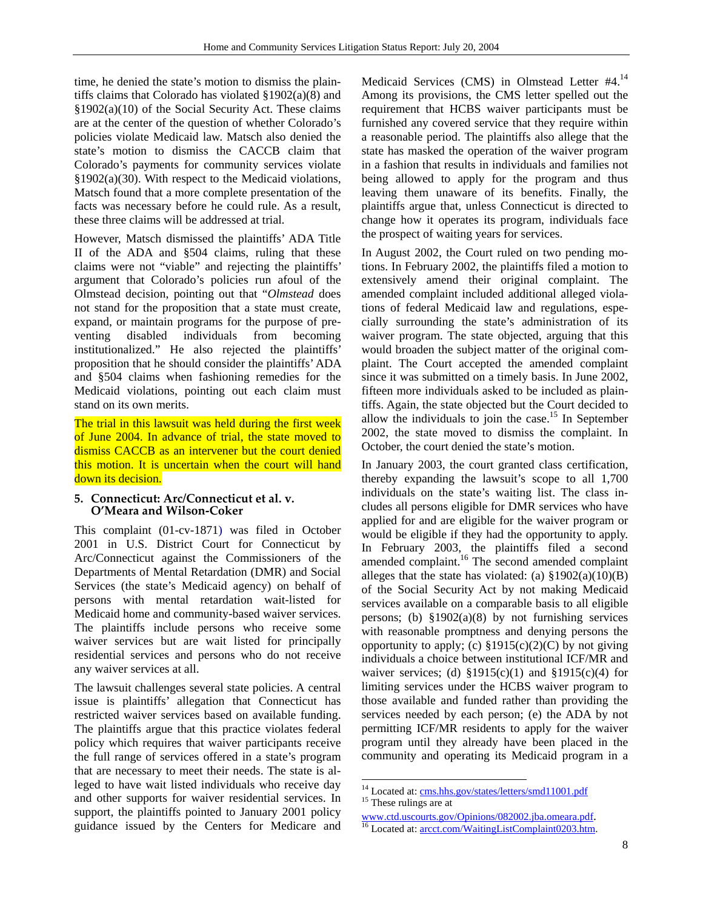time, he denied the state's motion to dismiss the plaintiffs claims that Colorado has violated §1902(a)(8) and §1902(a)(10) of the Social Security Act. These claims are at the center of the question of whether Colorado's policies violate Medicaid law. Matsch also denied the state's motion to dismiss the CACCB claim that Colorado's payments for community services violate §1902(a)(30). With respect to the Medicaid violations, Matsch found that a more complete presentation of the facts was necessary before he could rule. As a result, these three claims will be addressed at trial.

However, Matsch dismissed the plaintiffs' ADA Title II of the ADA and §504 claims, ruling that these claims were not "viable" and rejecting the plaintiffs' argument that Colorado's policies run afoul of the Olmstead decision, pointing out that "*Olmstead* does not stand for the proposition that a state must create, expand, or maintain programs for the purpose of preventing disabled individuals from becoming institutionalized." He also rejected the plaintiffs' proposition that he should consider the plaintiffs' ADA and §504 claims when fashioning remedies for the Medicaid violations, pointing out each claim must stand on its own merits.

The trial in this lawsuit was held during the first week of June 2004. In advance of trial, the state moved to dismiss CACCB as an intervener but the court denied this motion. It is uncertain when the court will hand down its decision.

### 5. Connecticut: Arc/Connecticut et al. v. O'Meara and Wilson-Coker

This complaint (01-cv-1871) was filed in October 2001 in U.S. District Court for Connecticut by Arc/Connecticut against the Commissioners of the Departments of Mental Retardation (DMR) and Social Services (the state's Medicaid agency) on behalf of persons with mental retardation wait-listed for Medicaid home and community-based waiver services. The plaintiffs include persons who receive some waiver services but are wait listed for principally residential services and persons who do not receive any waiver services at all.

The lawsuit challenges several state policies. A central issue is plaintiffs' allegation that Connecticut has restricted waiver services based on available funding. The plaintiffs argue that this practice violates federal policy which requires that waiver participants receive the full range of services offered in a state's program that are necessary to meet their needs. The state is alleged to have wait listed individuals who receive day and other supports for waiver residential services. In support, the plaintiffs pointed to January 2001 policy guidance issued by the Centers for Medicare and Medicaid Services (CMS) in Olmstead Letter #4.[14] Among its provisions, the CMS letter spelled out the requirement that HCBS waiver participants must be furnished any covered service that they require within a reasonable period. The plaintiffs also allege that the state has masked the operation of the waiver program in a fashion that results in individuals and families not being allowed to apply for the program and thus leaving them unaware of its benefits. Finally, the plaintiffs argue that, unless Connecticut is directed to change how it operates its program, individuals face the prospect of waiting years for services.

In August 2002, the Court ruled on two pending motions. In February 2002, the plaintiffs filed a motion to extensively amend their original complaint. The amended complaint included additional alleged violations of federal Medicaid law and regulations, especially surrounding the state's administration of its waiver program. The state objected, arguing that this would broaden the subject matter of the original complaint. The Court accepted the amended complaint since it was submitted on a timely basis. In June 2002, fifteen more individuals asked to be included as plaintiffs. Again, the state objected but the Court decided to allow the individuals to join the case.[15] In September 2002, the state moved to dismiss the complaint. In October, the court denied the state's motion.

In January 2003, the court granted class certification, thereby expanding the lawsuit's scope to all 1,700 individuals on the state's waiting list. The class includes all persons eligible for DMR services who have applied for and are eligible for the waiver program or would be eligible if they had the opportunity to apply. In February 2003, the plaintiffs filed a second amended complaint.[16] The second amended complaint alleges that the state has violated: (a) §1902(a)(10)(B) of the Social Security Act by not making Medicaid services available on a comparable basis to all eligible persons; (b) §1902(a)(8) by not furnishing services with reasonable promptness and denying persons the opportunity to apply; (c) §1915(c)(2)(C) by not giving individuals a choice between institutional ICF/MR and waiver services; (d) §1915(c)(1) and §1915(c)(4) for limiting services under the HCBS waiver program to those available and funded rather than providing the services needed by each person; (e) the ADA by not permitting ICF/MR residents to apply for the waiver program until they already have been placed in the community and operating its Medicaid program in a

---

[14] Located at: cms.hhs.gov/states/letters/smd11001.pdf

[15] These rulings are at www.ctd.uscourts.gov/Opinions/082002.jba.omeara.pdf.

[16] Located at: arcct.com/WaitingListComplaint0203.htm.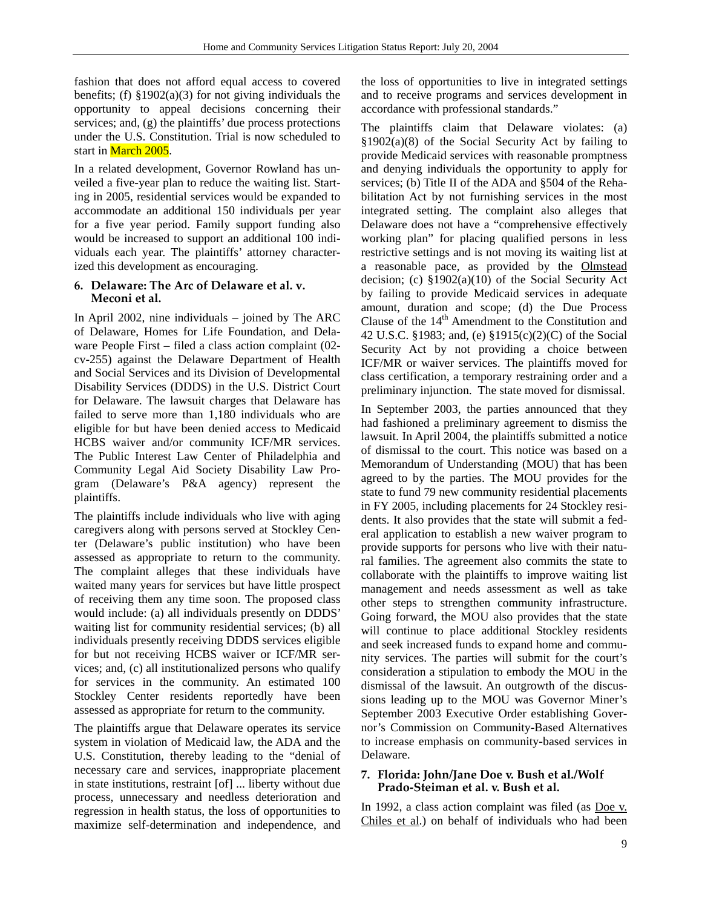fashion that does not afford equal access to covered benefits; (f) §1902(a)(3) for not giving individuals the opportunity to appeal decisions concerning their services; and, (g) the plaintiffs' due process protections under the U.S. Constitution. Trial is now scheduled to start in March 2005.

In a related development, Governor Rowland has unveiled a five-year plan to reduce the waiting list. Starting in 2005, residential services would be expanded to accommodate an additional 150 individuals per year for a five year period. Family support funding also would be increased to support an additional 100 individuals each year. The plaintiffs' attorney characterized this development as encouraging.

### 6. Delaware: The Arc of Delaware et al. v. Meconi et al.

In April 2002, nine individuals – joined by The ARC of Delaware, Homes for Life Foundation, and Delaware People First – filed a class action complaint (02-cv-255) against the Delaware Department of Health and Social Services and its Division of Developmental Disability Services (DDDS) in the U.S. District Court for Delaware. The lawsuit charges that Delaware has failed to serve more than 1,180 individuals who are eligible for but have been denied access to Medicaid HCBS waiver and/or community ICF/MR services. The Public Interest Law Center of Philadelphia and Community Legal Aid Society Disability Law Program (Delaware's P&A agency) represent the plaintiffs.

The plaintiffs include individuals who live with aging caregivers along with persons served at Stockley Center (Delaware's public institution) who have been assessed as appropriate to return to the community. The complaint alleges that these individuals have waited many years for services but have little prospect of receiving them any time soon. The proposed class would include: (a) all individuals presently on DDDS' waiting list for community residential services; (b) all individuals presently receiving DDDS services eligible for but not receiving HCBS waiver or ICF/MR services; and, (c) all institutionalized persons who qualify for services in the community. An estimated 100 Stockley Center residents reportedly have been assessed as appropriate for return to the community.

The plaintiffs argue that Delaware operates its service system in violation of Medicaid law, the ADA and the U.S. Constitution, thereby leading to the "denial of necessary care and services, inappropriate placement in state institutions, restraint [of] ... liberty without due process, unnecessary and needless deterioration and regression in health status, the loss of opportunities to maximize self-determination and independence, and the loss of opportunities to live in integrated settings and to receive programs and services development in accordance with professional standards."

The plaintiffs claim that Delaware violates: (a) §1902(a)(8) of the Social Security Act by failing to provide Medicaid services with reasonable promptness and denying individuals the opportunity to apply for services; (b) Title II of the ADA and §504 of the Rehabilitation Act by not furnishing services in the most integrated setting. The complaint also alleges that Delaware does not have a "comprehensive effectively working plan" for placing qualified persons in less restrictive settings and is not moving its waiting list at a reasonable pace, as provided by the Olmstead decision; (c) §1902(a)(10) of the Social Security Act by failing to provide Medicaid services in adequate amount, duration and scope; (d) the Due Process Clause of the 14th Amendment to the Constitution and 42 U.S.C. §1983; and, (e) §1915(c)(2)(C) of the Social Security Act by not providing a choice between ICF/MR or waiver services. The plaintiffs moved for class certification, a temporary restraining order and a preliminary injunction. The state moved for dismissal.

In September 2003, the parties announced that they had fashioned a preliminary agreement to dismiss the lawsuit. In April 2004, the plaintiffs submitted a notice of dismissal to the court. This notice was based on a Memorandum of Understanding (MOU) that has been agreed to by the parties. The MOU provides for the state to fund 79 new community residential placements in FY 2005, including placements for 24 Stockley residents. It also provides that the state will submit a federal application to establish a new waiver program to provide supports for persons who live with their natural families. The agreement also commits the state to collaborate with the plaintiffs to improve waiting list management and needs assessment as well as take other steps to strengthen community infrastructure. Going forward, the MOU also provides that the state will continue to place additional Stockley residents and seek increased funds to expand home and community services. The parties will submit for the court's consideration a stipulation to embody the MOU in the dismissal of the lawsuit. An outgrowth of the discussions leading up to the MOU was Governor Miner's September 2003 Executive Order establishing Governor's Commission on Community-Based Alternatives to increase emphasis on community-based services in Delaware.

### 7. Florida: John/Jane Doe v. Bush et al./Wolf Prado-Steiman et al. v. Bush et al.

In 1992, a class action complaint was filed (as Doe v. Chiles et al.) on behalf of individuals who had been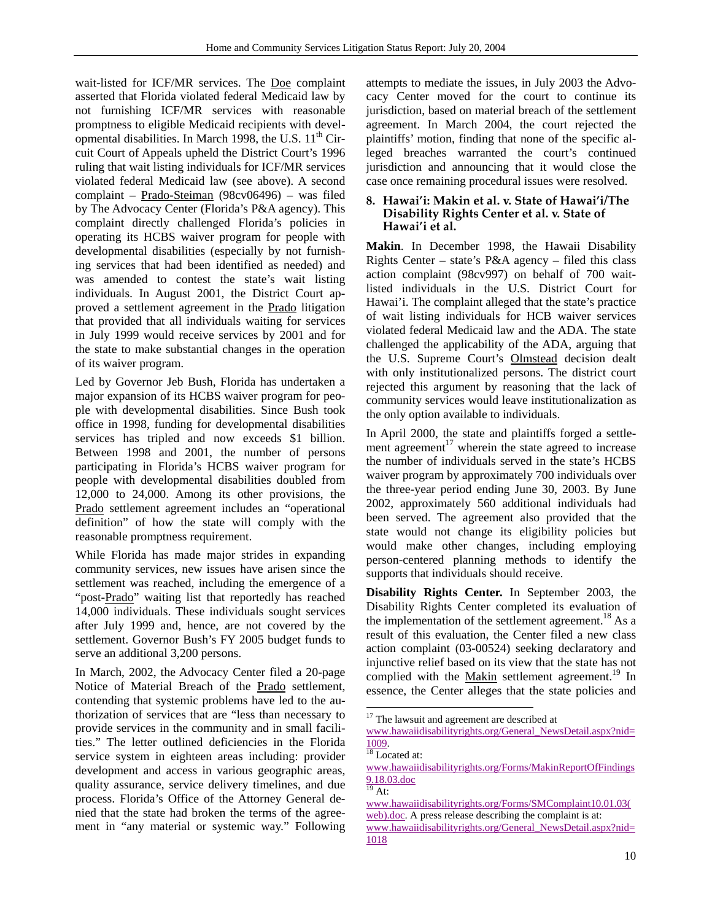wait-listed for ICF/MR services. The Doe complaint asserted that Florida violated federal Medicaid law by not furnishing ICF/MR services with reasonable promptness to eligible Medicaid recipients with developmental disabilities. In March 1998, the U.S. 11th Circuit Court of Appeals upheld the District Court's 1996 ruling that wait listing individuals for ICF/MR services violated federal Medicaid law (see above). A second complaint – Prado-Steiman (98cv06496) – was filed by The Advocacy Center (Florida's P&A agency). This complaint directly challenged Florida's policies in operating its HCBS waiver program for people with developmental disabilities (especially by not furnishing services that had been identified as needed) and was amended to contest the state's wait listing individuals. In August 2001, the District Court approved a settlement agreement in the Prado litigation that provided that all individuals waiting for services in July 1999 would receive services by 2001 and for the state to make substantial changes in the operation of its waiver program.

Led by Governor Jeb Bush, Florida has undertaken a major expansion of its HCBS waiver program for people with developmental disabilities. Since Bush took office in 1998, funding for developmental disabilities services has tripled and now exceeds $1 billion. Between 1998 and 2001, the number of persons participating in Florida's HCBS waiver program for people with developmental disabilities doubled from 12,000 to 24,000. Among its other provisions, the Prado settlement agreement includes an "operational definition" of how the state will comply with the reasonable promptness requirement.

While Florida has made major strides in expanding community services, new issues have arisen since the settlement was reached, including the emergence of a "post-Prado" waiting list that reportedly has reached 14,000 individuals. These individuals sought services after July 1999 and, hence, are not covered by the settlement. Governor Bush's FY 2005 budget funds to serve an additional 3,200 persons.

In March, 2002, the Advocacy Center filed a 20-page Notice of Material Breach of the Prado settlement, contending that systemic problems have led to the authorization of services that are "less than necessary to provide services in the community and in small facilities." The letter outlined deficiencies in the Florida service system in eighteen areas including: provider development and access in various geographic areas, quality assurance, service delivery timelines, and due process. Florida's Office of the Attorney General denied that the state had broken the terms of the agreement in "any material or systemic way." Following attempts to mediate the issues, in July 2003 the Advocacy Center moved for the court to continue its jurisdiction, based on material breach of the settlement agreement. In March 2004, the court rejected the plaintiffs' motion, finding that none of the specific alleged breaches warranted the court's continued jurisdiction and announcing that it would close the case once remaining procedural issues were resolved.

### 8. Hawai'i: Makin et al. v. State of Hawai'i/The Disability Rights Center et al. v. State of Hawai'i et al.

**Makin**. In December 1998, the Hawaii Disability Rights Center – state's P&A agency – filed this class action complaint (98cv997) on behalf of 700 wait-listed individuals in the U.S. District Court for Hawai'i. The complaint alleged that the state's practice of wait listing individuals for HCB waiver services violated federal Medicaid law and the ADA. The state challenged the applicability of the ADA, arguing that the U.S. Supreme Court's Olmstead decision dealt with only institutionalized persons. The district court rejected this argument by reasoning that the lack of community services would leave institutionalization as the only option available to individuals.

In April 2000, the state and plaintiffs forged a settlement agreement[17] wherein the state agreed to increase the number of individuals served in the state's HCBS waiver program by approximately 700 individuals over the three-year period ending June 30, 2003. By June 2002, approximately 560 additional individuals had been served. The agreement also provided that the state would not change its eligibility policies but would make other changes, including employing person-centered planning methods to identify the supports that individuals should receive.

**Disability Rights Center.** In September 2003, the Disability Rights Center completed its evaluation of the implementation of the settlement agreement.[18] As a result of this evaluation, the Center filed a new class action complaint (03-00524) seeking declaratory and injunctive relief based on its view that the state has not complied with the Makin settlement agreement.[19] In essence, the Center alleges that the state policies and

[17] The lawsuit and agreement are described at www.hawaiidisabilityrights.org/General_NewsDetail.aspx?nid=1009.

[18] Located at: www.hawaiidisabilityrights.org/Forms/MakinReportOfFindings9.18.03.doc

[19] At: www.hawaiidisabilityrights.org/Forms/SMComplaint10.01.03(web).doc. A press release describing the complaint is at: www.hawaiidisabilityrights.org/General_NewsDetail.aspx?nid=1018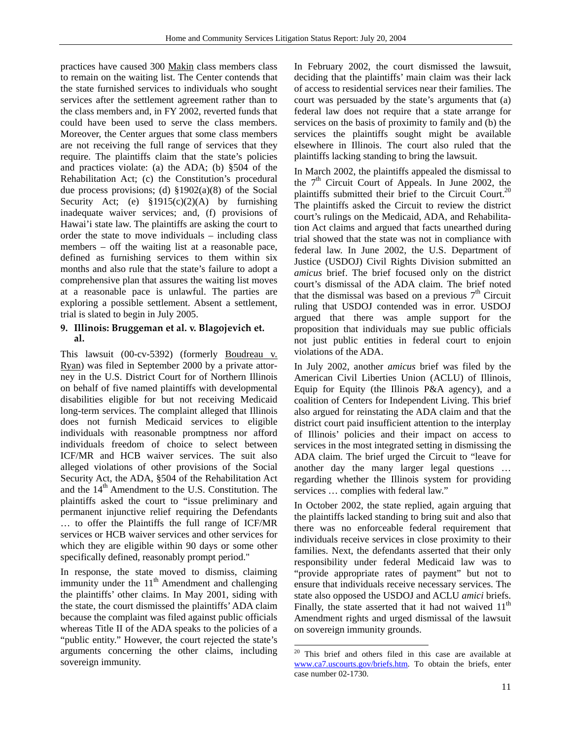practices have caused 300 Makin class members class to remain on the waiting list. The Center contends that the state furnished services to individuals who sought services after the settlement agreement rather than to the class members and, in FY 2002, reverted funds that could have been used to serve the class members. Moreover, the Center argues that some class members are not receiving the full range of services that they require. The plaintiffs claim that the state's policies and practices violate: (a) the ADA; (b) §504 of the Rehabilitation Act; (c) the Constitution's procedural due process provisions; (d) §1902(a)(8) of the Social Security Act; (e) §1915(c)(2)(A) by furnishing inadequate waiver services; and, (f) provisions of Hawai'i state law. The plaintiffs are asking the court to order the state to move individuals – including class members – off the waiting list at a reasonable pace, defined as furnishing services to them within six months and also rule that the state's failure to adopt a comprehensive plan that assures the waiting list moves at a reasonable pace is unlawful. The parties are exploring a possible settlement. Absent a settlement, trial is slated to begin in July 2005.

### 9. Illinois: Bruggeman et al. v. Blagojevich et. al.

This lawsuit (00-cv-5392) (formerly Boudreau v. Ryan) was filed in September 2000 by a private attorney in the U.S. District Court for of Northern Illinois on behalf of five named plaintiffs with developmental disabilities eligible for but not receiving Medicaid long-term services. The complaint alleged that Illinois does not furnish Medicaid services to eligible individuals with reasonable promptness nor afford individuals freedom of choice to select between ICF/MR and HCB waiver services. The suit also alleged violations of other provisions of the Social Security Act, the ADA, §504 of the Rehabilitation Act and the 14th Amendment to the U.S. Constitution. The plaintiffs asked the court to "issue preliminary and permanent injunctive relief requiring the Defendants … to offer the Plaintiffs the full range of ICF/MR services or HCB waiver services and other services for which they are eligible within 90 days or some other specifically defined, reasonably prompt period."

In response, the state moved to dismiss, claiming immunity under the 11th Amendment and challenging the plaintiffs' other claims. In May 2001, siding with the state, the court dismissed the plaintiffs' ADA claim because the complaint was filed against public officials whereas Title II of the ADA speaks to the policies of a "public entity." However, the court rejected the state's arguments concerning the other claims, including sovereign immunity.

In February 2002, the court dismissed the lawsuit, deciding that the plaintiffs' main claim was their lack of access to residential services near their families. The court was persuaded by the state's arguments that (a) federal law does not require that a state arrange for services on the basis of proximity to family and (b) the services the plaintiffs sought might be available elsewhere in Illinois. The court also ruled that the plaintiffs lacking standing to bring the lawsuit.

In March 2002, the plaintiffs appealed the dismissal to the 7th Circuit Court of Appeals. In June 2002, the plaintiffs submitted their brief to the Circuit Court.[20] The plaintiffs asked the Circuit to review the district court's rulings on the Medicaid, ADA, and Rehabilitation Act claims and argued that facts unearthed during trial showed that the state was not in compliance with federal law. In June 2002, the U.S. Department of Justice (USDOJ) Civil Rights Division submitted an *amicus* brief. The brief focused only on the district court's dismissal of the ADA claim. The brief noted that the dismissal was based on a previous 7th Circuit ruling that USDOJ contended was in error. USDOJ argued that there was ample support for the proposition that individuals may sue public officials not just public entities in federal court to enjoin violations of the ADA.

In July 2002, another *amicus* brief was filed by the American Civil Liberties Union (ACLU) of Illinois, Equip for Equity (the Illinois P&A agency), and a coalition of Centers for Independent Living. This brief also argued for reinstating the ADA claim and that the district court paid insufficient attention to the interplay of Illinois' policies and their impact on access to services in the most integrated setting in dismissing the ADA claim. The brief urged the Circuit to "leave for another day the many larger legal questions … regarding whether the Illinois system for providing services … complies with federal law."

In October 2002, the state replied, again arguing that the plaintiffs lacked standing to bring suit and also that there was no enforceable federal requirement that individuals receive services in close proximity to their families. Next, the defendants asserted that their only responsibility under federal Medicaid law was to "provide appropriate rates of payment" but not to ensure that individuals receive necessary services. The state also opposed the USDOJ and ACLU *amici* briefs. Finally, the state asserted that it had not waived 11th Amendment rights and urged dismissal of the lawsuit on sovereign immunity grounds.

[20] This brief and others filed in this case are available at www.ca7.uscourts.gov/briefs.htm. To obtain the briefs, enter case number 02-1730.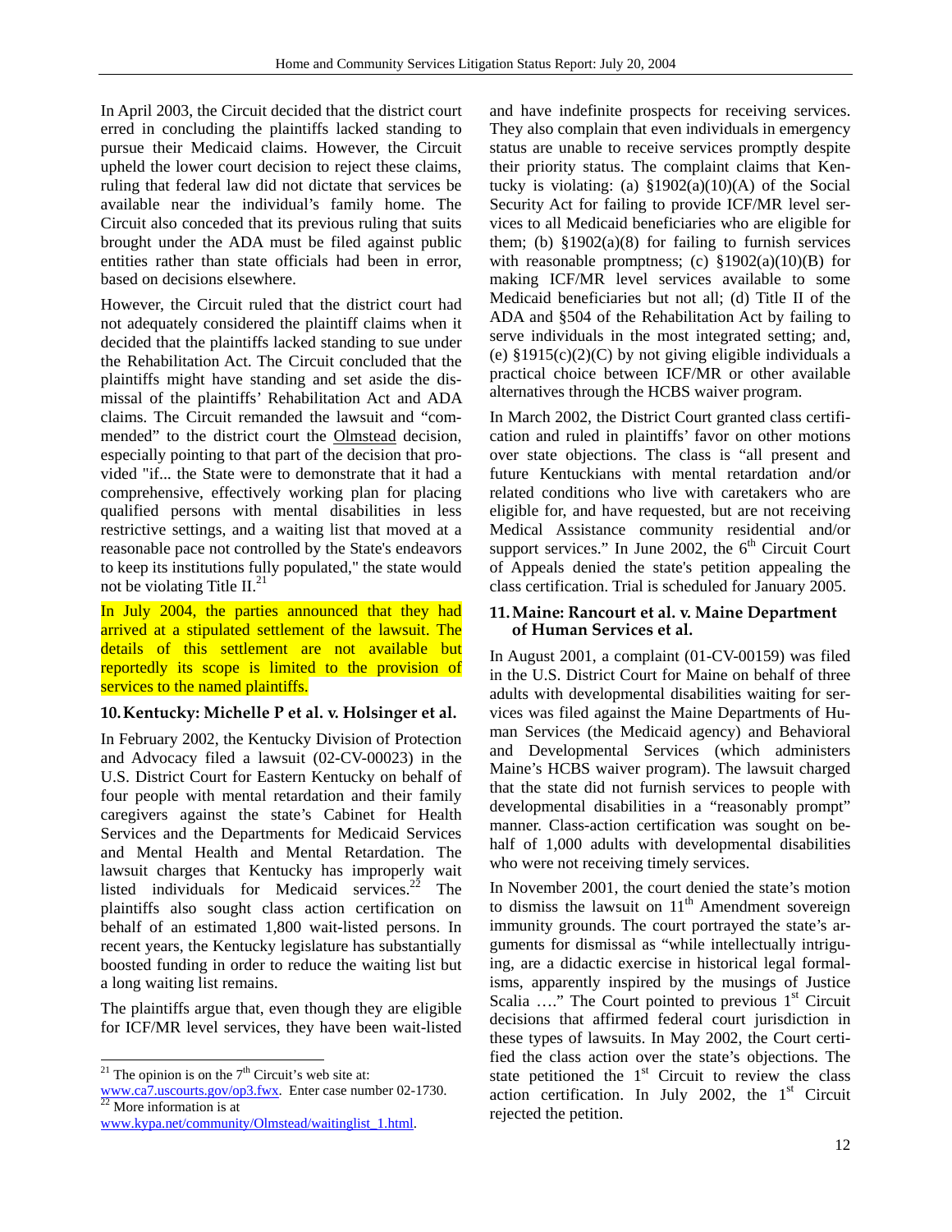In April 2003, the Circuit decided that the district court erred in concluding the plaintiffs lacked standing to pursue their Medicaid claims. However, the Circuit upheld the lower court decision to reject these claims, ruling that federal law did not dictate that services be available near the individual's family home. The Circuit also conceded that its previous ruling that suits brought under the ADA must be filed against public entities rather than state officials had been in error, based on decisions elsewhere.

However, the Circuit ruled that the district court had not adequately considered the plaintiff claims when it decided that the plaintiffs lacked standing to sue under the Rehabilitation Act. The Circuit concluded that the plaintiffs might have standing and set aside the dismissal of the plaintiffs' Rehabilitation Act and ADA claims. The Circuit remanded the lawsuit and "commended" to the district court the Olmstead decision, especially pointing to that part of the decision that provided "if... the State were to demonstrate that it had a comprehensive, effectively working plan for placing qualified persons with mental disabilities in less restrictive settings, and a waiting list that moved at a reasonable pace not controlled by the State's endeavors to keep its institutions fully populated," the state would not be violating Title II.[21]

In July 2004, the parties announced that they had arrived at a stipulated settlement of the lawsuit. The details of this settlement are not available but reportedly its scope is limited to the provision of services to the named plaintiffs.

### 10. Kentucky: Michelle P et al. v. Holsinger et al.

In February 2002, the Kentucky Division of Protection and Advocacy filed a lawsuit (02-CV-00023) in the U.S. District Court for Eastern Kentucky on behalf of four people with mental retardation and their family caregivers against the state's Cabinet for Health Services and the Departments for Medicaid Services and Mental Health and Mental Retardation. The lawsuit charges that Kentucky has improperly wait listed individuals for Medicaid services.[22] The plaintiffs also sought class action certification on behalf of an estimated 1,800 wait-listed persons. In recent years, the Kentucky legislature has substantially boosted funding in order to reduce the waiting list but a long waiting list remains.

The plaintiffs argue that, even though they are eligible for ICF/MR level services, they have been wait-listed and have indefinite prospects for receiving services. They also complain that even individuals in emergency status are unable to receive services promptly despite their priority status. The complaint claims that Kentucky is violating: (a) §1902(a)(10)(A) of the Social Security Act for failing to provide ICF/MR level services to all Medicaid beneficiaries who are eligible for them; (b) §1902(a)(8) for failing to furnish services with reasonable promptness; (c) §1902(a)(10)(B) for making ICF/MR level services available to some Medicaid beneficiaries but not all; (d) Title II of the ADA and §504 of the Rehabilitation Act by failing to serve individuals in the most integrated setting; and, (e) §1915(c)(2)(C) by not giving eligible individuals a practical choice between ICF/MR or other available alternatives through the HCBS waiver program.

In March 2002, the District Court granted class certification and ruled in plaintiffs' favor on other motions over state objections. The class is "all present and future Kentuckians with mental retardation and/or related conditions who live with caretakers who are eligible for, and have requested, but are not receiving Medical Assistance community residential and/or support services." In June 2002, the 6th Circuit Court of Appeals denied the state's petition appealing the class certification. Trial is scheduled for January 2005.

### 11. Maine: Rancourt et al. v. Maine Department of Human Services et al.

In August 2001, a complaint (01-CV-00159) was filed in the U.S. District Court for Maine on behalf of three adults with developmental disabilities waiting for services was filed against the Maine Departments of Human Services (the Medicaid agency) and Behavioral and Developmental Services (which administers Maine's HCBS waiver program). The lawsuit charged that the state did not furnish services to people with developmental disabilities in a "reasonably prompt" manner. Class-action certification was sought on behalf of 1,000 adults with developmental disabilities who were not receiving timely services.

In November 2001, the court denied the state's motion to dismiss the lawsuit on 11th Amendment sovereign immunity grounds. The court portrayed the state's arguments for dismissal as "while intellectually intriguing, are a didactic exercise in historical legal formalisms, apparently inspired by the musings of Justice Scalia …." The Court pointed to previous 1st Circuit decisions that affirmed federal court jurisdiction in these types of lawsuits. In May 2002, the Court certified the class action over the state's objections. The state petitioned the 1st Circuit to review the class action certification. In July 2002, the 1st Circuit rejected the petition.

---

[21] The opinion is on the 7th Circuit's web site at: www.ca7.uscourts.gov/op3.fwx. Enter case number 02-1730.

[22] More information is at www.kypa.net/community/Olmstead/waitinglist_1.html.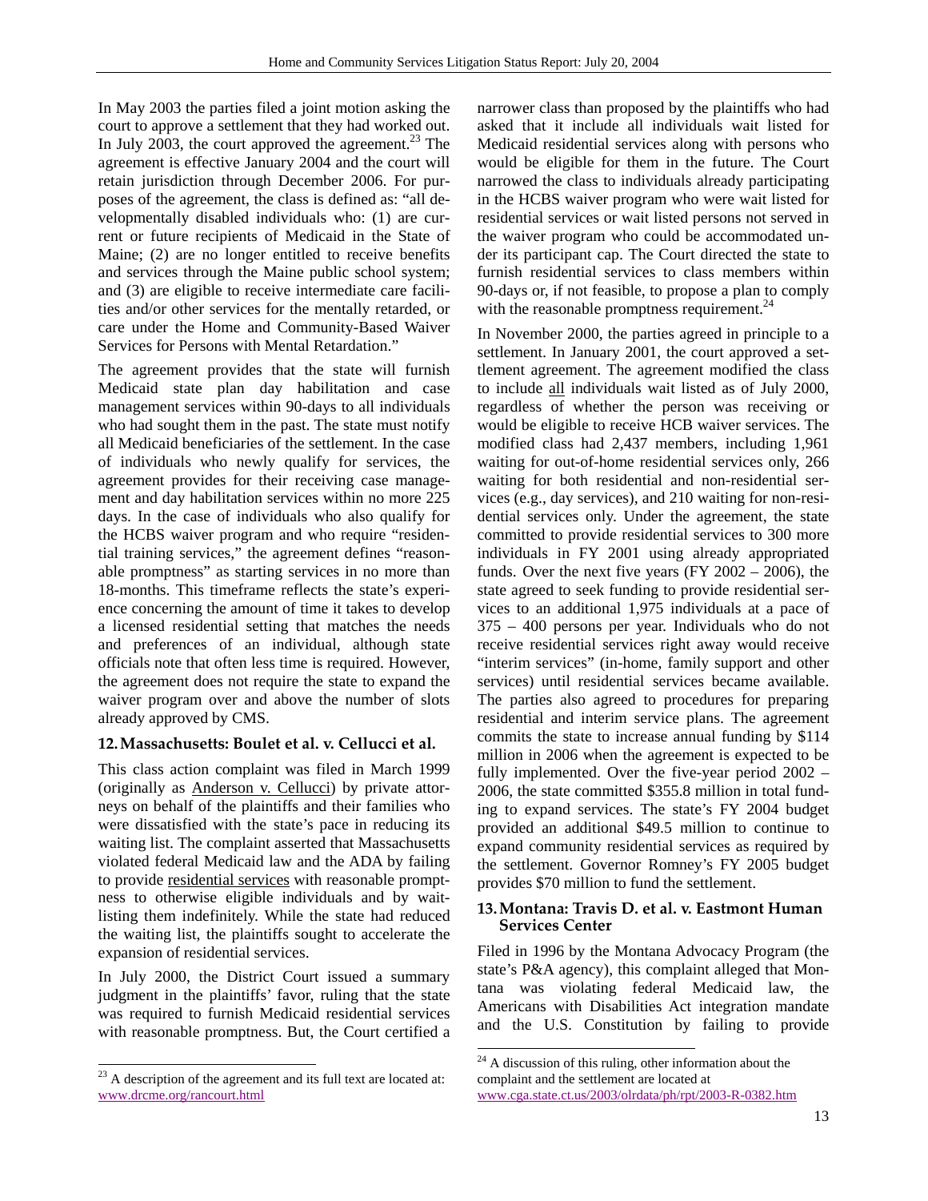In May 2003 the parties filed a joint motion asking the court to approve a settlement that they had worked out. In July 2003, the court approved the agreement.[23] The agreement is effective January 2004 and the court will retain jurisdiction through December 2006. For purposes of the agreement, the class is defined as: "all developmentally disabled individuals who: (1) are current or future recipients of Medicaid in the State of Maine; (2) are no longer entitled to receive benefits and services through the Maine public school system; and (3) are eligible to receive intermediate care facilities and/or other services for the mentally retarded, or care under the Home and Community-Based Waiver Services for Persons with Mental Retardation."

The agreement provides that the state will furnish Medicaid state plan day habilitation and case management services within 90-days to all individuals who had sought them in the past. The state must notify all Medicaid beneficiaries of the settlement. In the case of individuals who newly qualify for services, the agreement provides for their receiving case management and day habilitation services within no more 225 days. In the case of individuals who also qualify for the HCBS waiver program and who require "residential training services," the agreement defines "reasonable promptness" as starting services in no more than 18-months. This timeframe reflects the state's experience concerning the amount of time it takes to develop a licensed residential setting that matches the needs and preferences of an individual, although state officials note that often less time is required. However, the agreement does not require the state to expand the waiver program over and above the number of slots already approved by CMS.

### 12. Massachusetts: Boulet et al. v. Cellucci et al.

This class action complaint was filed in March 1999 (originally as Anderson v. Cellucci) by private attorneys on behalf of the plaintiffs and their families who were dissatisfied with the state's pace in reducing its waiting list. The complaint asserted that Massachusetts violated federal Medicaid law and the ADA by failing to provide residential services with reasonable promptness to otherwise eligible individuals and by wait-listing them indefinitely. While the state had reduced the waiting list, the plaintiffs sought to accelerate the expansion of residential services.

In July 2000, the District Court issued a summary judgment in the plaintiffs' favor, ruling that the state was required to furnish Medicaid residential services with reasonable promptness. But, the Court certified a narrower class than proposed by the plaintiffs who had asked that it include all individuals wait listed for Medicaid residential services along with persons who would be eligible for them in the future. The Court narrowed the class to individuals already participating in the HCBS waiver program who were wait listed for residential services or wait listed persons not served in the waiver program who could be accommodated under its participant cap. The Court directed the state to furnish residential services to class members within 90-days or, if not feasible, to propose a plan to comply with the reasonable promptness requirement.[24]

In November 2000, the parties agreed in principle to a settlement. In January 2001, the court approved a settlement agreement. The agreement modified the class to include all individuals wait listed as of July 2000, regardless of whether the person was receiving or would be eligible to receive HCB waiver services. The modified class had 2,437 members, including 1,961 waiting for out-of-home residential services only, 266 waiting for both residential and non-residential services (e.g., day services), and 210 waiting for non-residential services only. Under the agreement, the state committed to provide residential services to 300 more individuals in FY 2001 using already appropriated funds. Over the next five years (FY 2002 – 2006), the state agreed to seek funding to provide residential services to an additional 1,975 individuals at a pace of 375 – 400 persons per year. Individuals who do not receive residential services right away would receive "interim services" (in-home, family support and other services) until residential services became available. The parties also agreed to procedures for preparing residential and interim service plans. The agreement commits the state to increase annual funding by $114 million in 2006 when the agreement is expected to be fully implemented. Over the five-year period 2002 – 2006, the state committed $355.8 million in total funding to expand services. The state's FY 2004 budget provided an additional $49.5 million to continue to expand community residential services as required by the settlement. Governor Romney's FY 2005 budget provides $70 million to fund the settlement.

### 13. Montana: Travis D. et al. v. Eastmont Human Services Center

Filed in 1996 by the Montana Advocacy Program (the state's P&A agency), this complaint alleged that Montana was violating federal Medicaid law, the Americans with Disabilities Act integration mandate and the U.S. Constitution by failing to provide

---

[23] A description of the agreement and its full text are located at: www.drcme.org/rancourt.html

[24] A discussion of this ruling, other information about the complaint and the settlement are located at www.cga.state.ct.us/2003/olrdata/ph/rpt/2003-R-0382.htm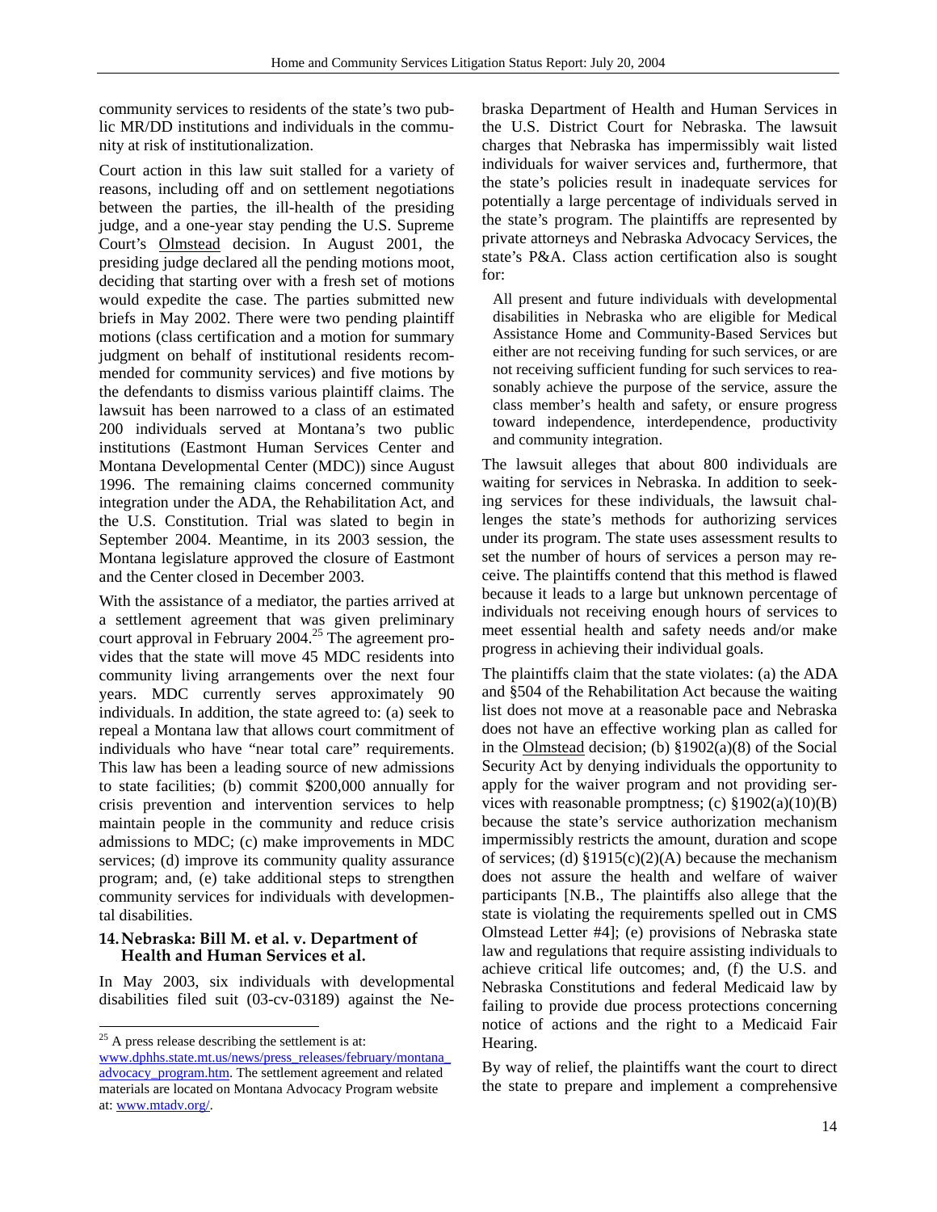community services to residents of the state's two public MR/DD institutions and individuals in the community at risk of institutionalization.

Court action in this law suit stalled for a variety of reasons, including off and on settlement negotiations between the parties, the ill-health of the presiding judge, and a one-year stay pending the U.S. Supreme Court's Olmstead decision. In August 2001, the presiding judge declared all the pending motions moot, deciding that starting over with a fresh set of motions would expedite the case. The parties submitted new briefs in May 2002. There were two pending plaintiff motions (class certification and a motion for summary judgment on behalf of institutional residents recommended for community services) and five motions by the defendants to dismiss various plaintiff claims. The lawsuit has been narrowed to a class of an estimated 200 individuals served at Montana's two public institutions (Eastmont Human Services Center and Montana Developmental Center (MDC)) since August 1996. The remaining claims concerned community integration under the ADA, the Rehabilitation Act, and the U.S. Constitution. Trial was slated to begin in September 2004. Meantime, in its 2003 session, the Montana legislature approved the closure of Eastmont and the Center closed in December 2003.

With the assistance of a mediator, the parties arrived at a settlement agreement that was given preliminary court approval in February 2004.[25] The agreement provides that the state will move 45 MDC residents into community living arrangements over the next four years. MDC currently serves approximately 90 individuals. In addition, the state agreed to: (a) seek to repeal a Montana law that allows court commitment of individuals who have "near total care" requirements. This law has been a leading source of new admissions to state facilities; (b) commit $200,000 annually for crisis prevention and intervention services to help maintain people in the community and reduce crisis admissions to MDC; (c) make improvements in MDC services; (d) improve its community quality assurance program; and, (e) take additional steps to strengthen community services for individuals with developmental disabilities.

### 14. Nebraska: Bill M. et al. v. Department of Health and Human Services et al.

In May 2003, six individuals with developmental disabilities filed suit (03-cv-03189) against the Nebraska Department of Health and Human Services in the U.S. District Court for Nebraska. The lawsuit charges that Nebraska has impermissibly wait listed individuals for waiver services and, furthermore, that the state's policies result in inadequate services for potentially a large percentage of individuals served in the state's program. The plaintiffs are represented by private attorneys and Nebraska Advocacy Services, the state's P&A. Class action certification also is sought for:

> All present and future individuals with developmental disabilities in Nebraska who are eligible for Medical Assistance Home and Community-Based Services but either are not receiving funding for such services, or are not receiving sufficient funding for such services to reasonably achieve the purpose of the service, assure the class member's health and safety, or ensure progress toward independence, interdependence, productivity and community integration.

The lawsuit alleges that about 800 individuals are waiting for services in Nebraska. In addition to seeking services for these individuals, the lawsuit challenges the state's methods for authorizing services under its program. The state uses assessment results to set the number of hours of services a person may receive. The plaintiffs contend that this method is flawed because it leads to a large but unknown percentage of individuals not receiving enough hours of services to meet essential health and safety needs and/or make progress in achieving their individual goals.

The plaintiffs claim that the state violates: (a) the ADA and §504 of the Rehabilitation Act because the waiting list does not move at a reasonable pace and Nebraska does not have an effective working plan as called for in the Olmstead decision; (b) §1902(a)(8) of the Social Security Act by denying individuals the opportunity to apply for the waiver program and not providing services with reasonable promptness; (c) §1902(a)(10)(B) because the state's service authorization mechanism impermissibly restricts the amount, duration and scope of services; (d) §1915(c)(2)(A) because the mechanism does not assure the health and welfare of waiver participants [N.B., The plaintiffs also allege that the state is violating the requirements spelled out in CMS Olmstead Letter #4]; (e) provisions of Nebraska state law and regulations that require assisting individuals to achieve critical life outcomes; and, (f) the U.S. and Nebraska Constitutions and federal Medicaid law by failing to provide due process protections concerning notice of actions and the right to a Medicaid Fair Hearing.

By way of relief, the plaintiffs want the court to direct the state to prepare and implement a comprehensive

---

[25] A press release describing the settlement is at: www.dphhs.state.mt.us/news/press_releases/february/montana_advocacy_program.htm. The settlement agreement and related materials are located on Montana Advocacy Program website at: www.mtadv.org/.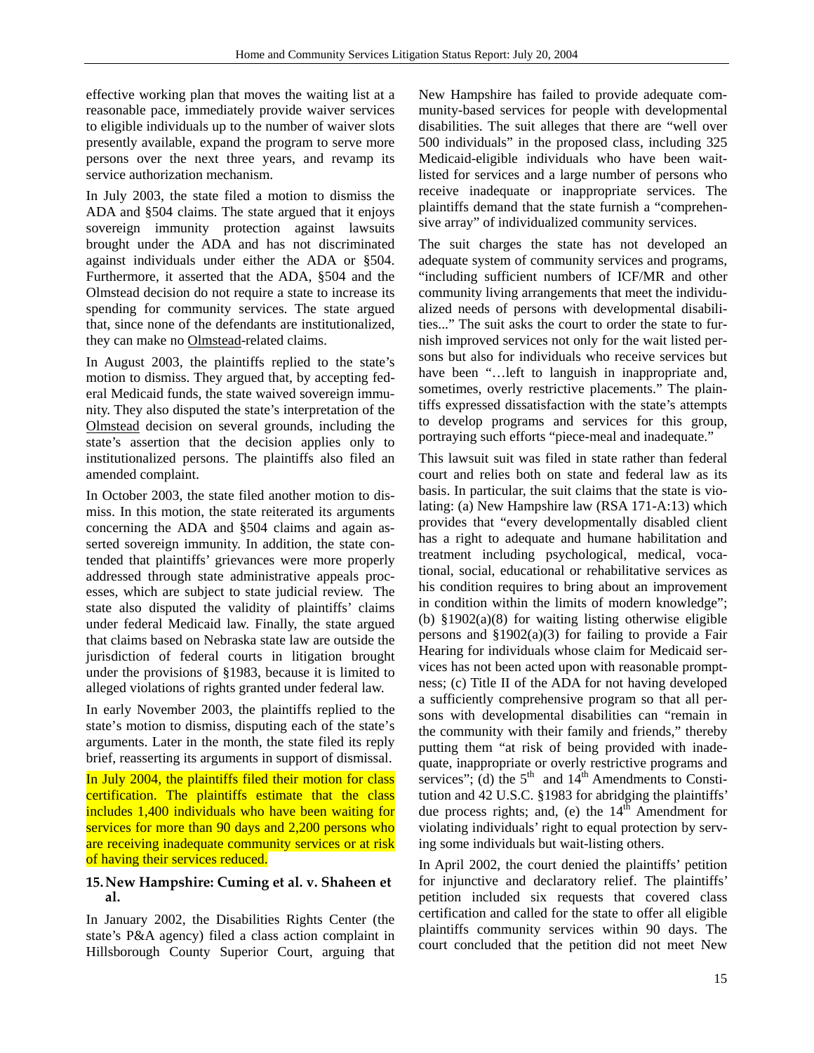effective working plan that moves the waiting list at a reasonable pace, immediately provide waiver services to eligible individuals up to the number of waiver slots presently available, expand the program to serve more persons over the next three years, and revamp its service authorization mechanism.

In July 2003, the state filed a motion to dismiss the ADA and §504 claims. The state argued that it enjoys sovereign immunity protection against lawsuits brought under the ADA and has not discriminated against individuals under either the ADA or §504. Furthermore, it asserted that the ADA, §504 and the Olmstead decision do not require a state to increase its spending for community services. The state argued that, since none of the defendants are institutionalized, they can make no Olmstead-related claims.

In August 2003, the plaintiffs replied to the state's motion to dismiss. They argued that, by accepting federal Medicaid funds, the state waived sovereign immunity. They also disputed the state's interpretation of the Olmstead decision on several grounds, including the state's assertion that the decision applies only to institutionalized persons. The plaintiffs also filed an amended complaint.

In October 2003, the state filed another motion to dismiss. In this motion, the state reiterated its arguments concerning the ADA and §504 claims and again asserted sovereign immunity. In addition, the state contended that plaintiffs' grievances were more properly addressed through state administrative appeals processes, which are subject to state judicial review. The state also disputed the validity of plaintiffs' claims under federal Medicaid law. Finally, the state argued that claims based on Nebraska state law are outside the jurisdiction of federal courts in litigation brought under the provisions of §1983, because it is limited to alleged violations of rights granted under federal law.

In early November 2003, the plaintiffs replied to the state's motion to dismiss, disputing each of the state's arguments. Later in the month, the state filed its reply brief, reasserting its arguments in support of dismissal.

In July 2004, the plaintiffs filed their motion for class certification. The plaintiffs estimate that the class includes 1,400 individuals who have been waiting for services for more than 90 days and 2,200 persons who are receiving inadequate community services or at risk of having their services reduced.

### 15. New Hampshire: Cuming et al. v. Shaheen et al.

In January 2002, the Disabilities Rights Center (the state's P&A agency) filed a class action complaint in Hillsborough County Superior Court, arguing that New Hampshire has failed to provide adequate community-based services for people with developmental disabilities. The suit alleges that there are "well over 500 individuals" in the proposed class, including 325 Medicaid-eligible individuals who have been wait-listed for services and a large number of persons who receive inadequate or inappropriate services. The plaintiffs demand that the state furnish a "comprehensive array" of individualized community services.

The suit charges the state has not developed an adequate system of community services and programs, "including sufficient numbers of ICF/MR and other community living arrangements that meet the individualized needs of persons with developmental disabilities..." The suit asks the court to order the state to furnish improved services not only for the wait listed persons but also for individuals who receive services but have been "…left to languish in inappropriate and, sometimes, overly restrictive placements." The plaintiffs expressed dissatisfaction with the state's attempts to develop programs and services for this group, portraying such efforts "piece-meal and inadequate."

This lawsuit suit was filed in state rather than federal court and relies both on state and federal law as its basis. In particular, the suit claims that the state is violating: (a) New Hampshire law (RSA 171-A:13) which provides that "every developmentally disabled client has a right to adequate and humane habilitation and treatment including psychological, medical, vocational, social, educational or rehabilitative services as his condition requires to bring about an improvement in condition within the limits of modern knowledge"; (b) §1902(a)(8) for waiting listing otherwise eligible persons and §1902(a)(3) for failing to provide a Fair Hearing for individuals whose claim for Medicaid services has not been acted upon with reasonable promptness; (c) Title II of the ADA for not having developed a sufficiently comprehensive program so that all persons with developmental disabilities can "remain in the community with their family and friends," thereby putting them "at risk of being provided with inadequate, inappropriate or overly restrictive programs and services"; (d) the 5th and 14th Amendments to Constitution and 42 U.S.C. §1983 for abridging the plaintiffs' due process rights; and, (e) the 14th Amendment for violating individuals' right to equal protection by serving some individuals but wait-listing others.

In April 2002, the court denied the plaintiffs' petition for injunctive and declaratory relief. The plaintiffs' petition included six requests that covered class certification and called for the state to offer all eligible plaintiffs community services within 90 days. The court concluded that the petition did not meet New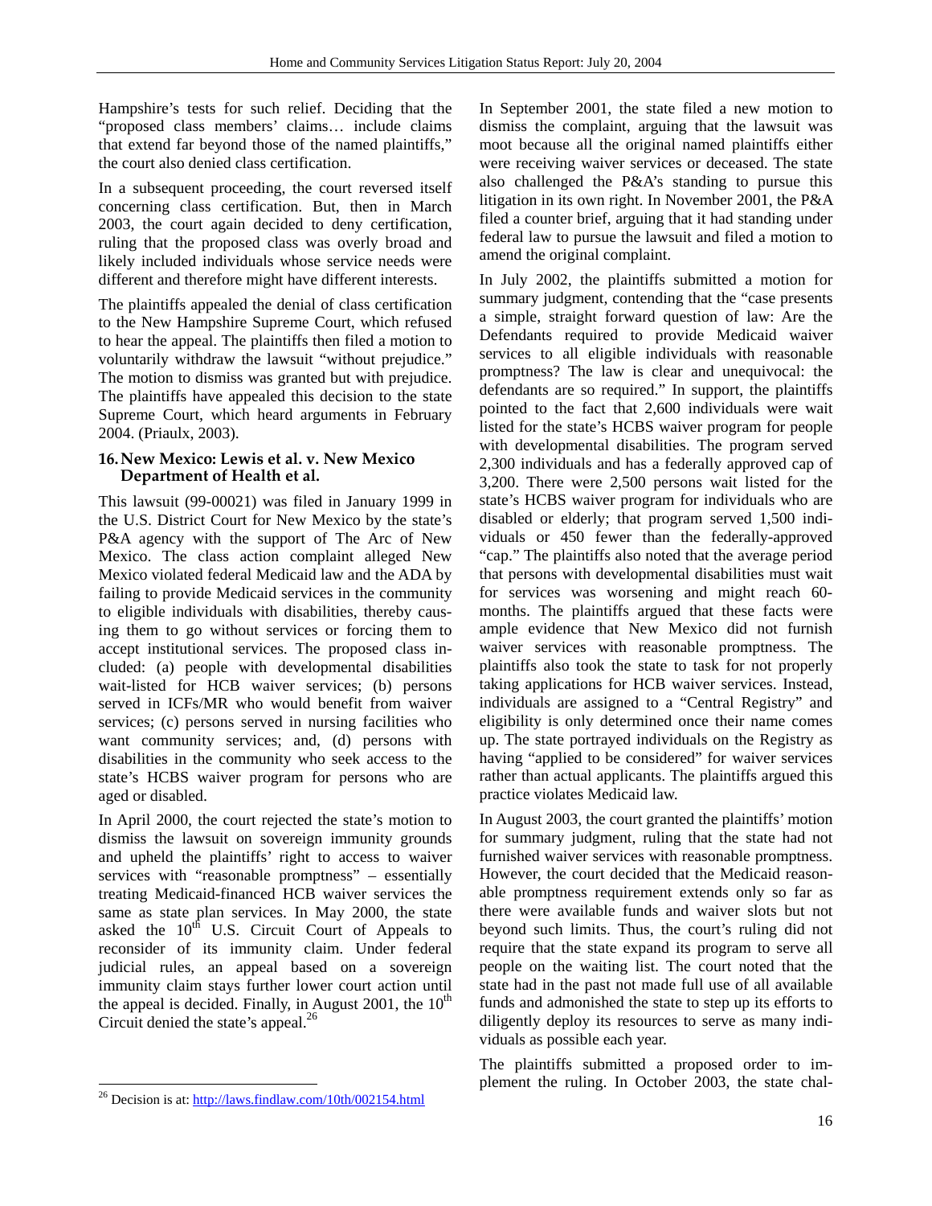Hampshire's tests for such relief. Deciding that the "proposed class members' claims… include claims that extend far beyond those of the named plaintiffs," the court also denied class certification.

In a subsequent proceeding, the court reversed itself concerning class certification. But, then in March 2003, the court again decided to deny certification, ruling that the proposed class was overly broad and likely included individuals whose service needs were different and therefore might have different interests.

The plaintiffs appealed the denial of class certification to the New Hampshire Supreme Court, which refused to hear the appeal. The plaintiffs then filed a motion to voluntarily withdraw the lawsuit "without prejudice." The motion to dismiss was granted but with prejudice. The plaintiffs have appealed this decision to the state Supreme Court, which heard arguments in February 2004. (Priaulx, 2003).

### 16. New Mexico: Lewis et al. v. New Mexico Department of Health et al.

This lawsuit (99-00021) was filed in January 1999 in the U.S. District Court for New Mexico by the state's P&A agency with the support of The Arc of New Mexico. The class action complaint alleged New Mexico violated federal Medicaid law and the ADA by failing to provide Medicaid services in the community to eligible individuals with disabilities, thereby causing them to go without services or forcing them to accept institutional services. The proposed class included: (a) people with developmental disabilities wait-listed for HCB waiver services; (b) persons served in ICFs/MR who would benefit from waiver services; (c) persons served in nursing facilities who want community services; and, (d) persons with disabilities in the community who seek access to the state's HCBS waiver program for persons who are aged or disabled.

In April 2000, the court rejected the state's motion to dismiss the lawsuit on sovereign immunity grounds and upheld the plaintiffs' right to access to waiver services with "reasonable promptness" – essentially treating Medicaid-financed HCB waiver services the same as state plan services. In May 2000, the state asked the 10th U.S. Circuit Court of Appeals to reconsider of its immunity claim. Under federal judicial rules, an appeal based on a sovereign immunity claim stays further lower court action until the appeal is decided. Finally, in August 2001, the 10th Circuit denied the state's appeal.[26]

In September 2001, the state filed a new motion to dismiss the complaint, arguing that the lawsuit was moot because all the original named plaintiffs either were receiving waiver services or deceased. The state also challenged the P&A's standing to pursue this litigation in its own right. In November 2001, the P&A filed a counter brief, arguing that it had standing under federal law to pursue the lawsuit and filed a motion to amend the original complaint.

In July 2002, the plaintiffs submitted a motion for summary judgment, contending that the "case presents a simple, straight forward question of law: Are the Defendants required to provide Medicaid waiver services to all eligible individuals with reasonable promptness? The law is clear and unequivocal: the defendants are so required." In support, the plaintiffs pointed to the fact that 2,600 individuals were wait listed for the state's HCBS waiver program for people with developmental disabilities. The program served 2,300 individuals and has a federally approved cap of 3,200. There were 2,500 persons wait listed for the state's HCBS waiver program for individuals who are disabled or elderly; that program served 1,500 individuals or 450 fewer than the federally-approved "cap." The plaintiffs also noted that the average period that persons with developmental disabilities must wait for services was worsening and might reach 60-months. The plaintiffs argued that these facts were ample evidence that New Mexico did not furnish waiver services with reasonable promptness. The plaintiffs also took the state to task for not properly taking applications for HCB waiver services. Instead, individuals are assigned to a "Central Registry" and eligibility is only determined once their name comes up. The state portrayed individuals on the Registry as having "applied to be considered" for waiver services rather than actual applicants. The plaintiffs argued this practice violates Medicaid law.

In August 2003, the court granted the plaintiffs' motion for summary judgment, ruling that the state had not furnished waiver services with reasonable promptness. However, the court decided that the Medicaid reasonable promptness requirement extends only so far as there were available funds and waiver slots but not beyond such limits. Thus, the court's ruling did not require that the state expand its program to serve all people on the waiting list. The court noted that the state had in the past not made full use of all available funds and admonished the state to step up its efforts to diligently deploy its resources to serve as many individuals as possible each year.

The plaintiffs submitted a proposed order to implement the ruling. In October 2003, the state chal-

[26] Decision is at: http://laws.findlaw.com/10th/002154.html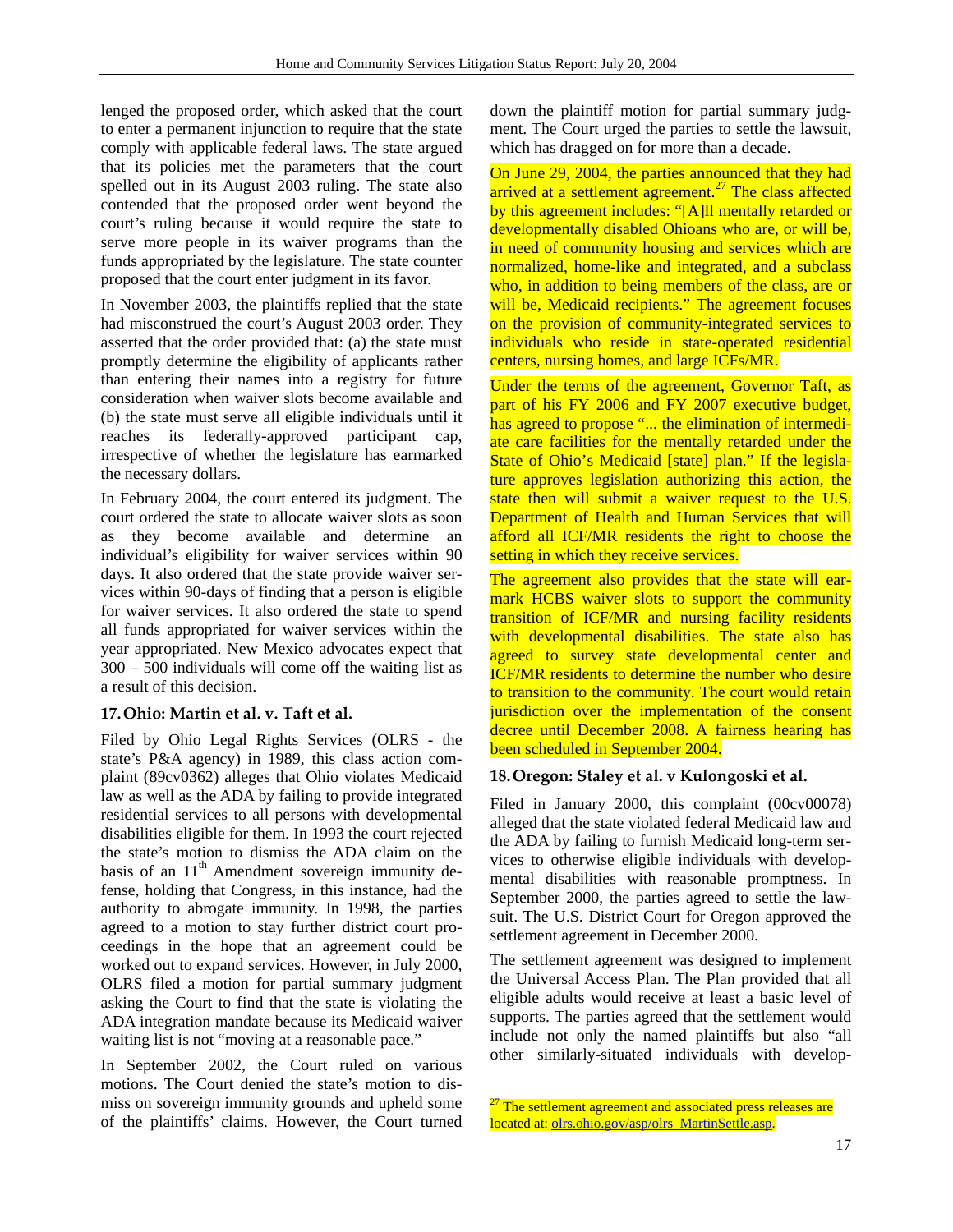lenged the proposed order, which asked that the court to enter a permanent injunction to require that the state comply with applicable federal laws. The state argued that its policies met the parameters that the court spelled out in its August 2003 ruling. The state also contended that the proposed order went beyond the court's ruling because it would require the state to serve more people in its waiver programs than the funds appropriated by the legislature. The state counter proposed that the court enter judgment in its favor.

In November 2003, the plaintiffs replied that the state had misconstrued the court's August 2003 order. They asserted that the order provided that: (a) the state must promptly determine the eligibility of applicants rather than entering their names into a registry for future consideration when waiver slots become available and (b) the state must serve all eligible individuals until it reaches its federally-approved participant cap, irrespective of whether the legislature has earmarked the necessary dollars.

In February 2004, the court entered its judgment. The court ordered the state to allocate waiver slots as soon as they become available and determine an individual's eligibility for waiver services within 90 days. It also ordered that the state provide waiver services within 90-days of finding that a person is eligible for waiver services. It also ordered the state to spend all funds appropriated for waiver services within the year appropriated. New Mexico advocates expect that 300 – 500 individuals will come off the waiting list as a result of this decision.

### 17. Ohio: Martin et al. v. Taft et al.

Filed by Ohio Legal Rights Services (OLRS - the state's P&A agency) in 1989, this class action complaint (89cv0362) alleges that Ohio violates Medicaid law as well as the ADA by failing to provide integrated residential services to all persons with developmental disabilities eligible for them. In 1993 the court rejected the state's motion to dismiss the ADA claim on the basis of an 11th Amendment sovereign immunity defense, holding that Congress, in this instance, had the authority to abrogate immunity. In 1998, the parties agreed to a motion to stay further district court proceedings in the hope that an agreement could be worked out to expand services. However, in July 2000, OLRS filed a motion for partial summary judgment asking the Court to find that the state is violating the ADA integration mandate because its Medicaid waiver waiting list is not "moving at a reasonable pace."

In September 2002, the Court ruled on various motions. The Court denied the state's motion to dismiss on sovereign immunity grounds and upheld some of the plaintiffs' claims. However, the Court turned down the plaintiff motion for partial summary judgment. The Court urged the parties to settle the lawsuit, which has dragged on for more than a decade.

On June 29, 2004, the parties announced that they had arrived at a settlement agreement.[27] The class affected by this agreement includes: "[A]ll mentally retarded or developmentally disabled Ohioans who are, or will be, in need of community housing and services which are normalized, home-like and integrated, and a subclass who, in addition to being members of the class, are or will be, Medicaid recipients." The agreement focuses on the provision of community-integrated services to individuals who reside in state-operated residential centers, nursing homes, and large ICFs/MR.

Under the terms of the agreement, Governor Taft, as part of his FY 2006 and FY 2007 executive budget, has agreed to propose "... the elimination of intermediate care facilities for the mentally retarded under the State of Ohio's Medicaid [state] plan." If the legislature approves legislation authorizing this action, the state then will submit a waiver request to the U.S. Department of Health and Human Services that will afford all ICF/MR residents the right to choose the setting in which they receive services.

The agreement also provides that the state will earmark HCBS waiver slots to support the community transition of ICF/MR and nursing facility residents with developmental disabilities. The state also has agreed to survey state developmental center and ICF/MR residents to determine the number who desire to transition to the community. The court would retain jurisdiction over the implementation of the consent decree until December 2008. A fairness hearing has been scheduled in September 2004.

### 18. Oregon: Staley et al. v Kulongoski et al.

Filed in January 2000, this complaint (00cv00078) alleged that the state violated federal Medicaid law and the ADA by failing to furnish Medicaid long-term services to otherwise eligible individuals with developmental disabilities with reasonable promptness. In September 2000, the parties agreed to settle the lawsuit. The U.S. District Court for Oregon approved the settlement agreement in December 2000.

The settlement agreement was designed to implement the Universal Access Plan. The Plan provided that all eligible adults would receive at least a basic level of supports. The parties agreed that the settlement would include not only the named plaintiffs but also "all other similarly-situated individuals with develop-

[27] The settlement agreement and associated press releases are located at: olrs.ohio.gov/asp/olrs_MartinSettle.asp.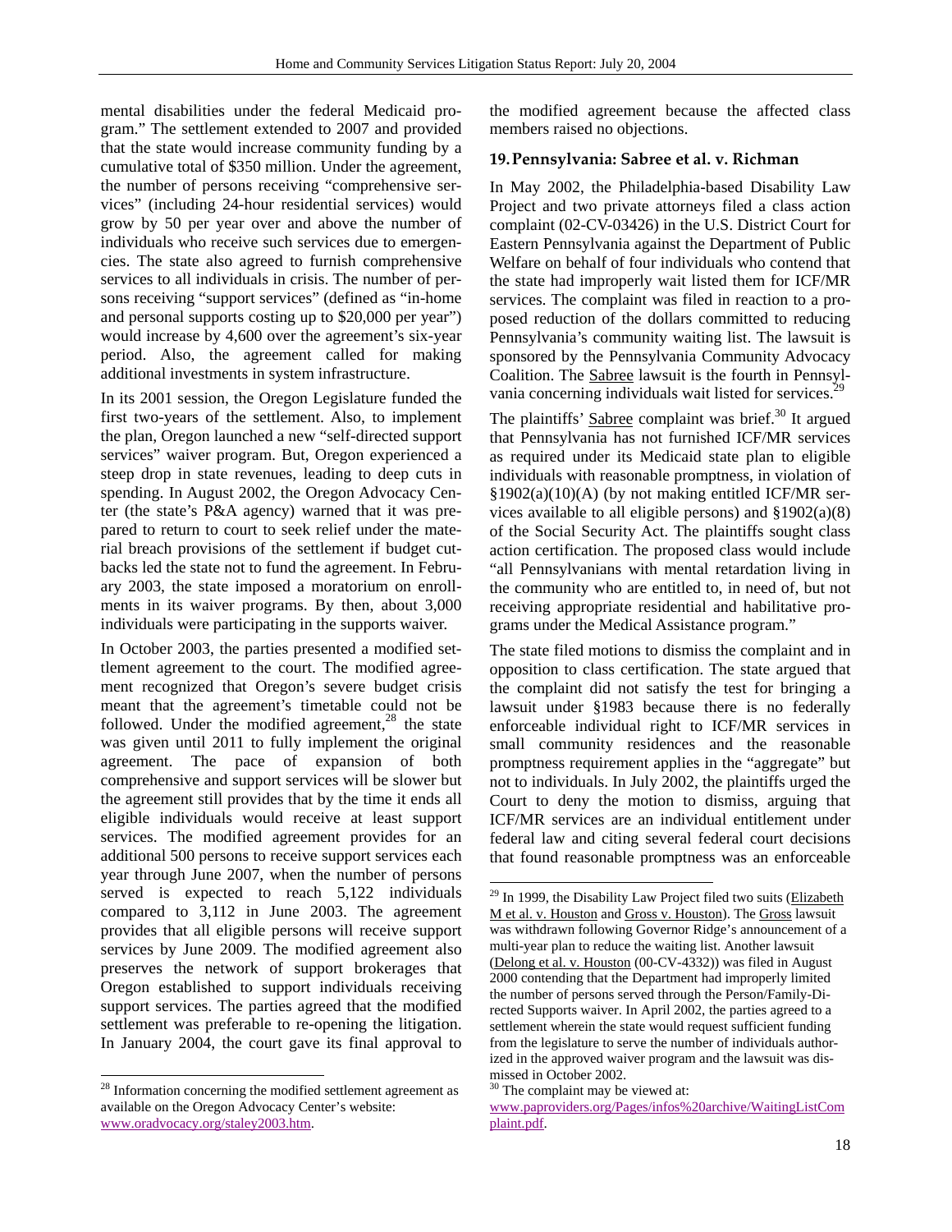mental disabilities under the federal Medicaid program." The settlement extended to 2007 and provided that the state would increase community funding by a cumulative total of $350 million. Under the agreement, the number of persons receiving "comprehensive services" (including 24-hour residential services) would grow by 50 per year over and above the number of individuals who receive such services due to emergencies. The state also agreed to furnish comprehensive services to all individuals in crisis. The number of persons receiving "support services" (defined as "in-home and personal supports costing up to $20,000 per year") would increase by 4,600 over the agreement's six-year period. Also, the agreement called for making additional investments in system infrastructure.

In its 2001 session, the Oregon Legislature funded the first two-years of the settlement. Also, to implement the plan, Oregon launched a new "self-directed support services" waiver program. But, Oregon experienced a steep drop in state revenues, leading to deep cuts in spending. In August 2002, the Oregon Advocacy Center (the state's P&A agency) warned that it was prepared to return to court to seek relief under the material breach provisions of the settlement if budget cutbacks led the state not to fund the agreement. In February 2003, the state imposed a moratorium on enrollments in its waiver programs. By then, about 3,000 individuals were participating in the supports waiver.

In October 2003, the parties presented a modified settlement agreement to the court. The modified agreement recognized that Oregon's severe budget crisis meant that the agreement's timetable could not be followed. Under the modified agreement,[28] the state was given until 2011 to fully implement the original agreement. The pace of expansion of both comprehensive and support services will be slower but the agreement still provides that by the time it ends all eligible individuals would receive at least support services. The modified agreement provides for an additional 500 persons to receive support services each year through June 2007, when the number of persons served is expected to reach 5,122 individuals compared to 3,112 in June 2003. The agreement provides that all eligible persons will receive support services by June 2009. The modified agreement also preserves the network of support brokerages that Oregon established to support individuals receiving support services. The parties agreed that the modified settlement was preferable to re-opening the litigation. In January 2004, the court gave its final approval to the modified agreement because the affected class members raised no objections.

### 19. Pennsylvania: Sabree et al. v. Richman

In May 2002, the Philadelphia-based Disability Law Project and two private attorneys filed a class action complaint (02-CV-03426) in the U.S. District Court for Eastern Pennsylvania against the Department of Public Welfare on behalf of four individuals who contend that the state had improperly wait listed them for ICF/MR services. The complaint was filed in reaction to a proposed reduction of the dollars committed to reducing Pennsylvania's community waiting list. The lawsuit is sponsored by the Pennsylvania Community Advocacy Coalition. The Sabree lawsuit is the fourth in Pennsylvania concerning individuals wait listed for services.[29]

The plaintiffs' Sabree complaint was brief.[30] It argued that Pennsylvania has not furnished ICF/MR services as required under its Medicaid state plan to eligible individuals with reasonable promptness, in violation of §1902(a)(10)(A) (by not making entitled ICF/MR services available to all eligible persons) and §1902(a)(8) of the Social Security Act. The plaintiffs sought class action certification. The proposed class would include "all Pennsylvanians with mental retardation living in the community who are entitled to, in need of, but not receiving appropriate residential and habilitative programs under the Medical Assistance program."

The state filed motions to dismiss the complaint and in opposition to class certification. The state argued that the complaint did not satisfy the test for bringing a lawsuit under §1983 because there is no federally enforceable individual right to ICF/MR services in small community residences and the reasonable promptness requirement applies in the "aggregate" but not to individuals. In July 2002, the plaintiffs urged the Court to deny the motion to dismiss, arguing that ICF/MR services are an individual entitlement under federal law and citing several federal court decisions that found reasonable promptness was an enforceable

---

[28] Information concerning the modified settlement agreement as available on the Oregon Advocacy Center's website: www.oradvocacy.org/staley2003.htm.

[29] In 1999, the Disability Law Project filed two suits (Elizabeth M et al. v. Houston and Gross v. Houston). The Gross lawsuit was withdrawn following Governor Ridge's announcement of a multi-year plan to reduce the waiting list. Another lawsuit (Delong et al. v. Houston (00-CV-4332)) was filed in August 2000 contending that the Department had improperly limited the number of persons served through the Person/Family-Directed Supports waiver. In April 2002, the parties agreed to a settlement wherein the state would request sufficient funding from the legislature to serve the number of individuals authorized in the approved waiver program and the lawsuit was dismissed in October 2002.

[30] The complaint may be viewed at: www.paproviders.org/Pages/infos%20archive/WaitingListComplaint.pdf.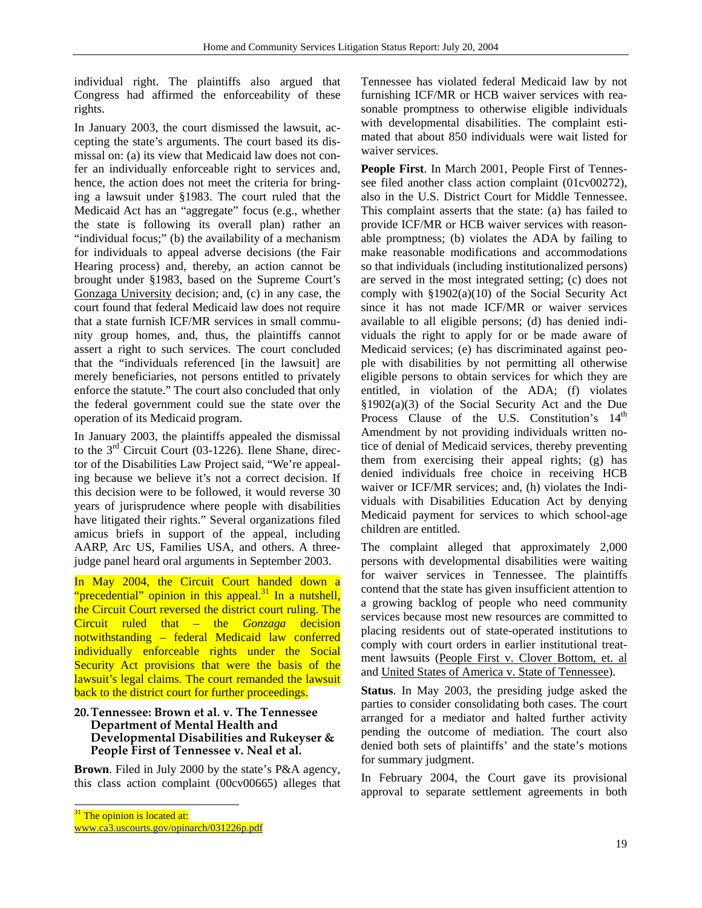individual right. The plaintiffs also argued that Congress had affirmed the enforceability of these rights.

In January 2003, the court dismissed the lawsuit, accepting the state's arguments. The court based its dismissal on: (a) its view that Medicaid law does not confer an individually enforceable right to services and, hence, the action does not meet the criteria for bringing a lawsuit under §1983. The court ruled that the Medicaid Act has an "aggregate" focus (e.g., whether the state is following its overall plan) rather an "individual focus;" (b) the availability of a mechanism for individuals to appeal adverse decisions (the Fair Hearing process) and, thereby, an action cannot be brought under §1983, based on the Supreme Court's Gonzaga University decision; and, (c) in any case, the court found that federal Medicaid law does not require that a state furnish ICF/MR services in small community group homes, and, thus, the plaintiffs cannot assert a right to such services. The court concluded that the "individuals referenced [in the lawsuit] are merely beneficiaries, not persons entitled to privately enforce the statute." The court also concluded that only the federal government could sue the state over the operation of its Medicaid program.

In January 2003, the plaintiffs appealed the dismissal to the 3rd Circuit Court (03-1226). Ilene Shane, director of the Disabilities Law Project said, "We're appealing because we believe it's not a correct decision. If this decision were to be followed, it would reverse 30 years of jurisprudence where people with disabilities have litigated their rights." Several organizations filed amicus briefs in support of the appeal, including AARP, Arc US, Families USA, and others. A three-judge panel heard oral arguments in September 2003.

In May 2004, the Circuit Court handed down a "precedential" opinion in this appeal.[31] In a nutshell, the Circuit Court reversed the district court ruling. The Circuit ruled that – the *Gonzaga* decision notwithstanding – federal Medicaid law conferred individually enforceable rights under the Social Security Act provisions that were the basis of the lawsuit's legal claims. The court remanded the lawsuit back to the district court for further proceedings.

### 20. Tennessee: Brown et al. v. The Tennessee Department of Mental Health and Developmental Disabilities and Rukeyser & People First of Tennessee v. Neal et al.

**Brown**. Filed in July 2000 by the state's P&A agency, this class action complaint (00cv00665) alleges that Tennessee has violated federal Medicaid law by not furnishing ICF/MR or HCB waiver services with reasonable promptness to otherwise eligible individuals with developmental disabilities. The complaint estimated that about 850 individuals were wait listed for waiver services.

**People First**. In March 2001, People First of Tennessee filed another class action complaint (01cv00272), also in the U.S. District Court for Middle Tennessee. This complaint asserts that the state: (a) has failed to provide ICF/MR or HCB waiver services with reasonable promptness; (b) violates the ADA by failing to make reasonable modifications and accommodations so that individuals (including institutionalized persons) are served in the most integrated setting; (c) does not comply with §1902(a)(10) of the Social Security Act since it has not made ICF/MR or waiver services available to all eligible persons; (d) has denied individuals the right to apply for or be made aware of Medicaid services; (e) has discriminated against people with disabilities by not permitting all otherwise eligible persons to obtain services for which they are entitled, in violation of the ADA; (f) violates §1902(a)(3) of the Social Security Act and the Due Process Clause of the U.S. Constitution's 14th Amendment by not providing individuals written notice of denial of Medicaid services, thereby preventing them from exercising their appeal rights; (g) has denied individuals free choice in receiving HCB waiver or ICF/MR services; and, (h) violates the Individuals with Disabilities Education Act by denying Medicaid payment for services to which school-age children are entitled.

The complaint alleged that approximately 2,000 persons with developmental disabilities were waiting for waiver services in Tennessee. The plaintiffs contend that the state has given insufficient attention to a growing backlog of people who need community services because most new resources are committed to placing residents out of state-operated institutions to comply with court orders in earlier institutional treatment lawsuits (People First v. Clover Bottom, et. al and United States of America v. State of Tennessee).

**Status**. In May 2003, the presiding judge asked the parties to consider consolidating both cases. The court arranged for a mediator and halted further activity pending the outcome of mediation. The court also denied both sets of plaintiffs' and the state's motions for summary judgment.

In February 2004, the Court gave its provisional approval to separate settlement agreements in both

[31] The opinion is located at: www.ca3.uscourts.gov/opinarch/031226p.pdf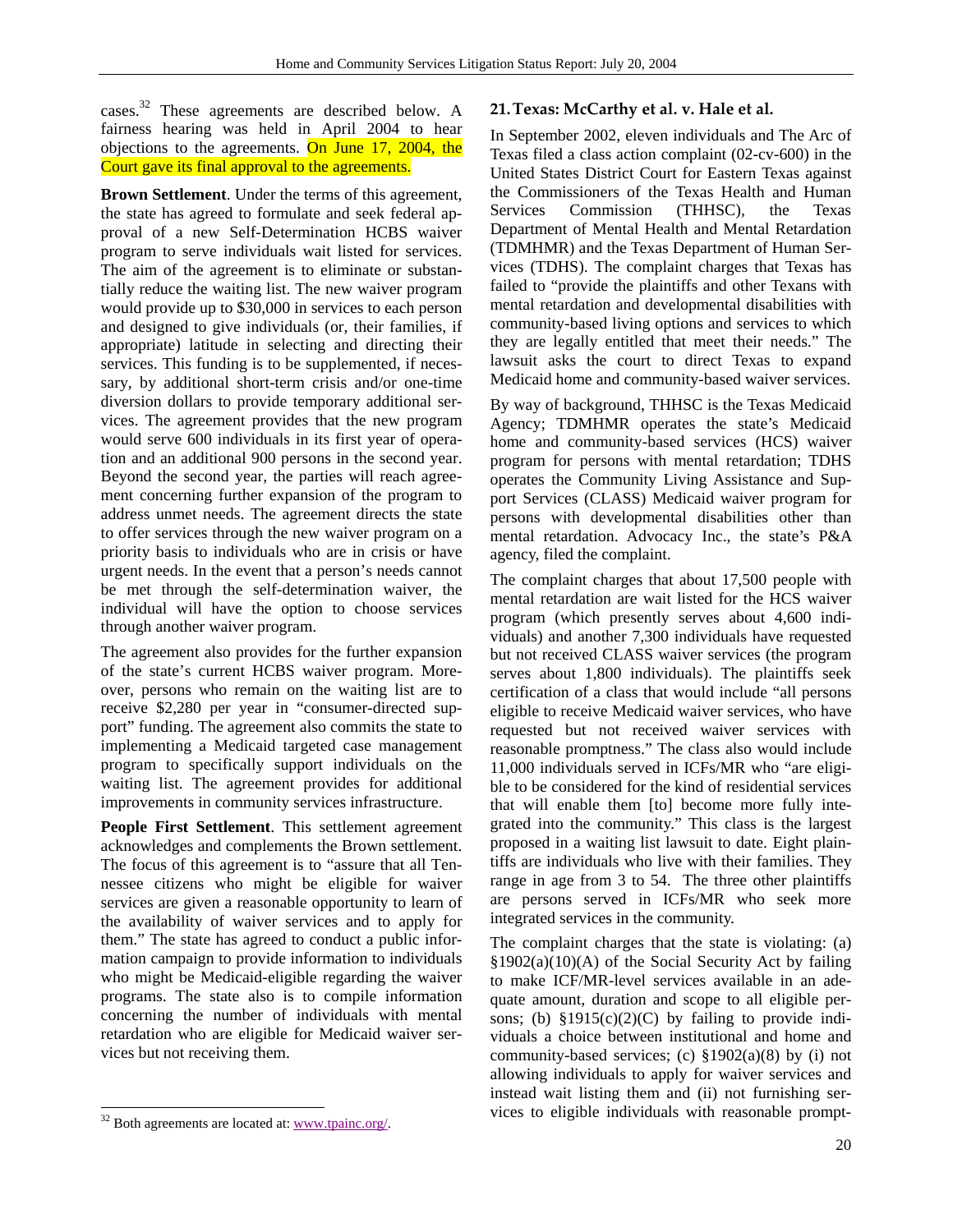cases.[32] These agreements are described below. A fairness hearing was held in April 2004 to hear objections to the agreements. On June 17, 2004, the Court gave its final approval to the agreements.

**Brown Settlement**. Under the terms of this agreement, the state has agreed to formulate and seek federal approval of a new Self-Determination HCBS waiver program to serve individuals wait listed for services. The aim of the agreement is to eliminate or substantially reduce the waiting list. The new waiver program would provide up to $30,000 in services to each person and designed to give individuals (or, their families, if appropriate) latitude in selecting and directing their services. This funding is to be supplemented, if necessary, by additional short-term crisis and/or one-time diversion dollars to provide temporary additional services. The agreement provides that the new program would serve 600 individuals in its first year of operation and an additional 900 persons in the second year. Beyond the second year, the parties will reach agreement concerning further expansion of the program to address unmet needs. The agreement directs the state to offer services through the new waiver program on a priority basis to individuals who are in crisis or have urgent needs. In the event that a person's needs cannot be met through the self-determination waiver, the individual will have the option to choose services through another waiver program.

The agreement also provides for the further expansion of the state's current HCBS waiver program. Moreover, persons who remain on the waiting list are to receive $2,280 per year in "consumer-directed support" funding. The agreement also commits the state to implementing a Medicaid targeted case management program to specifically support individuals on the waiting list. The agreement provides for additional improvements in community services infrastructure.

**People First Settlement**. This settlement agreement acknowledges and complements the Brown settlement. The focus of this agreement is to "assure that all Tennessee citizens who might be eligible for waiver services are given a reasonable opportunity to learn of the availability of waiver services and to apply for them." The state has agreed to conduct a public information campaign to provide information to individuals who might be Medicaid-eligible regarding the waiver programs. The state also is to compile information concerning the number of individuals with mental retardation who are eligible for Medicaid waiver services but not receiving them.

[32] Both agreements are located at: www.tpainc.org/.

## 21. Texas: McCarthy et al. v. Hale et al.

In September 2002, eleven individuals and The Arc of Texas filed a class action complaint (02-cv-600) in the United States District Court for Eastern Texas against the Commissioners of the Texas Health and Human Services Commission (THHSC), the Texas Department of Mental Health and Mental Retardation (TDMHMR) and the Texas Department of Human Services (TDHS). The complaint charges that Texas has failed to "provide the plaintiffs and other Texans with mental retardation and developmental disabilities with community-based living options and services to which they are legally entitled that meet their needs." The lawsuit asks the court to direct Texas to expand Medicaid home and community-based waiver services.

By way of background, THHSC is the Texas Medicaid Agency; TDMHMR operates the state's Medicaid home and community-based services (HCS) waiver program for persons with mental retardation; TDHS operates the Community Living Assistance and Support Services (CLASS) Medicaid waiver program for persons with developmental disabilities other than mental retardation. Advocacy Inc., the state's P&A agency, filed the complaint.

The complaint charges that about 17,500 people with mental retardation are wait listed for the HCS waiver program (which presently serves about 4,600 individuals) and another 7,300 individuals have requested but not received CLASS waiver services (the program serves about 1,800 individuals). The plaintiffs seek certification of a class that would include "all persons eligible to receive Medicaid waiver services, who have requested but not received waiver services with reasonable promptness." The class also would include 11,000 individuals served in ICFs/MR who "are eligible to be considered for the kind of residential services that will enable them [to] become more fully integrated into the community." This class is the largest proposed in a waiting list lawsuit to date. Eight plaintiffs are individuals who live with their families. They range in age from 3 to 54. The three other plaintiffs are persons served in ICFs/MR who seek more integrated services in the community.

The complaint charges that the state is violating: (a) §1902(a)(10)(A) of the Social Security Act by failing to make ICF/MR-level services available in an adequate amount, duration and scope to all eligible persons; (b) §1915(c)(2)(C) by failing to provide individuals a choice between institutional and home and community-based services; (c) §1902(a)(8) by (i) not allowing individuals to apply for waiver services and instead wait listing them and (ii) not furnishing services to eligible individuals with reasonable prompt-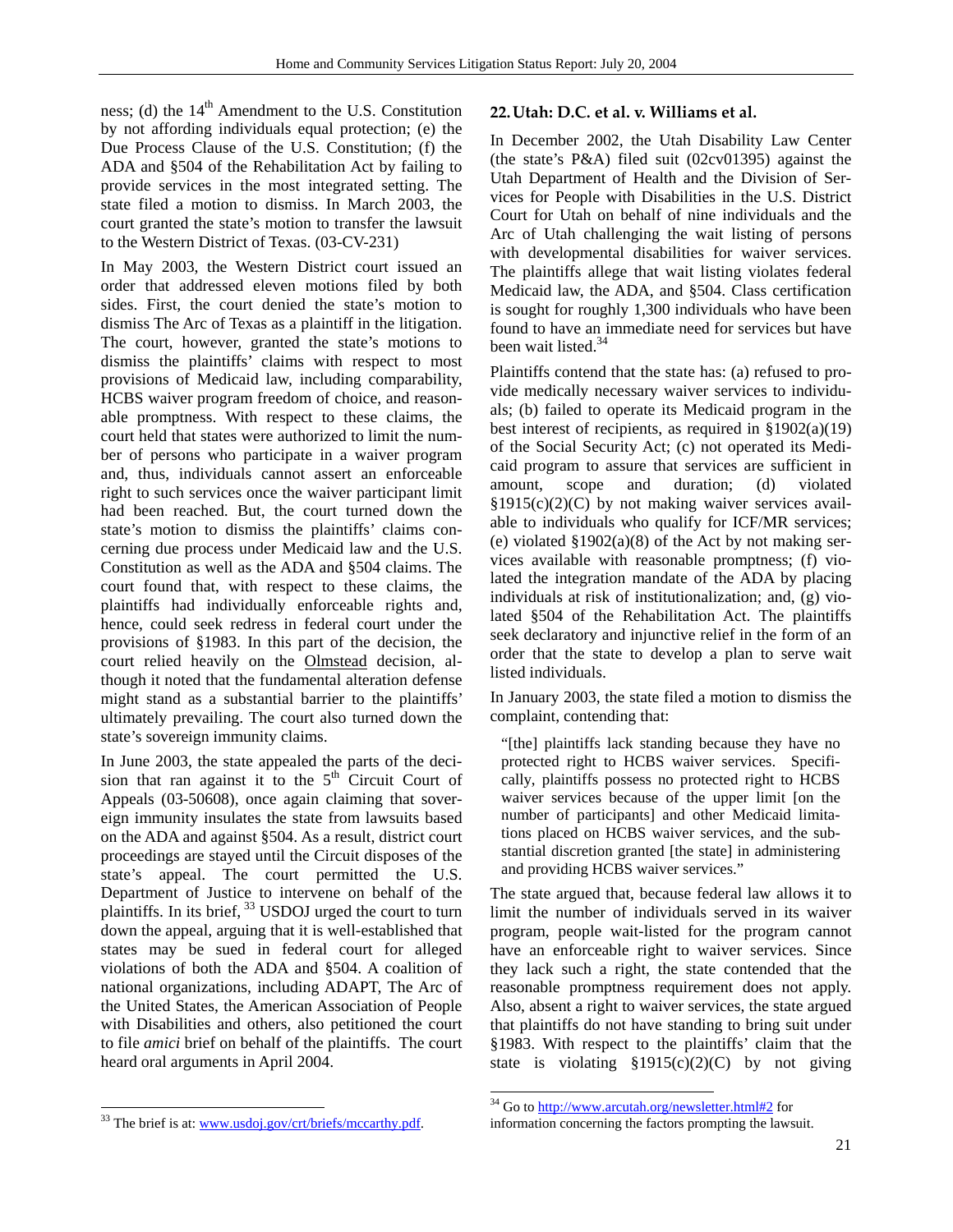ness; (d) the 14th Amendment to the U.S. Constitution by not affording individuals equal protection; (e) the Due Process Clause of the U.S. Constitution; (f) the ADA and §504 of the Rehabilitation Act by failing to provide services in the most integrated setting. The state filed a motion to dismiss. In March 2003, the court granted the state's motion to transfer the lawsuit to the Western District of Texas. (03-CV-231)

In May 2003, the Western District court issued an order that addressed eleven motions filed by both sides. First, the court denied the state's motion to dismiss The Arc of Texas as a plaintiff in the litigation. The court, however, granted the state's motions to dismiss the plaintiffs' claims with respect to most provisions of Medicaid law, including comparability, HCBS waiver program freedom of choice, and reasonable promptness. With respect to these claims, the court held that states were authorized to limit the number of persons who participate in a waiver program and, thus, individuals cannot assert an enforceable right to such services once the waiver participant limit had been reached. But, the court turned down the state's motion to dismiss the plaintiffs' claims concerning due process under Medicaid law and the U.S. Constitution as well as the ADA and §504 claims. The court found that, with respect to these claims, the plaintiffs had individually enforceable rights and, hence, could seek redress in federal court under the provisions of §1983. In this part of the decision, the court relied heavily on the Olmstead decision, although it noted that the fundamental alteration defense might stand as a substantial barrier to the plaintiffs' ultimately prevailing. The court also turned down the state's sovereign immunity claims.

In June 2003, the state appealed the parts of the decision that ran against it to the 5th Circuit Court of Appeals (03-50608), once again claiming that sovereign immunity insulates the state from lawsuits based on the ADA and against §504. As a result, district court proceedings are stayed until the Circuit disposes of the state's appeal. The court permitted the U.S. Department of Justice to intervene on behalf of the plaintiffs. In its brief,[33] USDOJ urged the court to turn down the appeal, arguing that it is well-established that states may be sued in federal court for alleged violations of both the ADA and §504. A coalition of national organizations, including ADAPT, The Arc of the United States, the American Association of People with Disabilities and others, also petitioned the court to file *amici* brief on behalf of the plaintiffs. The court heard oral arguments in April 2004.

### 22. Utah: D.C. et al. v. Williams et al.

In December 2002, the Utah Disability Law Center (the state's P&A) filed suit (02cv01395) against the Utah Department of Health and the Division of Services for People with Disabilities in the U.S. District Court for Utah on behalf of nine individuals and the Arc of Utah challenging the wait listing of persons with developmental disabilities for waiver services. The plaintiffs allege that wait listing violates federal Medicaid law, the ADA, and §504. Class certification is sought for roughly 1,300 individuals who have been found to have an immediate need for services but have been wait listed.[34]

Plaintiffs contend that the state has: (a) refused to provide medically necessary waiver services to individuals; (b) failed to operate its Medicaid program in the best interest of recipients, as required in §1902(a)(19) of the Social Security Act; (c) not operated its Medicaid program to assure that services are sufficient in amount, scope and duration; (d) violated §1915(c)(2)(C) by not making waiver services available to individuals who qualify for ICF/MR services; (e) violated §1902(a)(8) of the Act by not making services available with reasonable promptness; (f) violated the integration mandate of the ADA by placing individuals at risk of institutionalization; and, (g) violated §504 of the Rehabilitation Act. The plaintiffs seek declaratory and injunctive relief in the form of an order that the state to develop a plan to serve wait listed individuals.

In January 2003, the state filed a motion to dismiss the complaint, contending that:

> "[the] plaintiffs lack standing because they have no protected right to HCBS waiver services. Specifically, plaintiffs possess no protected right to HCBS waiver services because of the upper limit [on the number of participants] and other Medicaid limitations placed on HCBS waiver services, and the substantial discretion granted [the state] in administering and providing HCBS waiver services."

The state argued that, because federal law allows it to limit the number of individuals served in its waiver program, people wait-listed for the program cannot have an enforceable right to waiver services. Since they lack such a right, the state contended that the reasonable promptness requirement does not apply. Also, absent a right to waiver services, the state argued that plaintiffs do not have standing to bring suit under §1983. With respect to the plaintiffs' claim that the state is violating §1915(c)(2)(C) by not giving

---

[33] The brief is at: www.usdoj.gov/crt/briefs/mccarthy.pdf.

[34] Go to http://www.arcutah.org/newsletter.html#2 for information concerning the factors prompting the lawsuit.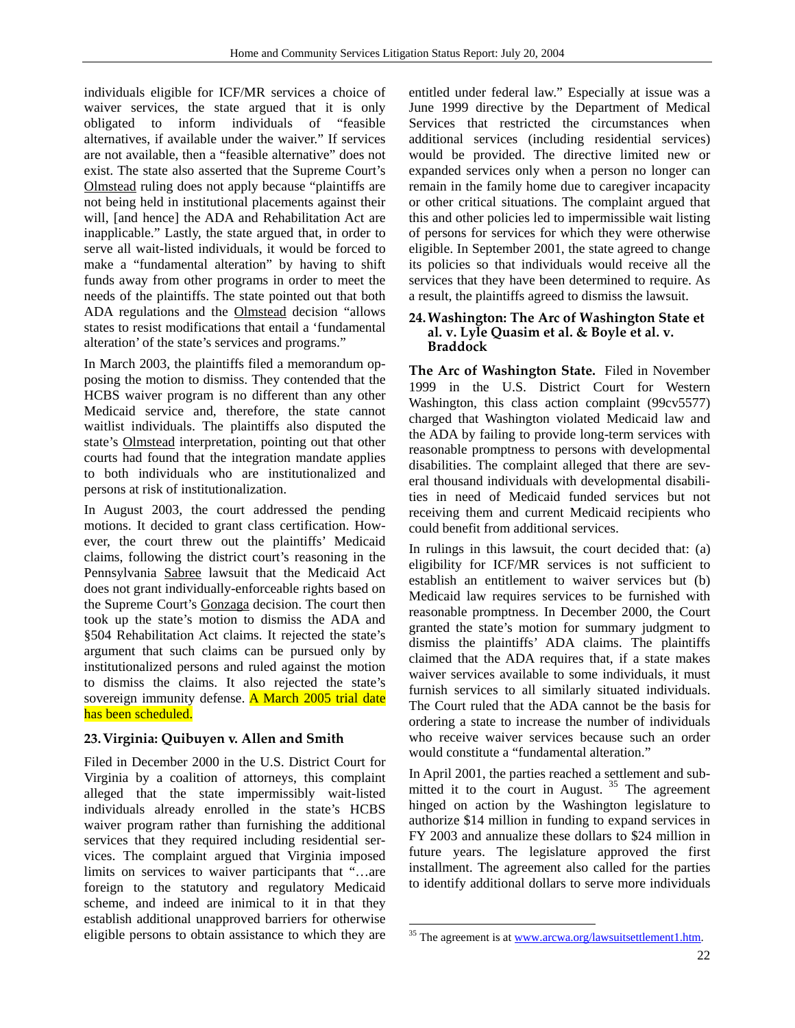individuals eligible for ICF/MR services a choice of waiver services, the state argued that it is only obligated to inform individuals of "feasible alternatives, if available under the waiver." If services are not available, then a "feasible alternative" does not exist. The state also asserted that the Supreme Court's Olmstead ruling does not apply because "plaintiffs are not being held in institutional placements against their will, [and hence] the ADA and Rehabilitation Act are inapplicable." Lastly, the state argued that, in order to serve all wait-listed individuals, it would be forced to make a "fundamental alteration" by having to shift funds away from other programs in order to meet the needs of the plaintiffs. The state pointed out that both ADA regulations and the Olmstead decision "allows states to resist modifications that entail a 'fundamental alteration' of the state's services and programs."

In March 2003, the plaintiffs filed a memorandum opposing the motion to dismiss. They contended that the HCBS waiver program is no different than any other Medicaid service and, therefore, the state cannot waitlist individuals. The plaintiffs also disputed the state's Olmstead interpretation, pointing out that other courts had found that the integration mandate applies to both individuals who are institutionalized and persons at risk of institutionalization.

In August 2003, the court addressed the pending motions. It decided to grant class certification. However, the court threw out the plaintiffs' Medicaid claims, following the district court's reasoning in the Pennsylvania Sabree lawsuit that the Medicaid Act does not grant individually-enforceable rights based on the Supreme Court's Gonzaga decision. The court then took up the state's motion to dismiss the ADA and §504 Rehabilitation Act claims. It rejected the state's argument that such claims can be pursued only by institutionalized persons and ruled against the motion to dismiss the claims. It also rejected the state's sovereign immunity defense. A March 2005 trial date has been scheduled.

### 23. Virginia: Quibuyen v. Allen and Smith

Filed in December 2000 in the U.S. District Court for Virginia by a coalition of attorneys, this complaint alleged that the state impermissibly wait-listed individuals already enrolled in the state's HCBS waiver program rather than furnishing the additional services that they required including residential services. The complaint argued that Virginia imposed limits on services to waiver participants that "…are foreign to the statutory and regulatory Medicaid scheme, and indeed are inimical to it in that they establish additional unapproved barriers for otherwise eligible persons to obtain assistance to which they are entitled under federal law." Especially at issue was a June 1999 directive by the Department of Medical Services that restricted the circumstances when additional services (including residential services) would be provided. The directive limited new or expanded services only when a person no longer can remain in the family home due to caregiver incapacity or other critical situations. The complaint argued that this and other policies led to impermissible wait listing of persons for services for which they were otherwise eligible. In September 2001, the state agreed to change its policies so that individuals would receive all the services that they have been determined to require. As a result, the plaintiffs agreed to dismiss the lawsuit.

### 24. Washington: The Arc of Washington State et al. v. Lyle Quasim et al. & Boyle et al. v. Braddock

**The Arc of Washington State.** Filed in November 1999 in the U.S. District Court for Western Washington, this class action complaint (99cv5577) charged that Washington violated Medicaid law and the ADA by failing to provide long-term services with reasonable promptness to persons with developmental disabilities. The complaint alleged that there are several thousand individuals with developmental disabilities in need of Medicaid funded services but not receiving them and current Medicaid recipients who could benefit from additional services.

In rulings in this lawsuit, the court decided that: (a) eligibility for ICF/MR services is not sufficient to establish an entitlement to waiver services but (b) Medicaid law requires services to be furnished with reasonable promptness. In December 2000, the Court granted the state's motion for summary judgment to dismiss the plaintiffs' ADA claims. The plaintiffs claimed that the ADA requires that, if a state makes waiver services available to some individuals, it must furnish services to all similarly situated individuals. The Court ruled that the ADA cannot be the basis for ordering a state to increase the number of individuals who receive waiver services because such an order would constitute a "fundamental alteration."

In April 2001, the parties reached a settlement and submitted it to the court in August.[35] The agreement hinged on action by the Washington legislature to authorize $14 million in funding to expand services in FY 2003 and annualize these dollars to $24 million in future years. The legislature approved the first installment. The agreement also called for the parties to identify additional dollars to serve more individuals

[35] The agreement is at www.arcwa.org/lawsuitsettlement1.htm.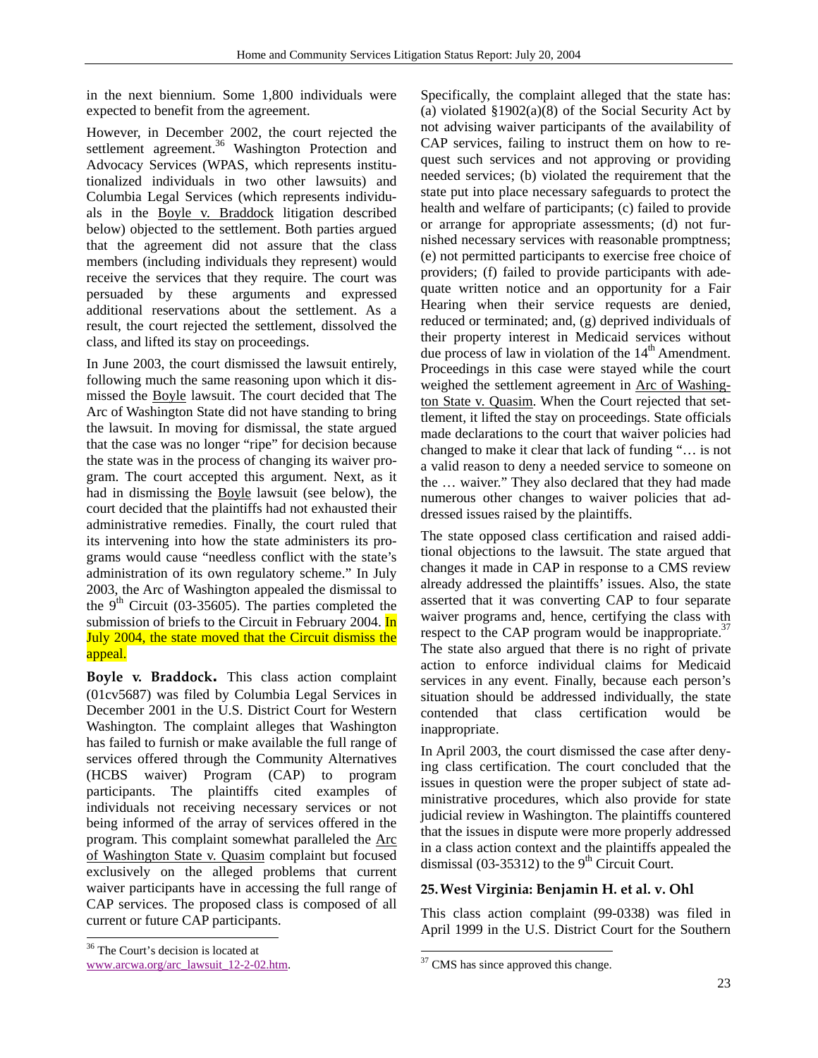in the next biennium. Some 1,800 individuals were expected to benefit from the agreement.

However, in December 2002, the court rejected the settlement agreement.[36] Washington Protection and Advocacy Services (WPAS, which represents institutionalized individuals in two other lawsuits) and Columbia Legal Services (which represents individuals in the Boyle v. Braddock litigation described below) objected to the settlement. Both parties argued that the agreement did not assure that the class members (including individuals they represent) would receive the services that they require. The court was persuaded by these arguments and expressed additional reservations about the settlement. As a result, the court rejected the settlement, dissolved the class, and lifted its stay on proceedings.

In June 2003, the court dismissed the lawsuit entirely, following much the same reasoning upon which it dismissed the Boyle lawsuit. The court decided that The Arc of Washington State did not have standing to bring the lawsuit. In moving for dismissal, the state argued that the case was no longer "ripe" for decision because the state was in the process of changing its waiver program. The court accepted this argument. Next, as it had in dismissing the Boyle lawsuit (see below), the court decided that the plaintiffs had not exhausted their administrative remedies. Finally, the court ruled that its intervening into how the state administers its programs would cause "needless conflict with the state's administration of its own regulatory scheme." In July 2003, the Arc of Washington appealed the dismissal to the 9th Circuit (03-35605). The parties completed the submission of briefs to the Circuit in February 2004. In July 2004, the state moved that the Circuit dismiss the appeal.

**Boyle v. Braddock.** This class action complaint (01cv5687) was filed by Columbia Legal Services in December 2001 in the U.S. District Court for Western Washington. The complaint alleges that Washington has failed to furnish or make available the full range of services offered through the Community Alternatives (HCBS waiver) Program (CAP) to program participants. The plaintiffs cited examples of individuals not receiving necessary services or not being informed of the array of services offered in the program. This complaint somewhat paralleled the Arc of Washington State v. Quasim complaint but focused exclusively on the alleged problems that current waiver participants have in accessing the full range of CAP services. The proposed class is composed of all current or future CAP participants.

Specifically, the complaint alleged that the state has: (a) violated §1902(a)(8) of the Social Security Act by not advising waiver participants of the availability of CAP services, failing to instruct them on how to request such services and not approving or providing needed services; (b) violated the requirement that the state put into place necessary safeguards to protect the health and welfare of participants; (c) failed to provide or arrange for appropriate assessments; (d) not furnished necessary services with reasonable promptness; (e) not permitted participants to exercise free choice of providers; (f) failed to provide participants with adequate written notice and an opportunity for a Fair Hearing when their service requests are denied, reduced or terminated; and, (g) deprived individuals of their property interest in Medicaid services without due process of law in violation of the 14th Amendment. Proceedings in this case were stayed while the court weighed the settlement agreement in Arc of Washington State v. Quasim. When the Court rejected that settlement, it lifted the stay on proceedings. State officials made declarations to the court that waiver policies had changed to make it clear that lack of funding "… is not a valid reason to deny a needed service to someone on the … waiver." They also declared that they had made numerous other changes to waiver policies that addressed issues raised by the plaintiffs.

The state opposed class certification and raised additional objections to the lawsuit. The state argued that changes it made in CAP in response to a CMS review already addressed the plaintiffs' issues. Also, the state asserted that it was converting CAP to four separate waiver programs and, hence, certifying the class with respect to the CAP program would be inappropriate.[37] The state also argued that there is no right of private action to enforce individual claims for Medicaid services in any event. Finally, because each person's situation should be addressed individually, the state contended that class certification would be inappropriate.

In April 2003, the court dismissed the case after denying class certification. The court concluded that the issues in question were the proper subject of state administrative procedures, which also provide for state judicial review in Washington. The plaintiffs countered that the issues in dispute were more properly addressed in a class action context and the plaintiffs appealed the dismissal (03-35312) to the 9th Circuit Court.

## 25. West Virginia: Benjamin H. et al. v. Ohl

This class action complaint (99-0338) was filed in April 1999 in the U.S. District Court for the Southern

[36] The Court's decision is located at www.arcwa.org/arc_lawsuit_12-2-02.htm.

[37] CMS has since approved this change.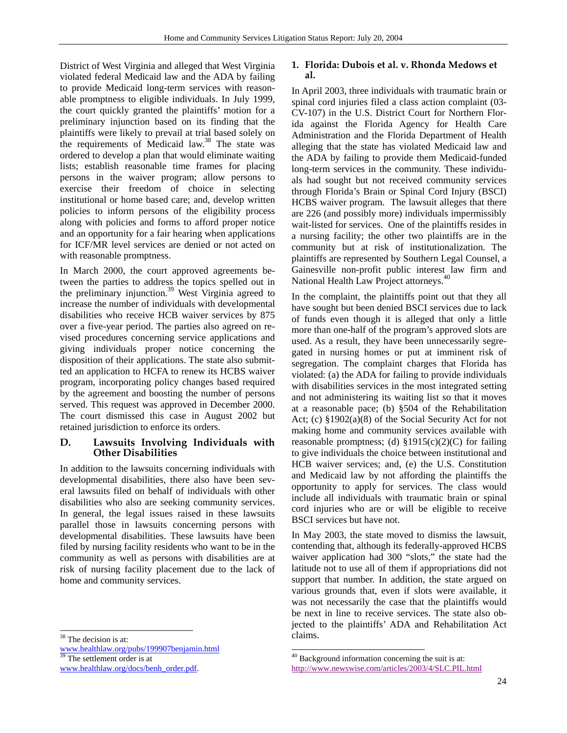District of West Virginia and alleged that West Virginia violated federal Medicaid law and the ADA by failing to provide Medicaid long-term services with reasonable promptness to eligible individuals. In July 1999, the court quickly granted the plaintiffs' motion for a preliminary injunction based on its finding that the plaintiffs were likely to prevail at trial based solely on the requirements of Medicaid law.[38] The state was ordered to develop a plan that would eliminate waiting lists; establish reasonable time frames for placing persons in the waiver program; allow persons to exercise their freedom of choice in selecting institutional or home based care; and, develop written policies to inform persons of the eligibility process along with policies and forms to afford proper notice and an opportunity for a fair hearing when applications for ICF/MR level services are denied or not acted on with reasonable promptness.

In March 2000, the court approved agreements between the parties to address the topics spelled out in the preliminary injunction.[39] West Virginia agreed to increase the number of individuals with developmental disabilities who receive HCB waiver services by 875 over a five-year period. The parties also agreed on revised procedures concerning service applications and giving individuals proper notice concerning the disposition of their applications. The state also submitted an application to HCFA to renew its HCBS waiver program, incorporating policy changes based required by the agreement and boosting the number of persons served. This request was approved in December 2000. The court dismissed this case in August 2002 but retained jurisdiction to enforce its orders.

## D. Lawsuits Involving Individuals with Other Disabilities

In addition to the lawsuits concerning individuals with developmental disabilities, there also have been several lawsuits filed on behalf of individuals with other disabilities who also are seeking community services. In general, the legal issues raised in these lawsuits parallel those in lawsuits concerning persons with developmental disabilities. These lawsuits have been filed by nursing facility residents who want to be in the community as well as persons with disabilities are at risk of nursing facility placement due to the lack of home and community services.

### 1. Florida: Dubois et al. v. Rhonda Medows et al.

In April 2003, three individuals with traumatic brain or spinal cord injuries filed a class action complaint (03-CV-107) in the U.S. District Court for Northern Florida against the Florida Agency for Health Care Administration and the Florida Department of Health alleging that the state has violated Medicaid law and the ADA by failing to provide them Medicaid-funded long-term services in the community. These individuals had sought but not received community services through Florida's Brain or Spinal Cord Injury (BSCI) HCBS waiver program. The lawsuit alleges that there are 226 (and possibly more) individuals impermissibly wait-listed for services. One of the plaintiffs resides in a nursing facility; the other two plaintiffs are in the community but at risk of institutionalization. The plaintiffs are represented by Southern Legal Counsel, a Gainesville non-profit public interest law firm and National Health Law Project attorneys.[40]

In the complaint, the plaintiffs point out that they all have sought but been denied BSCI services due to lack of funds even though it is alleged that only a little more than one-half of the program's approved slots are used. As a result, they have been unnecessarily segregated in nursing homes or put at imminent risk of segregation. The complaint charges that Florida has violated: (a) the ADA for failing to provide individuals with disabilities services in the most integrated setting and not administering its waiting list so that it moves at a reasonable pace; (b) §504 of the Rehabilitation Act; (c) §1902(a)(8) of the Social Security Act for not making home and community services available with reasonable promptness; (d) §1915(c)(2)(C) for failing to give individuals the choice between institutional and HCB waiver services; and, (e) the U.S. Constitution and Medicaid law by not affording the plaintiffs the opportunity to apply for services. The class would include all individuals with traumatic brain or spinal cord injuries who are or will be eligible to receive BSCI services but have not.

In May 2003, the state moved to dismiss the lawsuit, contending that, although its federally-approved HCBS waiver application had 300 "slots," the state had the latitude not to use all of them if appropriations did not support that number. In addition, the state argued on various grounds that, even if slots were available, it was not necessarily the case that the plaintiffs would be next in line to receive services. The state also objected to the plaintiffs' ADA and Rehabilitation Act claims.

---

[38] The decision is at: www.healthlaw.org/pubs/199907benjamin.html

[39] The settlement order is at www.healthlaw.org/docs/benh_order.pdf.

[40] Background information concerning the suit is at: http://www.newswise.com/articles/2003/4/SLC.PIL.html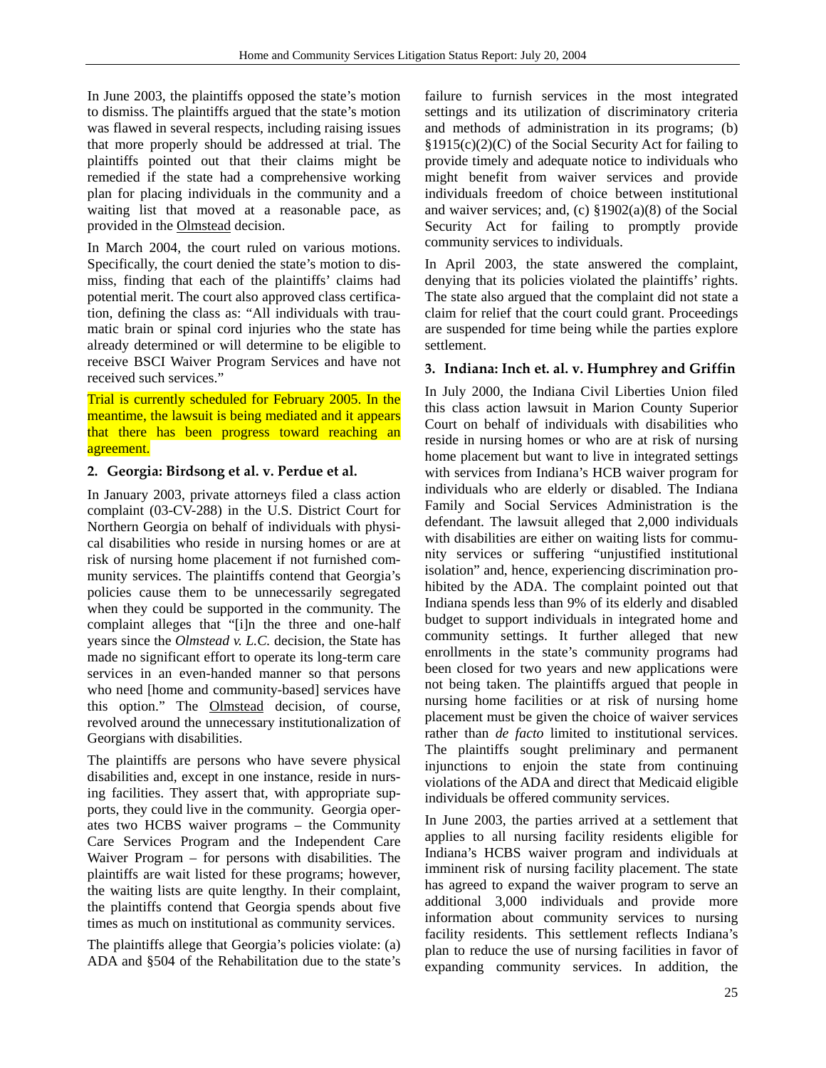In June 2003, the plaintiffs opposed the state's motion to dismiss. The plaintiffs argued that the state's motion was flawed in several respects, including raising issues that more properly should be addressed at trial. The plaintiffs pointed out that their claims might be remedied if the state had a comprehensive working plan for placing individuals in the community and a waiting list that moved at a reasonable pace, as provided in the Olmstead decision.

In March 2004, the court ruled on various motions. Specifically, the court denied the state's motion to dismiss, finding that each of the plaintiffs' claims had potential merit. The court also approved class certification, defining the class as: "All individuals with traumatic brain or spinal cord injuries who the state has already determined or will determine to be eligible to receive BSCI Waiver Program Services and have not received such services."

Trial is currently scheduled for February 2005. In the meantime, the lawsuit is being mediated and it appears that there has been progress toward reaching an agreement.

### 2. Georgia: Birdsong et al. v. Perdue et al.

In January 2003, private attorneys filed a class action complaint (03-CV-288) in the U.S. District Court for Northern Georgia on behalf of individuals with physical disabilities who reside in nursing homes or are at risk of nursing home placement if not furnished community services. The plaintiffs contend that Georgia's policies cause them to be unnecessarily segregated when they could be supported in the community. The complaint alleges that "[i]n the three and one-half years since the *Olmstead v. L.C.* decision, the State has made no significant effort to operate its long-term care services in an even-handed manner so that persons who need [home and community-based] services have this option." The Olmstead decision, of course, revolved around the unnecessary institutionalization of Georgians with disabilities.

The plaintiffs are persons who have severe physical disabilities and, except in one instance, reside in nursing facilities. They assert that, with appropriate supports, they could live in the community. Georgia operates two HCBS waiver programs – the Community Care Services Program and the Independent Care Waiver Program – for persons with disabilities. The plaintiffs are wait listed for these programs; however, the waiting lists are quite lengthy. In their complaint, the plaintiffs contend that Georgia spends about five times as much on institutional as community services.

The plaintiffs allege that Georgia's policies violate: (a) ADA and §504 of the Rehabilitation due to the state's failure to furnish services in the most integrated settings and its utilization of discriminatory criteria and methods of administration in its programs; (b) §1915(c)(2)(C) of the Social Security Act for failing to provide timely and adequate notice to individuals who might benefit from waiver services and provide individuals freedom of choice between institutional and waiver services; and, (c) §1902(a)(8) of the Social Security Act for failing to promptly provide community services to individuals.

In April 2003, the state answered the complaint, denying that its policies violated the plaintiffs' rights. The state also argued that the complaint did not state a claim for relief that the court could grant. Proceedings are suspended for time being while the parties explore settlement.

### 3. Indiana: Inch et. al. v. Humphrey and Griffin

In July 2000, the Indiana Civil Liberties Union filed this class action lawsuit in Marion County Superior Court on behalf of individuals with disabilities who reside in nursing homes or who are at risk of nursing home placement but want to live in integrated settings with services from Indiana's HCB waiver program for individuals who are elderly or disabled. The Indiana Family and Social Services Administration is the defendant. The lawsuit alleged that 2,000 individuals with disabilities are either on waiting lists for community services or suffering "unjustified institutional isolation" and, hence, experiencing discrimination prohibited by the ADA. The complaint pointed out that Indiana spends less than 9% of its elderly and disabled budget to support individuals in integrated home and community settings. It further alleged that new enrollments in the state's community programs had been closed for two years and new applications were not being taken. The plaintiffs argued that people in nursing home facilities or at risk of nursing home placement must be given the choice of waiver services rather than *de facto* limited to institutional services. The plaintiffs sought preliminary and permanent injunctions to enjoin the state from continuing violations of the ADA and direct that Medicaid eligible individuals be offered community services.

In June 2003, the parties arrived at a settlement that applies to all nursing facility residents eligible for Indiana's HCBS waiver program and individuals at imminent risk of nursing facility placement. The state has agreed to expand the waiver program to serve an additional 3,000 individuals and provide more information about community services to nursing facility residents. This settlement reflects Indiana's plan to reduce the use of nursing facilities in favor of expanding community services. In addition, the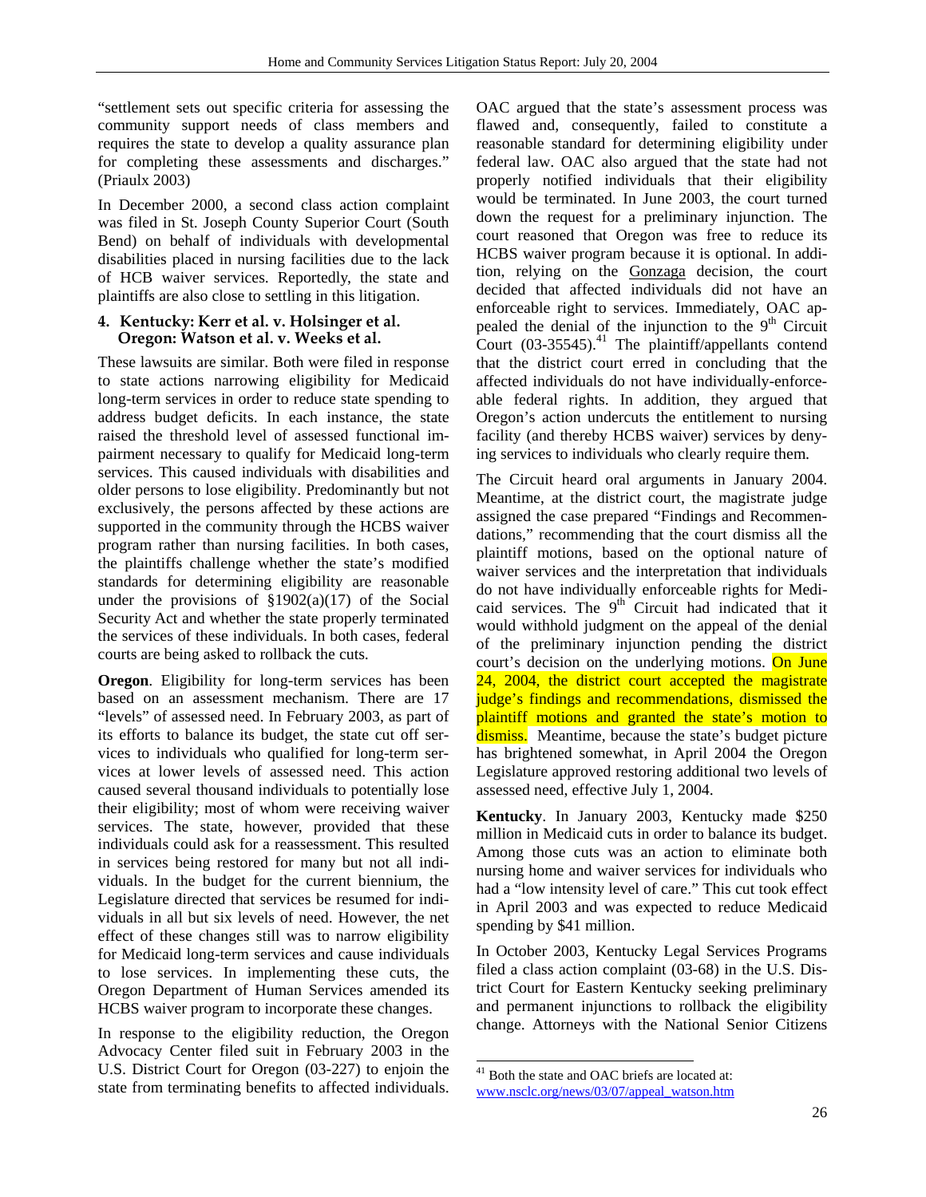"settlement sets out specific criteria for assessing the community support needs of class members and requires the state to develop a quality assurance plan for completing these assessments and discharges." (Priaulx 2003)

In December 2000, a second class action complaint was filed in St. Joseph County Superior Court (South Bend) on behalf of individuals with developmental disabilities placed in nursing facilities due to the lack of HCB waiver services. Reportedly, the state and plaintiffs are also close to settling in this litigation.

#### 4. Kentucky: Kerr et al. v. Holsinger et al. Oregon: Watson et al. v. Weeks et al.

These lawsuits are similar. Both were filed in response to state actions narrowing eligibility for Medicaid long-term services in order to reduce state spending to address budget deficits. In each instance, the state raised the threshold level of assessed functional impairment necessary to qualify for Medicaid long-term services. This caused individuals with disabilities and older persons to lose eligibility. Predominantly but not exclusively, the persons affected by these actions are supported in the community through the HCBS waiver program rather than nursing facilities. In both cases, the plaintiffs challenge whether the state's modified standards for determining eligibility are reasonable under the provisions of §1902(a)(17) of the Social Security Act and whether the state properly terminated the services of these individuals. In both cases, federal courts are being asked to rollback the cuts.

**Oregon**. Eligibility for long-term services has been based on an assessment mechanism. There are 17 "levels" of assessed need. In February 2003, as part of its efforts to balance its budget, the state cut off services to individuals who qualified for long-term services at lower levels of assessed need. This action caused several thousand individuals to potentially lose their eligibility; most of whom were receiving waiver services. The state, however, provided that these individuals could ask for a reassessment. This resulted in services being restored for many but not all individuals. In the budget for the current biennium, the Legislature directed that services be resumed for individuals in all but six levels of need. However, the net effect of these changes still was to narrow eligibility for Medicaid long-term services and cause individuals to lose services. In implementing these cuts, the Oregon Department of Human Services amended its HCBS waiver program to incorporate these changes.

In response to the eligibility reduction, the Oregon Advocacy Center filed suit in February 2003 in the U.S. District Court for Oregon (03-227) to enjoin the state from terminating benefits to affected individuals. OAC argued that the state's assessment process was flawed and, consequently, failed to constitute a reasonable standard for determining eligibility under federal law. OAC also argued that the state had not properly notified individuals that their eligibility would be terminated. In June 2003, the court turned down the request for a preliminary injunction. The court reasoned that Oregon was free to reduce its HCBS waiver program because it is optional. In addition, relying on the Gonzaga decision, the court decided that affected individuals did not have an enforceable right to services. Immediately, OAC appealed the denial of the injunction to the 9th Circuit Court (03-35545).[41] The plaintiff/appellants contend that the district court erred in concluding that the affected individuals do not have individually-enforceable federal rights. In addition, they argued that Oregon's action undercuts the entitlement to nursing facility (and thereby HCBS waiver) services by denying services to individuals who clearly require them.

The Circuit heard oral arguments in January 2004. Meantime, at the district court, the magistrate judge assigned the case prepared "Findings and Recommendations," recommending that the court dismiss all the plaintiff motions, based on the optional nature of waiver services and the interpretation that individuals do not have individually enforceable rights for Medicaid services. The 9th Circuit had indicated that it would withhold judgment on the appeal of the denial of the preliminary injunction pending the district court's decision on the underlying motions. On June 24, 2004, the district court accepted the magistrate judge's findings and recommendations, dismissed the plaintiff motions and granted the state's motion to dismiss. Meantime, because the state's budget picture has brightened somewhat, in April 2004 the Oregon Legislature approved restoring additional two levels of assessed need, effective July 1, 2004.

**Kentucky**. In January 2003, Kentucky made $250 million in Medicaid cuts in order to balance its budget. Among those cuts was an action to eliminate both nursing home and waiver services for individuals who had a "low intensity level of care." This cut took effect in April 2003 and was expected to reduce Medicaid spending by $41 million.

In October 2003, Kentucky Legal Services Programs filed a class action complaint (03-68) in the U.S. District Court for Eastern Kentucky seeking preliminary and permanent injunctions to rollback the eligibility change. Attorneys with the National Senior Citizens

[41] Both the state and OAC briefs are located at: www.nsclc.org/news/03/07/appeal_watson.htm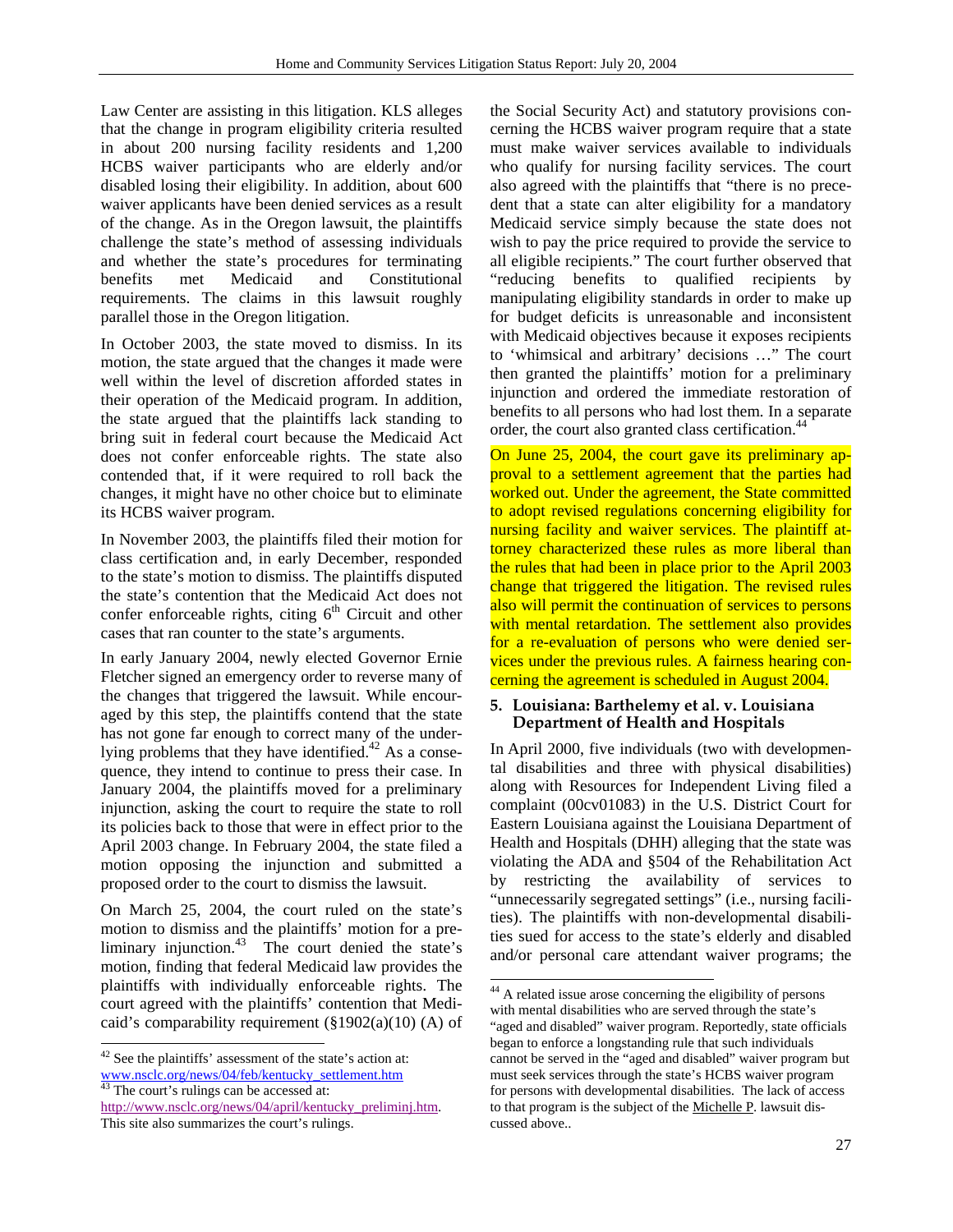Law Center are assisting in this litigation. KLS alleges that the change in program eligibility criteria resulted in about 200 nursing facility residents and 1,200 HCBS waiver participants who are elderly and/or disabled losing their eligibility. In addition, about 600 waiver applicants have been denied services as a result of the change. As in the Oregon lawsuit, the plaintiffs challenge the state's method of assessing individuals and whether the state's procedures for terminating benefits met Medicaid and Constitutional requirements. The claims in this lawsuit roughly parallel those in the Oregon litigation.

In October 2003, the state moved to dismiss. In its motion, the state argued that the changes it made were well within the level of discretion afforded states in their operation of the Medicaid program. In addition, the state argued that the plaintiffs lack standing to bring suit in federal court because the Medicaid Act does not confer enforceable rights. The state also contended that, if it were required to roll back the changes, it might have no other choice but to eliminate its HCBS waiver program.

In November 2003, the plaintiffs filed their motion for class certification and, in early December, responded to the state's motion to dismiss. The plaintiffs disputed the state's contention that the Medicaid Act does not confer enforceable rights, citing 6th Circuit and other cases that ran counter to the state's arguments.

In early January 2004, newly elected Governor Ernie Fletcher signed an emergency order to reverse many of the changes that triggered the lawsuit. While encouraged by this step, the plaintiffs contend that the state has not gone far enough to correct many of the underlying problems that they have identified.[42] As a consequence, they intend to continue to press their case. In January 2004, the plaintiffs moved for a preliminary injunction, asking the court to require the state to roll its policies back to those that were in effect prior to the April 2003 change. In February 2004, the state filed a motion opposing the injunction and submitted a proposed order to the court to dismiss the lawsuit.

On March 25, 2004, the court ruled on the state's motion to dismiss and the plaintiffs' motion for a preliminary injunction.[43] The court denied the state's motion, finding that federal Medicaid law provides the plaintiffs with individually enforceable rights. The court agreed with the plaintiffs' contention that Medicaid's comparability requirement (§1902(a)(10) (A) of the Social Security Act) and statutory provisions concerning the HCBS waiver program require that a state must make waiver services available to individuals who qualify for nursing facility services. The court also agreed with the plaintiffs that "there is no precedent that a state can alter eligibility for a mandatory Medicaid service simply because the state does not wish to pay the price required to provide the service to all eligible recipients." The court further observed that "reducing benefits to qualified recipients by manipulating eligibility standards in order to make up for budget deficits is unreasonable and inconsistent with Medicaid objectives because it exposes recipients to 'whimsical and arbitrary' decisions …" The court then granted the plaintiffs' motion for a preliminary injunction and ordered the immediate restoration of benefits to all persons who had lost them. In a separate order, the court also granted class certification.[44]

On June 25, 2004, the court gave its preliminary approval to a settlement agreement that the parties had worked out. Under the agreement, the State committed to adopt revised regulations concerning eligibility for nursing facility and waiver services. The plaintiff attorney characterized these rules as more liberal than the rules that had been in place prior to the April 2003 change that triggered the litigation. The revised rules also will permit the continuation of services to persons with mental retardation. The settlement also provides for a re-evaluation of persons who were denied services under the previous rules. A fairness hearing concerning the agreement is scheduled in August 2004.

### 5. Louisiana: Barthelemy et al. v. Louisiana Department of Health and Hospitals

In April 2000, five individuals (two with developmental disabilities and three with physical disabilities) along with Resources for Independent Living filed a complaint (00cv01083) in the U.S. District Court for Eastern Louisiana against the Louisiana Department of Health and Hospitals (DHH) alleging that the state was violating the ADA and §504 of the Rehabilitation Act by restricting the availability of services to "unnecessarily segregated settings" (i.e., nursing facilities). The plaintiffs with non-developmental disabilities sued for access to the state's elderly and disabled and/or personal care attendant waiver programs; the

---

[42] See the plaintiffs' assessment of the state's action at: www.nsclc.org/news/04/feb/kentucky_settlement.htm

[43] The court's rulings can be accessed at: http://www.nsclc.org/news/04/april/kentucky_preliminj.htm. This site also summarizes the court's rulings.

[44] A related issue arose concerning the eligibility of persons with mental disabilities who are served through the state's "aged and disabled" waiver program. Reportedly, state officials began to enforce a longstanding rule that such individuals cannot be served in the "aged and disabled" waiver program but must seek services through the state's HCBS waiver program for persons with developmental disabilities. The lack of access to that program is the subject of the Michelle P. lawsuit discussed above..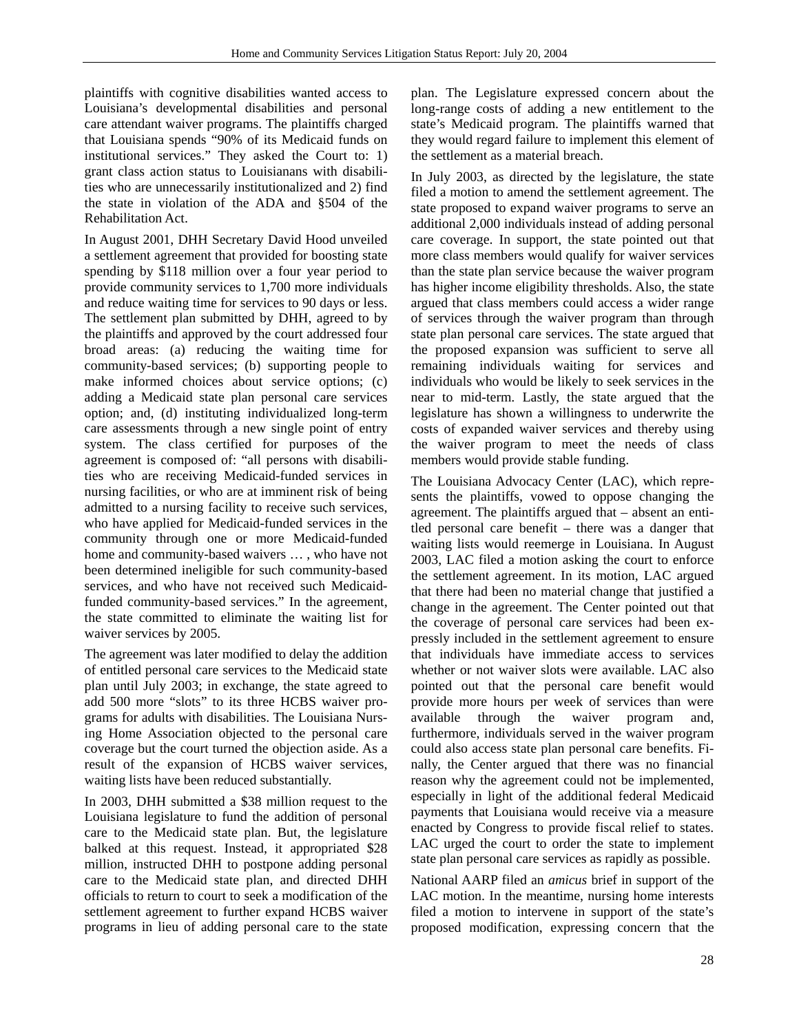plaintiffs with cognitive disabilities wanted access to Louisiana's developmental disabilities and personal care attendant waiver programs. The plaintiffs charged that Louisiana spends "90% of its Medicaid funds on institutional services." They asked the Court to: 1) grant class action status to Louisianans with disabilities who are unnecessarily institutionalized and 2) find the state in violation of the ADA and §504 of the Rehabilitation Act.

In August 2001, DHH Secretary David Hood unveiled a settlement agreement that provided for boosting state spending by $118 million over a four year period to provide community services to 1,700 more individuals and reduce waiting time for services to 90 days or less. The settlement plan submitted by DHH, agreed to by the plaintiffs and approved by the court addressed four broad areas: (a) reducing the waiting time for community-based services; (b) supporting people to make informed choices about service options; (c) adding a Medicaid state plan personal care services option; and, (d) instituting individualized long-term care assessments through a new single point of entry system. The class certified for purposes of the agreement is composed of: "all persons with disabilities who are receiving Medicaid-funded services in nursing facilities, or who are at imminent risk of being admitted to a nursing facility to receive such services, who have applied for Medicaid-funded services in the community through one or more Medicaid-funded home and community-based waivers … , who have not been determined ineligible for such community-based services, and who have not received such Medicaid-funded community-based services." In the agreement, the state committed to eliminate the waiting list for waiver services by 2005.

The agreement was later modified to delay the addition of entitled personal care services to the Medicaid state plan until July 2003; in exchange, the state agreed to add 500 more "slots" to its three HCBS waiver programs for adults with disabilities. The Louisiana Nursing Home Association objected to the personal care coverage but the court turned the objection aside. As a result of the expansion of HCBS waiver services, waiting lists have been reduced substantially.

In 2003, DHH submitted a $38 million request to the Louisiana legislature to fund the addition of personal care to the Medicaid state plan. But, the legislature balked at this request. Instead, it appropriated $28 million, instructed DHH to postpone adding personal care to the Medicaid state plan, and directed DHH officials to return to court to seek a modification of the settlement agreement to further expand HCBS waiver programs in lieu of adding personal care to the state plan. The Legislature expressed concern about the long-range costs of adding a new entitlement to the state's Medicaid program. The plaintiffs warned that they would regard failure to implement this element of the settlement as a material breach.

In July 2003, as directed by the legislature, the state filed a motion to amend the settlement agreement. The state proposed to expand waiver programs to serve an additional 2,000 individuals instead of adding personal care coverage. In support, the state pointed out that more class members would qualify for waiver services than the state plan service because the waiver program has higher income eligibility thresholds. Also, the state argued that class members could access a wider range of services through the waiver program than through state plan personal care services. The state argued that the proposed expansion was sufficient to serve all remaining individuals waiting for services and individuals who would be likely to seek services in the near to mid-term. Lastly, the state argued that the legislature has shown a willingness to underwrite the costs of expanded waiver services and thereby using the waiver program to meet the needs of class members would provide stable funding.

The Louisiana Advocacy Center (LAC), which represents the plaintiffs, vowed to oppose changing the agreement. The plaintiffs argued that – absent an entitled personal care benefit – there was a danger that waiting lists would reemerge in Louisiana. In August 2003, LAC filed a motion asking the court to enforce the settlement agreement. In its motion, LAC argued that there had been no material change that justified a change in the agreement. The Center pointed out that the coverage of personal care services had been expressly included in the settlement agreement to ensure that individuals have immediate access to services whether or not waiver slots were available. LAC also pointed out that the personal care benefit would provide more hours per week of services than were available through the waiver program and, furthermore, individuals served in the waiver program could also access state plan personal care benefits. Finally, the Center argued that there was no financial reason why the agreement could not be implemented, especially in light of the additional federal Medicaid payments that Louisiana would receive via a measure enacted by Congress to provide fiscal relief to states. LAC urged the court to order the state to implement state plan personal care services as rapidly as possible.

National AARP filed an *amicus* brief in support of the LAC motion. In the meantime, nursing home interests filed a motion to intervene in support of the state's proposed modification, expressing concern that the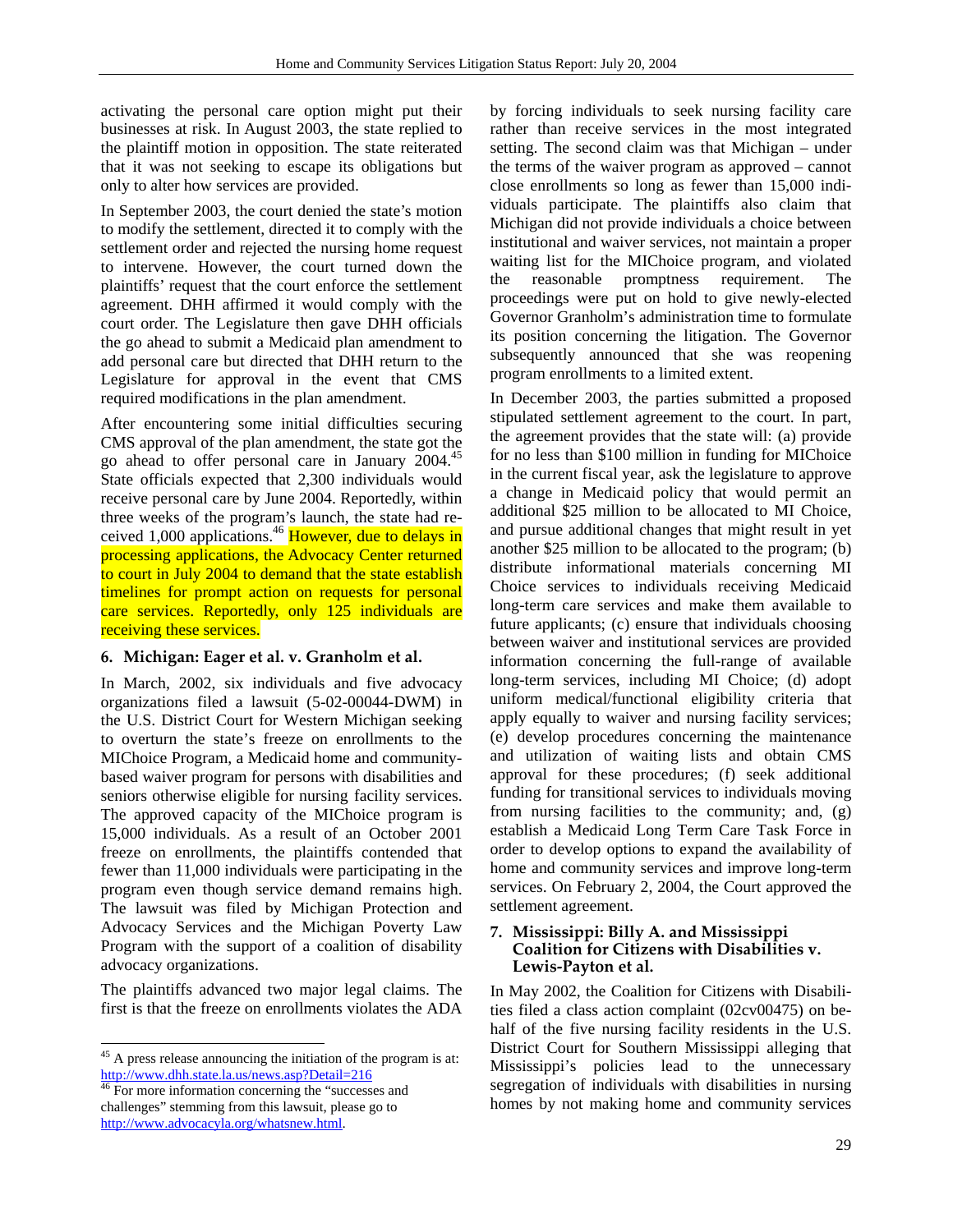activating the personal care option might put their businesses at risk. In August 2003, the state replied to the plaintiff motion in opposition. The state reiterated that it was not seeking to escape its obligations but only to alter how services are provided.

In September 2003, the court denied the state's motion to modify the settlement, directed it to comply with the settlement order and rejected the nursing home request to intervene. However, the court turned down the plaintiffs' request that the court enforce the settlement agreement. DHH affirmed it would comply with the court order. The Legislature then gave DHH officials the go ahead to submit a Medicaid plan amendment to add personal care but directed that DHH return to the Legislature for approval in the event that CMS required modifications in the plan amendment.

After encountering some initial difficulties securing CMS approval of the plan amendment, the state got the go ahead to offer personal care in January 2004.[45] State officials expected that 2,300 individuals would receive personal care by June 2004. Reportedly, within three weeks of the program's launch, the state had received 1,000 applications.[46] However, due to delays in processing applications, the Advocacy Center returned to court in July 2004 to demand that the state establish timelines for prompt action on requests for personal care services. Reportedly, only 125 individuals are receiving these services.

### 6. Michigan: Eager et al. v. Granholm et al.

In March, 2002, six individuals and five advocacy organizations filed a lawsuit (5-02-00044-DWM) in the U.S. District Court for Western Michigan seeking to overturn the state's freeze on enrollments to the MIChoice Program, a Medicaid home and community-based waiver program for persons with disabilities and seniors otherwise eligible for nursing facility services. The approved capacity of the MIChoice program is 15,000 individuals. As a result of an October 2001 freeze on enrollments, the plaintiffs contended that fewer than 11,000 individuals were participating in the program even though service demand remains high. The lawsuit was filed by Michigan Protection and Advocacy Services and the Michigan Poverty Law Program with the support of a coalition of disability advocacy organizations.

The plaintiffs advanced two major legal claims. The first is that the freeze on enrollments violates the ADA by forcing individuals to seek nursing facility care rather than receive services in the most integrated setting. The second claim was that Michigan – under the terms of the waiver program as approved – cannot close enrollments so long as fewer than 15,000 individuals participate. The plaintiffs also claim that Michigan did not provide individuals a choice between institutional and waiver services, not maintain a proper waiting list for the MIChoice program, and violated the reasonable promptness requirement. The proceedings were put on hold to give newly-elected Governor Granholm's administration time to formulate its position concerning the litigation. The Governor subsequently announced that she was reopening program enrollments to a limited extent.

In December 2003, the parties submitted a proposed stipulated settlement agreement to the court. In part, the agreement provides that the state will: (a) provide for no less than $100 million in funding for MIChoice in the current fiscal year, ask the legislature to approve a change in Medicaid policy that would permit an additional $25 million to be allocated to MI Choice, and pursue additional changes that might result in yet another $25 million to be allocated to the program; (b) distribute informational materials concerning MI Choice services to individuals receiving Medicaid long-term care services and make them available to future applicants; (c) ensure that individuals choosing between waiver and institutional services are provided information concerning the full-range of available long-term services, including MI Choice; (d) adopt uniform medical/functional eligibility criteria that apply equally to waiver and nursing facility services; (e) develop procedures concerning the maintenance and utilization of waiting lists and obtain CMS approval for these procedures; (f) seek additional funding for transitional services to individuals moving from nursing facilities to the community; and, (g) establish a Medicaid Long Term Care Task Force in order to develop options to expand the availability of home and community services and improve long-term services. On February 2, 2004, the Court approved the settlement agreement.

### 7. Mississippi: Billy A. and Mississippi Coalition for Citizens with Disabilities v. Lewis-Payton et al.

In May 2002, the Coalition for Citizens with Disabilities filed a class action complaint (02cv00475) on behalf of the five nursing facility residents in the U.S. District Court for Southern Mississippi alleging that Mississippi's policies lead to the unnecessary segregation of individuals with disabilities in nursing homes by not making home and community services

---

[45] A press release announcing the initiation of the program is at: http://www.dhh.state.la.us/news.asp?Detail=216

[46] For more information concerning the "successes and challenges" stemming from this lawsuit, please go to http://www.advocacyla.org/whatsnew.html.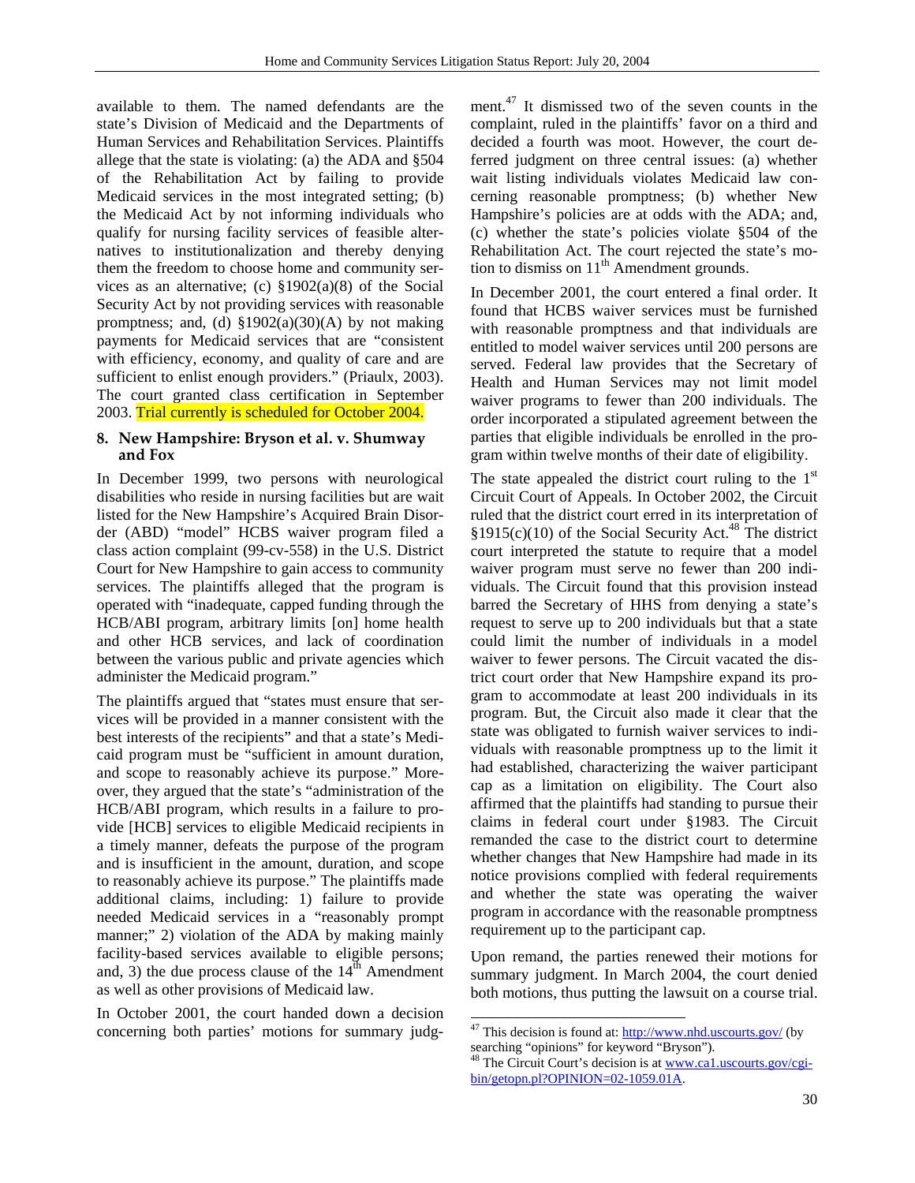available to them. The named defendants are the state's Division of Medicaid and the Departments of Human Services and Rehabilitation Services. Plaintiffs allege that the state is violating: (a) the ADA and §504 of the Rehabilitation Act by failing to provide Medicaid services in the most integrated setting; (b) the Medicaid Act by not informing individuals who qualify for nursing facility services of feasible alternatives to institutionalization and thereby denying them the freedom to choose home and community services as an alternative; (c) §1902(a)(8) of the Social Security Act by not providing services with reasonable promptness; and, (d) §1902(a)(30)(A) by not making payments for Medicaid services that are "consistent with efficiency, economy, and quality of care and are sufficient to enlist enough providers." (Priaulx, 2003). The court granted class certification in September 2003. Trial currently is scheduled for October 2004.

### 8. New Hampshire: Bryson et al. v. Shumway and Fox

In December 1999, two persons with neurological disabilities who reside in nursing facilities but are wait listed for the New Hampshire's Acquired Brain Disorder (ABD) "model" HCBS waiver program filed a class action complaint (99-cv-558) in the U.S. District Court for New Hampshire to gain access to community services. The plaintiffs alleged that the program is operated with "inadequate, capped funding through the HCB/ABI program, arbitrary limits [on] home health and other HCB services, and lack of coordination between the various public and private agencies which administer the Medicaid program."

The plaintiffs argued that "states must ensure that services will be provided in a manner consistent with the best interests of the recipients" and that a state's Medicaid program must be "sufficient in amount duration, and scope to reasonably achieve its purpose." Moreover, they argued that the state's "administration of the HCB/ABI program, which results in a failure to provide [HCB] services to eligible Medicaid recipients in a timely manner, defeats the purpose of the program and is insufficient in the amount, duration, and scope to reasonably achieve its purpose." The plaintiffs made additional claims, including: 1) failure to provide needed Medicaid services in a "reasonably prompt manner;" 2) violation of the ADA by making mainly facility-based services available to eligible persons; and, 3) the due process clause of the 14th Amendment as well as other provisions of Medicaid law.

In October 2001, the court handed down a decision concerning both parties' motions for summary judgment.[47] It dismissed two of the seven counts in the complaint, ruled in the plaintiffs' favor on a third and decided a fourth was moot. However, the court deferred judgment on three central issues: (a) whether wait listing individuals violates Medicaid law concerning reasonable promptness; (b) whether New Hampshire's policies are at odds with the ADA; and, (c) whether the state's policies violate §504 of the Rehabilitation Act. The court rejected the state's motion to dismiss on 11th Amendment grounds.

In December 2001, the court entered a final order. It found that HCBS waiver services must be furnished with reasonable promptness and that individuals are entitled to model waiver services until 200 persons are served. Federal law provides that the Secretary of Health and Human Services may not limit model waiver programs to fewer than 200 individuals. The order incorporated a stipulated agreement between the parties that eligible individuals be enrolled in the program within twelve months of their date of eligibility.

The state appealed the district court ruling to the 1st Circuit Court of Appeals. In October 2002, the Circuit ruled that the district court erred in its interpretation of §1915(c)(10) of the Social Security Act.[48] The district court interpreted the statute to require that a model waiver program must serve no fewer than 200 individuals. The Circuit found that this provision instead barred the Secretary of HHS from denying a state's request to serve up to 200 individuals but that a state could limit the number of individuals in a model waiver to fewer persons. The Circuit vacated the district court order that New Hampshire expand its program to accommodate at least 200 individuals in its program. But, the Circuit also made it clear that the state was obligated to furnish waiver services to individuals with reasonable promptness up to the limit it had established, characterizing the waiver participant cap as a limitation on eligibility. The Court also affirmed that the plaintiffs had standing to pursue their claims in federal court under §1983. The Circuit remanded the case to the district court to determine whether changes that New Hampshire had made in its notice provisions complied with federal requirements and whether the state was operating the waiver program in accordance with the reasonable promptness requirement up to the participant cap.

Upon remand, the parties renewed their motions for summary judgment. In March 2004, the court denied both motions, thus putting the lawsuit on a course trial.

---

[47] This decision is found at: http://www.nhd.uscourts.gov/ (by searching "opinions" for keyword "Bryson").

[48] The Circuit Court's decision is at www.ca1.uscourts.gov/cgi-bin/getopn.pl?OPINION=02-1059.01A.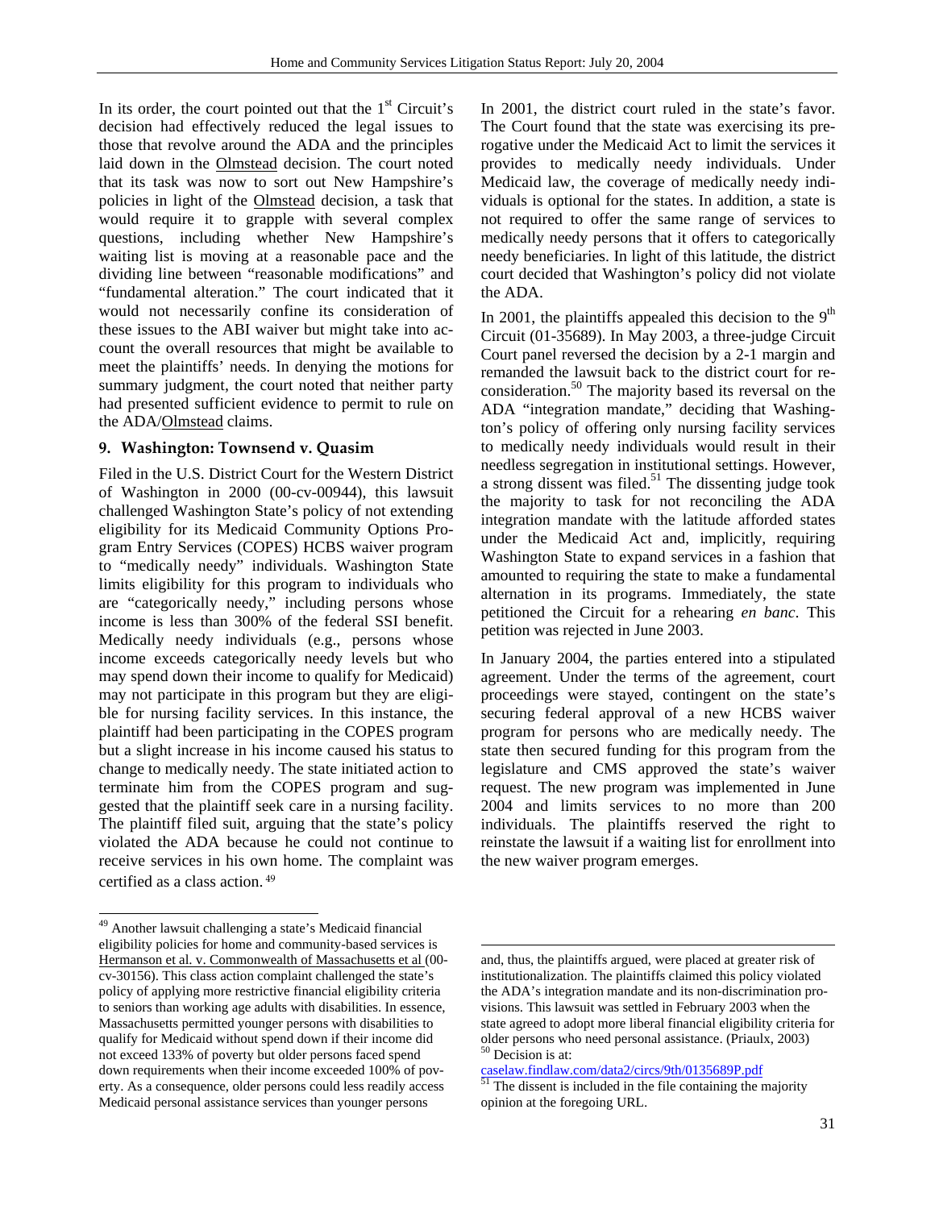In its order, the court pointed out that the 1st Circuit's decision had effectively reduced the legal issues to those that revolve around the ADA and the principles laid down in the Olmstead decision. The court noted that its task was now to sort out New Hampshire's policies in light of the Olmstead decision, a task that would require it to grapple with several complex questions, including whether New Hampshire's waiting list is moving at a reasonable pace and the dividing line between "reasonable modifications" and "fundamental alteration." The court indicated that it would not necessarily confine its consideration of these issues to the ABI waiver but might take into account the overall resources that might be available to meet the plaintiffs' needs. In denying the motions for summary judgment, the court noted that neither party had presented sufficient evidence to permit to rule on the ADA/Olmstead claims.

## 9. Washington: Townsend v. Quasim

Filed in the U.S. District Court for the Western District of Washington in 2000 (00-cv-00944), this lawsuit challenged Washington State's policy of not extending eligibility for its Medicaid Community Options Program Entry Services (COPES) HCBS waiver program to "medically needy" individuals. Washington State limits eligibility for this program to individuals who are "categorically needy," including persons whose income is less than 300% of the federal SSI benefit. Medically needy individuals (e.g., persons whose income exceeds categorically needy levels but who may spend down their income to qualify for Medicaid) may not participate in this program but they are eligible for nursing facility services. In this instance, the plaintiff had been participating in the COPES program but a slight increase in his income caused his status to change to medically needy. The state initiated action to terminate him from the COPES program and suggested that the plaintiff seek care in a nursing facility. The plaintiff filed suit, arguing that the state's policy violated the ADA because he could not continue to receive services in his own home. The complaint was certified as a class action.[49]

In 2001, the district court ruled in the state's favor. The Court found that the state was exercising its prerogative under the Medicaid Act to limit the services it provides to medically needy individuals. Under Medicaid law, the coverage of medically needy individuals is optional for the states. In addition, a state is not required to offer the same range of services to medically needy persons that it offers to categorically needy beneficiaries. In light of this latitude, the district court decided that Washington's policy did not violate the ADA.

In 2001, the plaintiffs appealed this decision to the 9th Circuit (01-35689). In May 2003, a three-judge Circuit Court panel reversed the decision by a 2-1 margin and remanded the lawsuit back to the district court for reconsideration.[50] The majority based its reversal on the ADA "integration mandate," deciding that Washington's policy of offering only nursing facility services to medically needy individuals would result in their needless segregation in institutional settings. However, a strong dissent was filed.[51] The dissenting judge took the majority to task for not reconciling the ADA integration mandate with the latitude afforded states under the Medicaid Act and, implicitly, requiring Washington State to expand services in a fashion that amounted to requiring the state to make a fundamental alternation in its programs. Immediately, the state petitioned the Circuit for a rehearing *en banc*. This petition was rejected in June 2003.

In January 2004, the parties entered into a stipulated agreement. Under the terms of the agreement, court proceedings were stayed, contingent on the state's securing federal approval of a new HCBS waiver program for persons who are medically needy. The state then secured funding for this program from the legislature and CMS approved the state's waiver request. The new program was implemented in June 2004 and limits services to no more than 200 individuals. The plaintiffs reserved the right to reinstate the lawsuit if a waiting list for enrollment into the new waiver program emerges.

---

[49] Another lawsuit challenging a state's Medicaid financial eligibility policies for home and community-based services is Hermanson et al. v. Commonwealth of Massachusetts et al (00-cv-30156). This class action complaint challenged the state's policy of applying more restrictive financial eligibility criteria to seniors than working age adults with disabilities. In essence, Massachusetts permitted younger persons with disabilities to qualify for Medicaid without spend down if their income did not exceed 133% of poverty but older persons faced spend down requirements when their income exceeded 100% of poverty. As a consequence, older persons could less readily access Medicaid personal assistance services than younger persons and, thus, the plaintiffs argued, were placed at greater risk of institutionalization. The plaintiffs claimed this policy violated the ADA's integration mandate and its non-discrimination provisions. This lawsuit was settled in February 2003 when the state agreed to adopt more liberal financial eligibility criteria for older persons who need personal assistance. (Priaulx, 2003)

[50] Decision is at: caselaw.findlaw.com/data2/circs/9th/0135689P.pdf

[51] The dissent is included in the file containing the majority opinion at the foregoing URL.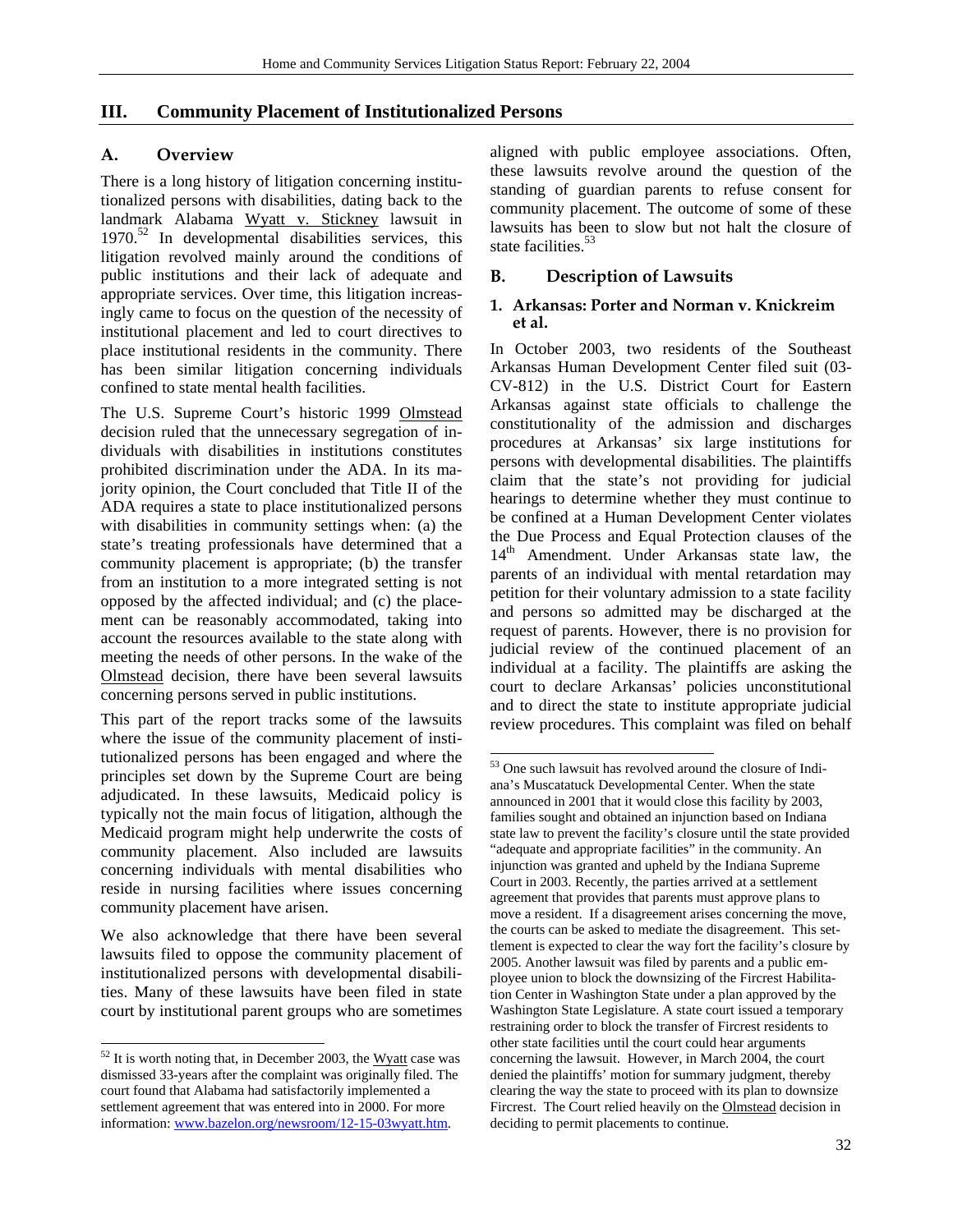## III. Community Placement of Institutionalized Persons

### A. Overview

There is a long history of litigation concerning institutionalized persons with disabilities, dating back to the landmark Alabama Wyatt v. Stickney lawsuit in 1970.[52] In developmental disabilities services, this litigation revolved mainly around the conditions of public institutions and their lack of adequate and appropriate services. Over time, this litigation increasingly came to focus on the question of the necessity of institutional placement and led to court directives to place institutional residents in the community. There has been similar litigation concerning individuals confined to state mental health facilities.

The U.S. Supreme Court's historic 1999 Olmstead decision ruled that the unnecessary segregation of individuals with disabilities in institutions constitutes prohibited discrimination under the ADA. In its majority opinion, the Court concluded that Title II of the ADA requires a state to place institutionalized persons with disabilities in community settings when: (a) the state's treating professionals have determined that a community placement is appropriate; (b) the transfer from an institution to a more integrated setting is not opposed by the affected individual; and (c) the placement can be reasonably accommodated, taking into account the resources available to the state along with meeting the needs of other persons. In the wake of the Olmstead decision, there have been several lawsuits concerning persons served in public institutions.

This part of the report tracks some of the lawsuits where the issue of the community placement of institutionalized persons has been engaged and where the principles set down by the Supreme Court are being adjudicated. In these lawsuits, Medicaid policy is typically not the main focus of litigation, although the Medicaid program might help underwrite the costs of community placement. Also included are lawsuits concerning individuals with mental disabilities who reside in nursing facilities where issues concerning community placement have arisen.

We also acknowledge that there have been several lawsuits filed to oppose the community placement of institutionalized persons with developmental disabilities. Many of these lawsuits have been filed in state court by institutional parent groups who are sometimes aligned with public employee associations. Often, these lawsuits revolve around the question of the standing of guardian parents to refuse consent for community placement. The outcome of some of these lawsuits has been to slow but not halt the closure of state facilities.[53]

### B. Description of Lawsuits

#### 1. Arkansas: Porter and Norman v. Knickreim et al.

In October 2003, two residents of the Southeast Arkansas Human Development Center filed suit (03-CV-812) in the U.S. District Court for Eastern Arkansas against state officials to challenge the constitutionality of the admission and discharges procedures at Arkansas' six large institutions for persons with developmental disabilities. The plaintiffs claim that the state's not providing for judicial hearings to determine whether they must continue to be confined at a Human Development Center violates the Due Process and Equal Protection clauses of the 14th Amendment. Under Arkansas state law, the parents of an individual with mental retardation may petition for their voluntary admission to a state facility and persons so admitted may be discharged at the request of parents. However, there is no provision for judicial review of the continued placement of an individual at a facility. The plaintiffs are asking the court to declare Arkansas' policies unconstitutional and to direct the state to institute appropriate judicial review procedures. This complaint was filed on behalf

---

[52] It is worth noting that, in December 2003, the Wyatt case was dismissed 33-years after the complaint was originally filed. The court found that Alabama had satisfactorily implemented a settlement agreement that was entered into in 2000. For more information: www.bazelon.org/newsroom/12-15-03wyatt.htm.

[53] One such lawsuit has revolved around the closure of Indiana's Muscatatuck Developmental Center. When the state announced in 2001 that it would close this facility by 2003, families sought and obtained an injunction based on Indiana state law to prevent the facility's closure until the state provided "adequate and appropriate facilities" in the community. An injunction was granted and upheld by the Indiana Supreme Court in 2003. Recently, the parties arrived at a settlement agreement that provides that parents must approve plans to move a resident. If a disagreement arises concerning the move, the courts can be asked to mediate the disagreement. This settlement is expected to clear the way fort the facility's closure by 2005. Another lawsuit was filed by parents and a public employee union to block the downsizing of the Fircrest Habilitation Center in Washington State under a plan approved by the Washington State Legislature. A state court issued a temporary restraining order to block the transfer of Fircrest residents to other state facilities until the court could hear arguments concerning the lawsuit. However, in March 2004, the court denied the plaintiffs' motion for summary judgment, thereby clearing the way the state to proceed with its plan to downsize Fircrest. The Court relied heavily on the Olmstead decision in deciding to permit placements to continue.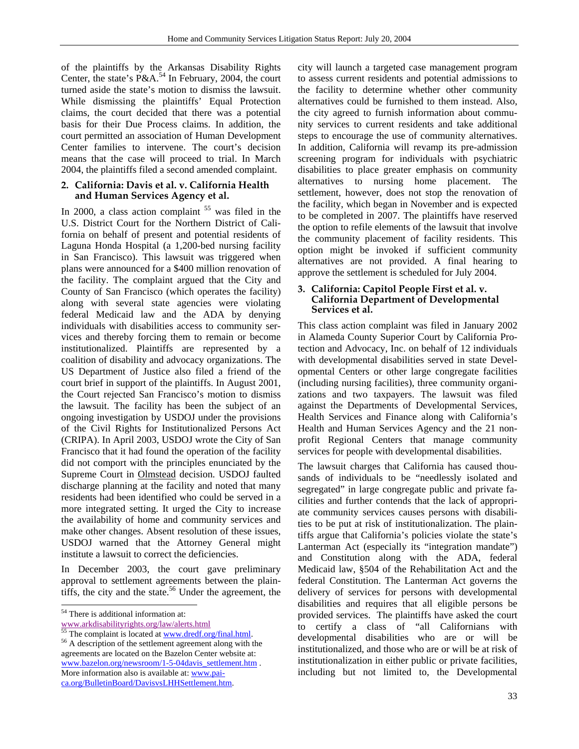of the plaintiffs by the Arkansas Disability Rights Center, the state's P&A.[54] In February, 2004, the court turned aside the state's motion to dismiss the lawsuit. While dismissing the plaintiffs' Equal Protection claims, the court decided that there was a potential basis for their Due Process claims. In addition, the court permitted an association of Human Development Center families to intervene. The court's decision means that the case will proceed to trial. In March 2004, the plaintiffs filed a second amended complaint.

### 2. California: Davis et al. v. California Health and Human Services Agency et al.

In 2000, a class action complaint [55] was filed in the U.S. District Court for the Northern District of California on behalf of present and potential residents of Laguna Honda Hospital (a 1,200-bed nursing facility in San Francisco). This lawsuit was triggered when plans were announced for a $400 million renovation of the facility. The complaint argued that the City and County of San Francisco (which operates the facility) along with several state agencies were violating federal Medicaid law and the ADA by denying individuals with disabilities access to community services and thereby forcing them to remain or become institutionalized. Plaintiffs are represented by a coalition of disability and advocacy organizations. The US Department of Justice also filed a friend of the court brief in support of the plaintiffs. In August 2001, the Court rejected San Francisco's motion to dismiss the lawsuit. The facility has been the subject of an ongoing investigation by USDOJ under the provisions of the Civil Rights for Institutionalized Persons Act (CRIPA). In April 2003, USDOJ wrote the City of San Francisco that it had found the operation of the facility did not comport with the principles enunciated by the Supreme Court in Olmstead decision. USDOJ faulted discharge planning at the facility and noted that many residents had been identified who could be served in a more integrated setting. It urged the City to increase the availability of home and community services and make other changes. Absent resolution of these issues, USDOJ warned that the Attorney General might institute a lawsuit to correct the deficiencies.

In December 2003, the court gave preliminary approval to settlement agreements between the plaintiffs, the city and the state.[56] Under the agreement, the city will launch a targeted case management program to assess current residents and potential admissions to the facility to determine whether other community alternatives could be furnished to them instead. Also, the city agreed to furnish information about community services to current residents and take additional steps to encourage the use of community alternatives. In addition, California will revamp its pre-admission screening program for individuals with psychiatric disabilities to place greater emphasis on community alternatives to nursing home placement. The settlement, however, does not stop the renovation of the facility, which began in November and is expected to be completed in 2007. The plaintiffs have reserved the option to refile elements of the lawsuit that involve the community placement of facility residents. This option might be invoked if sufficient community alternatives are not provided. A final hearing to approve the settlement is scheduled for July 2004.

### 3. California: Capitol People First et al. v. California Department of Developmental Services et al.

This class action complaint was filed in January 2002 in Alameda County Superior Court by California Protection and Advocacy, Inc. on behalf of 12 individuals with developmental disabilities served in state Developmental Centers or other large congregate facilities (including nursing facilities), three community organizations and two taxpayers. The lawsuit was filed against the Departments of Developmental Services, Health Services and Finance along with California's Health and Human Services Agency and the 21 nonprofit Regional Centers that manage community services for people with developmental disabilities.

The lawsuit charges that California has caused thousands of individuals to be "needlessly isolated and segregated" in large congregate public and private facilities and further contends that the lack of appropriate community services causes persons with disabilities to be put at risk of institutionalization. The plaintiffs argue that California's policies violate the state's Lanterman Act (especially its "integration mandate") and Constitution along with the ADA, federal Medicaid law, §504 of the Rehabilitation Act and the federal Constitution. The Lanterman Act governs the delivery of services for persons with developmental disabilities and requires that all eligible persons be provided services. The plaintiffs have asked the court to certify a class of "all Californians with developmental disabilities who are or will be institutionalized, and those who are or will be at risk of institutionalization in either public or private facilities, including but not limited to, the Developmental

---

[54] There is additional information at: www.arkdisabilityrights.org/law/alerts.html

[55] The complaint is located at www.dredf.org/final.html.

[56] A description of the settlement agreement along with the agreements are located on the Bazelon Center website at: www.bazelon.org/newsroom/1-5-04davis_settlement.htm . More information also is available at: www.pai-ca.org/BulletinBoard/DavisvsLHHSettlement.htm.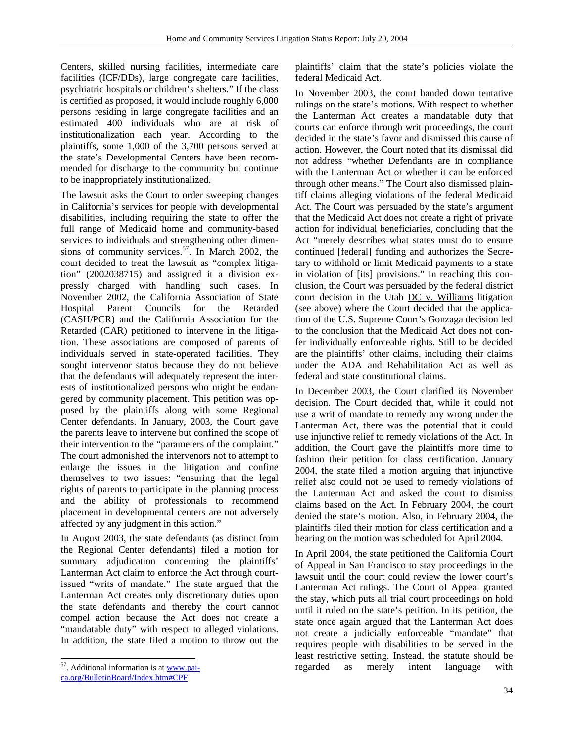Centers, skilled nursing facilities, intermediate care facilities (ICF/DDs), large congregate care facilities, psychiatric hospitals or children's shelters." If the class is certified as proposed, it would include roughly 6,000 persons residing in large congregate facilities and an estimated 400 individuals who are at risk of institutionalization each year. According to the plaintiffs, some 1,000 of the 3,700 persons served at the state's Developmental Centers have been recommended for discharge to the community but continue to be inappropriately institutionalized.

The lawsuit asks the Court to order sweeping changes in California's services for people with developmental disabilities, including requiring the state to offer the full range of Medicaid home and community-based services to individuals and strengthening other dimensions of community services.[57]. In March 2002, the court decided to treat the lawsuit as "complex litigation" (2002038715) and assigned it a division expressly charged with handling such cases. In November 2002, the California Association of State Hospital Parent Councils for the Retarded (CASH/PCR) and the California Association for the Retarded (CAR) petitioned to intervene in the litigation. These associations are composed of parents of individuals served in state-operated facilities. They sought intervenor status because they do not believe that the defendants will adequately represent the interests of institutionalized persons who might be endangered by community placement. This petition was opposed by the plaintiffs along with some Regional Center defendants. In January, 2003, the Court gave the parents leave to intervene but confined the scope of their intervention to the "parameters of the complaint." The court admonished the intervenors not to attempt to enlarge the issues in the litigation and confine themselves to two issues: "ensuring that the legal rights of parents to participate in the planning process and the ability of professionals to recommend placement in developmental centers are not adversely affected by any judgment in this action."

In August 2003, the state defendants (as distinct from the Regional Center defendants) filed a motion for summary adjudication concerning the plaintiffs' Lanterman Act claim to enforce the Act through court-issued "writs of mandate." The state argued that the Lanterman Act creates only discretionary duties upon the state defendants and thereby the court cannot compel action because the Act does not create a "mandatable duty" with respect to alleged violations. In addition, the state filed a motion to throw out the plaintiffs' claim that the state's policies violate the federal Medicaid Act.

In November 2003, the court handed down tentative rulings on the state's motions. With respect to whether the Lanterman Act creates a mandatable duty that courts can enforce through writ proceedings, the court decided in the state's favor and dismissed this cause of action. However, the Court noted that its dismissal did not address "whether Defendants are in compliance with the Lanterman Act or whether it can be enforced through other means." The Court also dismissed plaintiff claims alleging violations of the federal Medicaid Act. The Court was persuaded by the state's argument that the Medicaid Act does not create a right of private action for individual beneficiaries, concluding that the Act "merely describes what states must do to ensure continued [federal] funding and authorizes the Secretary to withhold or limit Medicaid payments to a state in violation of [its] provisions." In reaching this conclusion, the Court was persuaded by the federal district court decision in the Utah DC v. Williams litigation (see above) where the Court decided that the application of the U.S. Supreme Court's Gonzaga decision led to the conclusion that the Medicaid Act does not confer individually enforceable rights. Still to be decided are the plaintiffs' other claims, including their claims under the ADA and Rehabilitation Act as well as federal and state constitutional claims.

In December 2003, the Court clarified its November decision. The Court decided that, while it could not use a writ of mandate to remedy any wrong under the Lanterman Act, there was the potential that it could use injunctive relief to remedy violations of the Act. In addition, the Court gave the plaintiffs more time to fashion their petition for class certification. January 2004, the state filed a motion arguing that injunctive relief also could not be used to remedy violations of the Lanterman Act and asked the court to dismiss claims based on the Act. In February 2004, the court denied the state's motion. Also, in February 2004, the plaintiffs filed their motion for class certification and a hearing on the motion was scheduled for April 2004.

In April 2004, the state petitioned the California Court of Appeal in San Francisco to stay proceedings in the lawsuit until the court could review the lower court's Lanterman Act rulings. The Court of Appeal granted the stay, which puts all trial court proceedings on hold until it ruled on the state's petition. In its petition, the state once again argued that the Lanterman Act does not create a judicially enforceable "mandate" that requires people with disabilities to be served in the least restrictive setting. Instead, the statute should be regarded as merely intent language with

[57]. Additional information is at www.pai-ca.org/BulletinBoard/Index.htm#CPF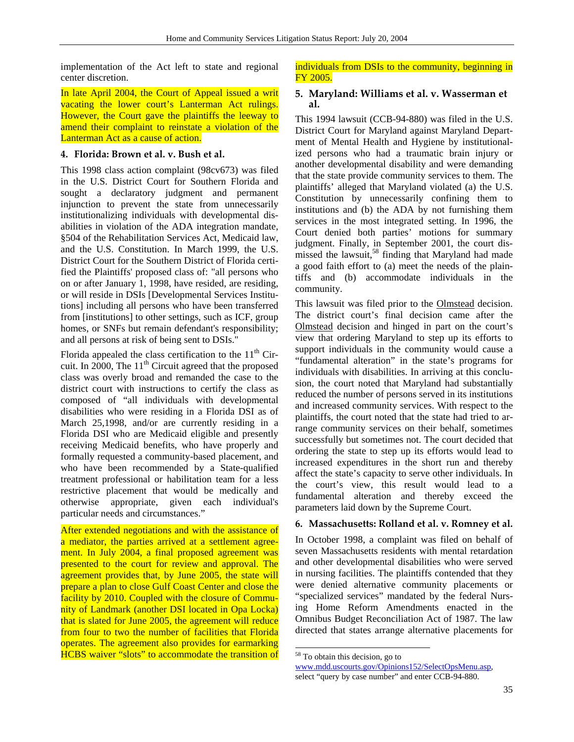implementation of the Act left to state and regional center discretion.

In late April 2004, the Court of Appeal issued a writ vacating the lower court's Lanterman Act rulings. However, the Court gave the plaintiffs the leeway to amend their complaint to reinstate a violation of the Lanterman Act as a cause of action.

### 4. Florida: Brown et al. v. Bush et al.

This 1998 class action complaint (98cv673) was filed in the U.S. District Court for Southern Florida and sought a declaratory judgment and permanent injunction to prevent the state from unnecessarily institutionalizing individuals with developmental disabilities in violation of the ADA integration mandate, §504 of the Rehabilitation Services Act, Medicaid law, and the U.S. Constitution. In March 1999, the U.S. District Court for the Southern District of Florida certified the Plaintiffs' proposed class of: "all persons who on or after January 1, 1998, have resided, are residing, or will reside in DSIs [Developmental Services Institutions] including all persons who have been transferred from [institutions] to other settings, such as ICF, group homes, or SNFs but remain defendant's responsibility; and all persons at risk of being sent to DSIs."

Florida appealed the class certification to the 11th Circuit. In 2000, The 11th Circuit agreed that the proposed class was overly broad and remanded the case to the district court with instructions to certify the class as composed of "all individuals with developmental disabilities who were residing in a Florida DSI as of March 25,1998, and/or are currently residing in a Florida DSI who are Medicaid eligible and presently receiving Medicaid benefits, who have properly and formally requested a community-based placement, and who have been recommended by a State-qualified treatment professional or habilitation team for a less restrictive placement that would be medically and otherwise appropriate, given each individual's particular needs and circumstances."

After extended negotiations and with the assistance of a mediator, the parties arrived at a settlement agreement. In July 2004, a final proposed agreement was presented to the court for review and approval. The agreement provides that, by June 2005, the state will prepare a plan to close Gulf Coast Center and close the facility by 2010. Coupled with the closure of Community of Landmark (another DSI located in Opa Locka) that is slated for June 2005, the agreement will reduce from four to two the number of facilities that Florida operates. The agreement also provides for earmarking HCBS waiver "slots" to accommodate the transition of individuals from DSIs to the community, beginning in FY 2005.

### 5. Maryland: Williams et al. v. Wasserman et al.

This 1994 lawsuit (CCB-94-880) was filed in the U.S. District Court for Maryland against Maryland Department of Mental Health and Hygiene by institutionalized persons who had a traumatic brain injury or another developmental disability and were demanding that the state provide community services to them. The plaintiffs' alleged that Maryland violated (a) the U.S. Constitution by unnecessarily confining them to institutions and (b) the ADA by not furnishing them services in the most integrated setting. In 1996, the Court denied both parties' motions for summary judgment. Finally, in September 2001, the court dismissed the lawsuit,[58] finding that Maryland had made a good faith effort to (a) meet the needs of the plaintiffs and (b) accommodate individuals in the community.

This lawsuit was filed prior to the Olmstead decision. The district court's final decision came after the Olmstead decision and hinged in part on the court's view that ordering Maryland to step up its efforts to support individuals in the community would cause a "fundamental alteration" in the state's programs for individuals with disabilities. In arriving at this conclusion, the court noted that Maryland had substantially reduced the number of persons served in its institutions and increased community services. With respect to the plaintiffs, the court noted that the state had tried to arrange community services on their behalf, sometimes successfully but sometimes not. The court decided that ordering the state to step up its efforts would lead to increased expenditures in the short run and thereby affect the state's capacity to serve other individuals. In the court's view, this result would lead to a fundamental alteration and thereby exceed the parameters laid down by the Supreme Court.

### 6. Massachusetts: Rolland et al. v. Romney et al.

In October 1998, a complaint was filed on behalf of seven Massachusetts residents with mental retardation and other developmental disabilities who were served in nursing facilities. The plaintiffs contended that they were denied alternative community placements or "specialized services" mandated by the federal Nursing Home Reform Amendments enacted in the Omnibus Budget Reconciliation Act of 1987. The law directed that states arrange alternative placements for

[58] To obtain this decision, go to www.mdd.uscourts.gov/Opinions152/SelectOpsMenu.asp, select "query by case number" and enter CCB-94-880.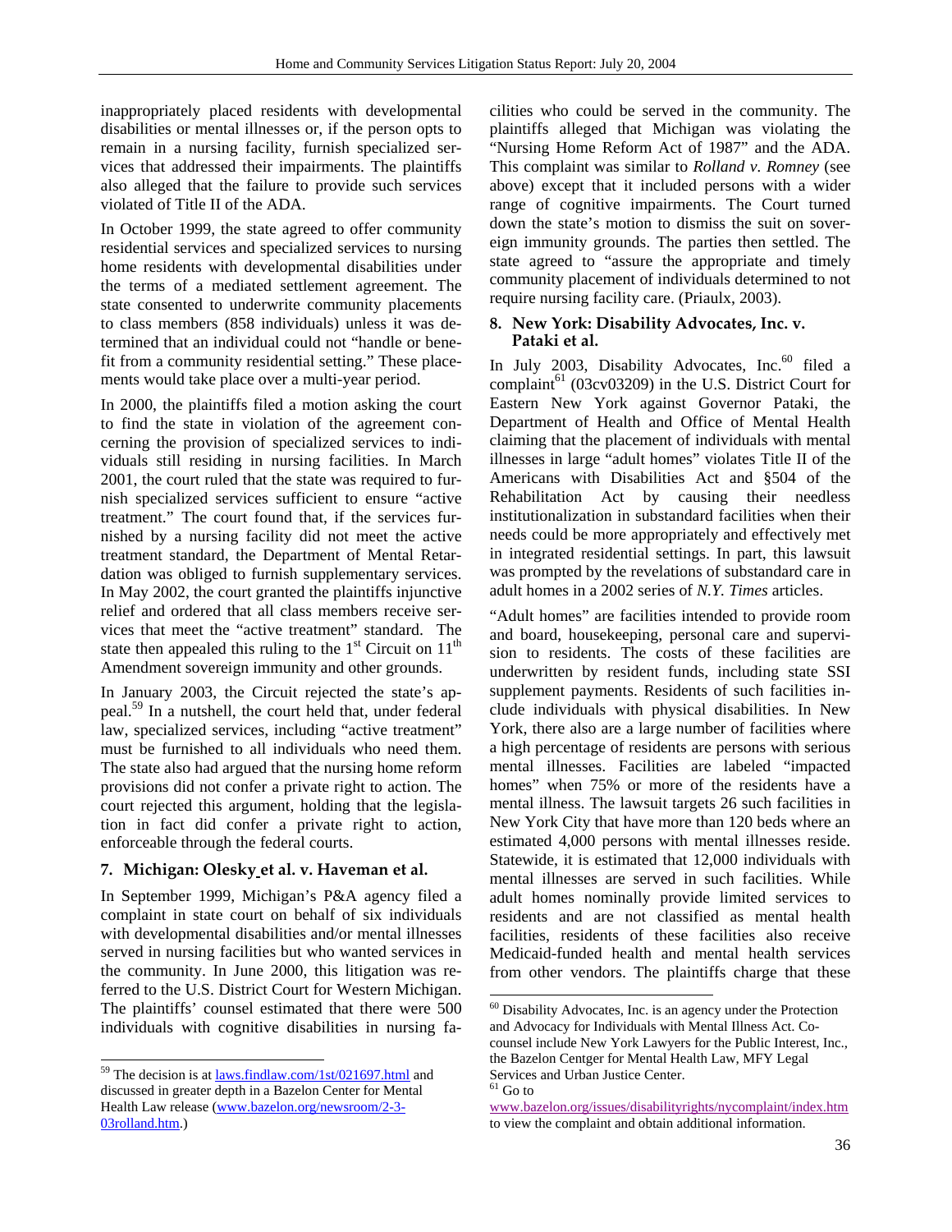inappropriately placed residents with developmental disabilities or mental illnesses or, if the person opts to remain in a nursing facility, furnish specialized services that addressed their impairments. The plaintiffs also alleged that the failure to provide such services violated of Title II of the ADA.

In October 1999, the state agreed to offer community residential services and specialized services to nursing home residents with developmental disabilities under the terms of a mediated settlement agreement. The state consented to underwrite community placements to class members (858 individuals) unless it was determined that an individual could not "handle or benefit from a community residential setting." These placements would take place over a multi-year period.

In 2000, the plaintiffs filed a motion asking the court to find the state in violation of the agreement concerning the provision of specialized services to individuals still residing in nursing facilities. In March 2001, the court ruled that the state was required to furnish specialized services sufficient to ensure "active treatment." The court found that, if the services furnished by a nursing facility did not meet the active treatment standard, the Department of Mental Retardation was obliged to furnish supplementary services. In May 2002, the court granted the plaintiffs injunctive relief and ordered that all class members receive services that meet the "active treatment" standard. The state then appealed this ruling to the 1st Circuit on 11th Amendment sovereign immunity and other grounds.

In January 2003, the Circuit rejected the state's appeal.[59] In a nutshell, the court held that, under federal law, specialized services, including "active treatment" must be furnished to all individuals who need them. The state also had argued that the nursing home reform provisions did not confer a private right to action. The court rejected this argument, holding that the legislation in fact did confer a private right to action, enforceable through the federal courts.

### 7. Michigan: Olesky et al. v. Haveman et al.

In September 1999, Michigan's P&A agency filed a complaint in state court on behalf of six individuals with developmental disabilities and/or mental illnesses served in nursing facilities but who wanted services in the community. In June 2000, this litigation was referred to the U.S. District Court for Western Michigan. The plaintiffs' counsel estimated that there were 500 individuals with cognitive disabilities in nursing facilities who could be served in the community. The plaintiffs alleged that Michigan was violating the "Nursing Home Reform Act of 1987" and the ADA. This complaint was similar to *Rolland v. Romney* (see above) except that it included persons with a wider range of cognitive impairments. The Court turned down the state's motion to dismiss the suit on sovereign immunity grounds. The parties then settled. The state agreed to "assure the appropriate and timely community placement of individuals determined to not require nursing facility care. (Priaulx, 2003).

### 8. New York: Disability Advocates, Inc. v. Pataki et al.

In July 2003, Disability Advocates, Inc.[60] filed a complaint[61] (03cv03209) in the U.S. District Court for Eastern New York against Governor Pataki, the Department of Health and Office of Mental Health claiming that the placement of individuals with mental illnesses in large "adult homes" violates Title II of the Americans with Disabilities Act and §504 of the Rehabilitation Act by causing their needless institutionalization in substandard facilities when their needs could be more appropriately and effectively met in integrated residential settings. In part, this lawsuit was prompted by the revelations of substandard care in adult homes in a 2002 series of *N.Y. Times* articles.

"Adult homes" are facilities intended to provide room and board, housekeeping, personal care and supervision to residents. The costs of these facilities are underwritten by resident funds, including state SSI supplement payments. Residents of such facilities include individuals with physical disabilities. In New York, there also are a large number of facilities where a high percentage of residents are persons with serious mental illnesses. Facilities are labeled "impacted homes" when 75% or more of the residents have a mental illness. The lawsuit targets 26 such facilities in New York City that have more than 120 beds where an estimated 4,000 persons with mental illnesses reside. Statewide, it is estimated that 12,000 individuals with mental illnesses are served in such facilities. While adult homes nominally provide limited services to residents and are not classified as mental health facilities, residents of these facilities also receive Medicaid-funded health and mental health services from other vendors. The plaintiffs charge that these

---

[59] The decision is at laws.findlaw.com/1st/021697.html and discussed in greater depth in a Bazelon Center for Mental Health Law release (www.bazelon.org/newsroom/2-3-03rolland.htm.)

[60] Disability Advocates, Inc. is an agency under the Protection and Advocacy for Individuals with Mental Illness Act. Co-counsel include New York Lawyers for the Public Interest, Inc., the Bazelon Centger for Mental Health Law, MFY Legal Services and Urban Justice Center.

[61] Go to www.bazelon.org/issues/disabilityrights/nycomplaint/index.htm to view the complaint and obtain additional information.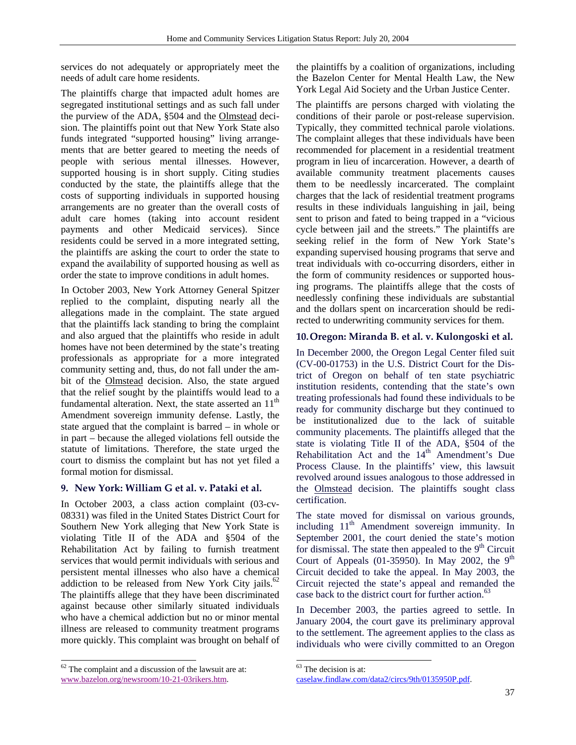services do not adequately or appropriately meet the needs of adult care home residents.

The plaintiffs charge that impacted adult homes are segregated institutional settings and as such fall under the purview of the ADA, §504 and the Olmstead decision. The plaintiffs point out that New York State also funds integrated "supported housing" living arrangements that are better geared to meeting the needs of people with serious mental illnesses. However, supported housing is in short supply. Citing studies conducted by the state, the plaintiffs allege that the costs of supporting individuals in supported housing arrangements are no greater than the overall costs of adult care homes (taking into account resident payments and other Medicaid services). Since residents could be served in a more integrated setting, the plaintiffs are asking the court to order the state to expand the availability of supported housing as well as order the state to improve conditions in adult homes.

In October 2003, New York Attorney General Spitzer replied to the complaint, disputing nearly all the allegations made in the complaint. The state argued that the plaintiffs lack standing to bring the complaint and also argued that the plaintiffs who reside in adult homes have not been determined by the state's treating professionals as appropriate for a more integrated community setting and, thus, do not fall under the ambit of the Olmstead decision. Also, the state argued that the relief sought by the plaintiffs would lead to a fundamental alteration. Next, the state asserted an 11th Amendment sovereign immunity defense. Lastly, the state argued that the complaint is barred – in whole or in part – because the alleged violations fell outside the statute of limitations. Therefore, the state urged the court to dismiss the complaint but has not yet filed a formal motion for dismissal.

### 9. New York: William G et al. v. Pataki et al.

In October 2003, a class action complaint (03-cv-08331) was filed in the United States District Court for Southern New York alleging that New York State is violating Title II of the ADA and §504 of the Rehabilitation Act by failing to furnish treatment services that would permit individuals with serious and persistent mental illnesses who also have a chemical addiction to be released from New York City jails.[62] The plaintiffs allege that they have been discriminated against because other similarly situated individuals who have a chemical addiction but no or minor mental illness are released to community treatment programs more quickly. This complaint was brought on behalf of the plaintiffs by a coalition of organizations, including the Bazelon Center for Mental Health Law, the New York Legal Aid Society and the Urban Justice Center.

The plaintiffs are persons charged with violating the conditions of their parole or post-release supervision. Typically, they committed technical parole violations. The complaint alleges that these individuals have been recommended for placement in a residential treatment program in lieu of incarceration. However, a dearth of available community treatment placements causes them to be needlessly incarcerated. The complaint charges that the lack of residential treatment programs results in these individuals languishing in jail, being sent to prison and fated to being trapped in a "vicious cycle between jail and the streets." The plaintiffs are seeking relief in the form of New York State's expanding supervised housing programs that serve and treat individuals with co-occurring disorders, either in the form of community residences or supported housing programs. The plaintiffs allege that the costs of needlessly confining these individuals are substantial and the dollars spent on incarceration should be redirected to underwriting community services for them.

### 10. Oregon: Miranda B. et al. v. Kulongoski et al.

In December 2000, the Oregon Legal Center filed suit (CV-00-01753) in the U.S. District Court for the District of Oregon on behalf of ten state psychiatric institution residents, contending that the state's own treating professionals had found these individuals to be ready for community discharge but they continued to be institutionalized due to the lack of suitable community placements. The plaintiffs alleged that the state is violating Title II of the ADA, §504 of the Rehabilitation Act and the 14th Amendment's Due Process Clause. In the plaintiffs' view, this lawsuit revolved around issues analogous to those addressed in the Olmstead decision. The plaintiffs sought class certification.

The state moved for dismissal on various grounds, including 11th Amendment sovereign immunity. In September 2001, the court denied the state's motion for dismissal. The state then appealed to the 9th Circuit Court of Appeals (01-35950). In May 2002, the 9th Circuit decided to take the appeal. In May 2003, the Circuit rejected the state's appeal and remanded the case back to the district court for further action.[63]

In December 2003, the parties agreed to settle. In January 2004, the court gave its preliminary approval to the settlement. The agreement applies to the class as individuals who were civilly committed to an Oregon

---

[62] The complaint and a discussion of the lawsuit are at: www.bazelon.org/newsroom/10-21-03rikers.htm.

[63] The decision is at: caselaw.findlaw.com/data2/circs/9th/0135950P.pdf.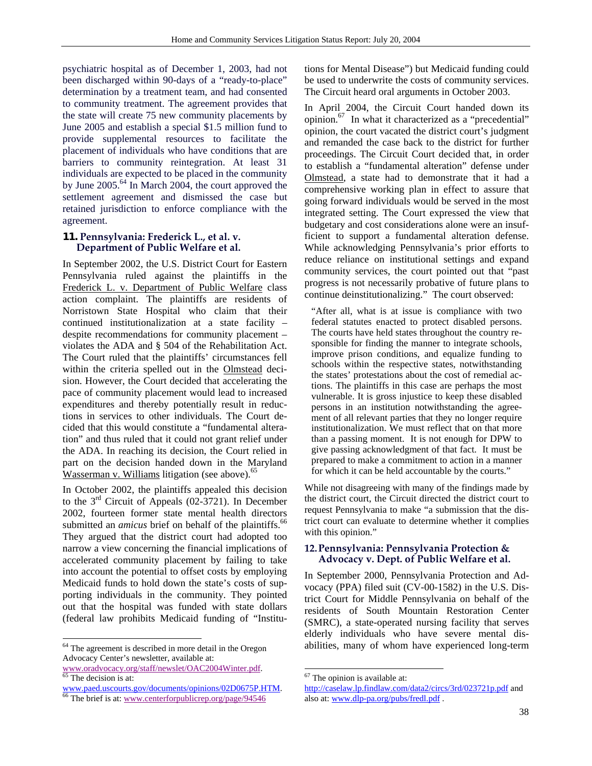psychiatric hospital as of December 1, 2003, had not been discharged within 90-days of a "ready-to-place" determination by a treatment team, and had consented to community treatment. The agreement provides that the state will create 75 new community placements by June 2005 and establish a special $1.5 million fund to provide supplemental resources to facilitate the placement of individuals who have conditions that are barriers to community reintegration. At least 31 individuals are expected to be placed in the community by June 2005.[64] In March 2004, the court approved the settlement agreement and dismissed the case but retained jurisdiction to enforce compliance with the agreement.

### 11. Pennsylvania: Frederick L., et al. v. Department of Public Welfare et al.

In September 2002, the U.S. District Court for Eastern Pennsylvania ruled against the plaintiffs in the Frederick L. v. Department of Public Welfare class action complaint. The plaintiffs are residents of Norristown State Hospital who claim that their continued institutionalization at a state facility – despite recommendations for community placement – violates the ADA and § 504 of the Rehabilitation Act. The Court ruled that the plaintiffs' circumstances fell within the criteria spelled out in the Olmstead decision. However, the Court decided that accelerating the pace of community placement would lead to increased expenditures and thereby potentially result in reductions in services to other individuals. The Court decided that this would constitute a "fundamental alteration" and thus ruled that it could not grant relief under the ADA. In reaching its decision, the Court relied in part on the decision handed down in the Maryland Wasserman v. Williams litigation (see above).[65]

In October 2002, the plaintiffs appealed this decision to the 3rd Circuit of Appeals (02-3721). In December 2002, fourteen former state mental health directors submitted an *amicus* brief on behalf of the plaintiffs.[66] They argued that the district court had adopted too narrow a view concerning the financial implications of accelerated community placement by failing to take into account the potential to offset costs by employing Medicaid funds to hold down the state's costs of supporting individuals in the community. They pointed out that the hospital was funded with state dollars (federal law prohibits Medicaid funding of "Institutions for Mental Disease") but Medicaid funding could be used to underwrite the costs of community services. The Circuit heard oral arguments in October 2003.

In April 2004, the Circuit Court handed down its opinion.[67] In what it characterized as a "precedential" opinion, the court vacated the district court's judgment and remanded the case back to the district for further proceedings. The Circuit Court decided that, in order to establish a "fundamental alteration" defense under Olmstead, a state had to demonstrate that it had a comprehensive working plan in effect to assure that going forward individuals would be served in the most integrated setting. The Court expressed the view that budgetary and cost considerations alone were an insufficient to support a fundamental alteration defense. While acknowledging Pennsylvania's prior efforts to reduce reliance on institutional settings and expand community services, the court pointed out that "past progress is not necessarily probative of future plans to continue deinstitutionalizing." The court observed:

> "After all, what is at issue is compliance with two federal statutes enacted to protect disabled persons. The courts have held states throughout the country responsible for finding the manner to integrate schools, improve prison conditions, and equalize funding to schools within the respective states, notwithstanding the states' protestations about the cost of remedial actions. The plaintiffs in this case are perhaps the most vulnerable. It is gross injustice to keep these disabled persons in an institution notwithstanding the agreement of all relevant parties that they no longer require institutionalization. We must reflect that on that more than a passing moment. It is not enough for DPW to give passing acknowledgment of that fact. It must be prepared to make a commitment to action in a manner for which it can be held accountable by the courts."

While not disagreeing with many of the findings made by the district court, the Circuit directed the district court to request Pennsylvania to make "a submission that the district court can evaluate to determine whether it complies with this opinion."

### 12. Pennsylvania: Pennsylvania Protection & Advocacy v. Dept. of Public Welfare et al.

In September 2000, Pennsylvania Protection and Advocacy (PPA) filed suit (CV-00-1582) in the U.S. District Court for Middle Pennsylvania on behalf of the residents of South Mountain Restoration Center (SMRC), a state-operated nursing facility that serves elderly individuals who have severe mental disabilities, many of whom have experienced long-term

---

[64] The agreement is described in more detail in the Oregon Advocacy Center's newsletter, available at: www.oradvocacy.org/staff/newslet/OAC2004Winter.pdf.

[65] The decision is at: www.paed.uscourts.gov/documents/opinions/02D0675P.HTM.

[66] The brief is at: www.centerforpublicrep.org/page/94546

[67] The opinion is available at: http://caselaw.lp.findlaw.com/data2/circs/3rd/023721p.pdf and also at: www.dlp-pa.org/pubs/fredl.pdf .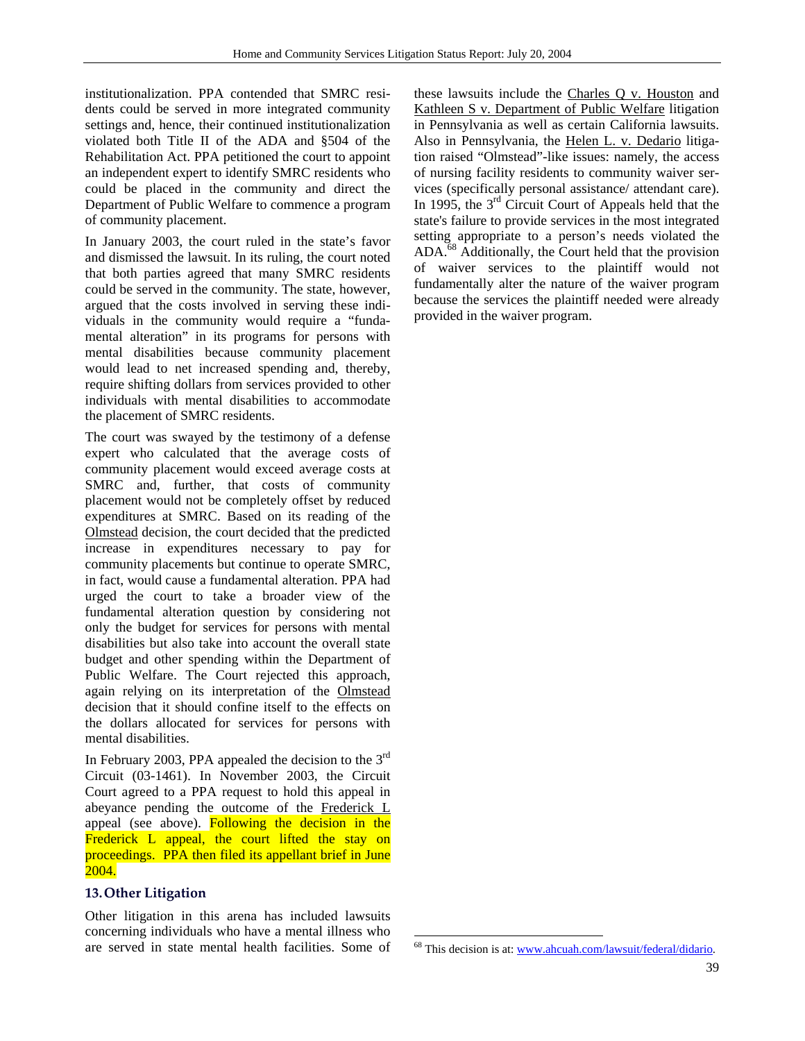institutionalization. PPA contended that SMRC residents could be served in more integrated community settings and, hence, their continued institutionalization violated both Title II of the ADA and §504 of the Rehabilitation Act. PPA petitioned the court to appoint an independent expert to identify SMRC residents who could be placed in the community and direct the Department of Public Welfare to commence a program of community placement.

In January 2003, the court ruled in the state's favor and dismissed the lawsuit. In its ruling, the court noted that both parties agreed that many SMRC residents could be served in the community. The state, however, argued that the costs involved in serving these individuals in the community would require a "fundamental alteration" in its programs for persons with mental disabilities because community placement would lead to net increased spending and, thereby, require shifting dollars from services provided to other individuals with mental disabilities to accommodate the placement of SMRC residents.

The court was swayed by the testimony of a defense expert who calculated that the average costs of community placement would exceed average costs at SMRC and, further, that costs of community placement would not be completely offset by reduced expenditures at SMRC. Based on its reading of the Olmstead decision, the court decided that the predicted increase in expenditures necessary to pay for community placements but continue to operate SMRC, in fact, would cause a fundamental alteration. PPA had urged the court to take a broader view of the fundamental alteration question by considering not only the budget for services for persons with mental disabilities but also take into account the overall state budget and other spending within the Department of Public Welfare. The Court rejected this approach, again relying on its interpretation of the Olmstead decision that it should confine itself to the effects on the dollars allocated for services for persons with mental disabilities.

In February 2003, PPA appealed the decision to the 3rd Circuit (03-1461). In November 2003, the Circuit Court agreed to a PPA request to hold this appeal in abeyance pending the outcome of the Frederick L appeal (see above). Following the decision in the Frederick L appeal, the court lifted the stay on proceedings. PPA then filed its appellant brief in June 2004.

### 13. Other Litigation

Other litigation in this arena has included lawsuits concerning individuals who have a mental illness who are served in state mental health facilities. Some of these lawsuits include the Charles Q v. Houston and Kathleen S v. Department of Public Welfare litigation in Pennsylvania as well as certain California lawsuits. Also in Pennsylvania, the Helen L. v. Dedario litigation raised "Olmstead"-like issues: namely, the access of nursing facility residents to community waiver services (specifically personal assistance/ attendant care). In 1995, the 3rd Circuit Court of Appeals held that the state's failure to provide services in the most integrated setting appropriate to a person's needs violated the ADA.[68] Additionally, the Court held that the provision of waiver services to the plaintiff would not fundamentally alter the nature of the waiver program because the services the plaintiff needed were already provided in the waiver program.

---

[68] This decision is at: www.ahcuah.com/lawsuit/federal/didario.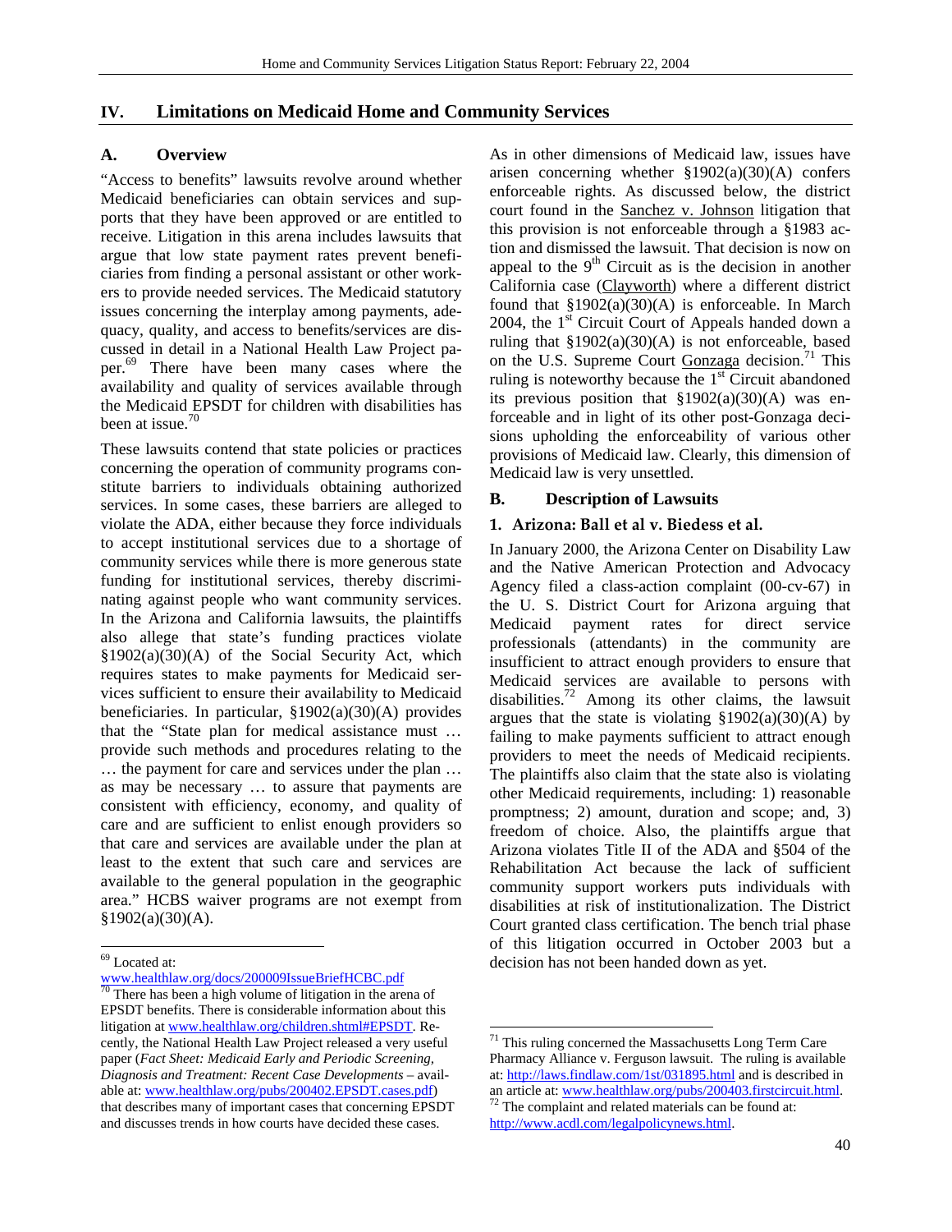## IV. Limitations on Medicaid Home and Community Services

### A. Overview

"Access to benefits" lawsuits revolve around whether Medicaid beneficiaries can obtain services and supports that they have been approved or are entitled to receive. Litigation in this arena includes lawsuits that argue that low state payment rates prevent beneficiaries from finding a personal assistant or other workers to provide needed services. The Medicaid statutory issues concerning the interplay among payments, adequacy, quality, and access to benefits/services are discussed in detail in a National Health Law Project paper.[69] There have been many cases where the availability and quality of services available through the Medicaid EPSDT for children with disabilities has been at issue.[70]

These lawsuits contend that state policies or practices concerning the operation of community programs constitute barriers to individuals obtaining authorized services. In some cases, these barriers are alleged to violate the ADA, either because they force individuals to accept institutional services due to a shortage of community services while there is more generous state funding for institutional services, thereby discriminating against people who want community services. In the Arizona and California lawsuits, the plaintiffs also allege that state's funding practices violate §1902(a)(30)(A) of the Social Security Act, which requires states to make payments for Medicaid services sufficient to ensure their availability to Medicaid beneficiaries. In particular, §1902(a)(30)(A) provides that the "State plan for medical assistance must … provide such methods and procedures relating to the … the payment for care and services under the plan … as may be necessary … to assure that payments are consistent with efficiency, economy, and quality of care and are sufficient to enlist enough providers so that care and services are available under the plan at least to the extent that such care and services are available to the general population in the geographic area." HCBS waiver programs are not exempt from §1902(a)(30)(A).

As in other dimensions of Medicaid law, issues have arisen concerning whether §1902(a)(30)(A) confers enforceable rights. As discussed below, the district court found in the Sanchez v. Johnson litigation that this provision is not enforceable through a §1983 action and dismissed the lawsuit. That decision is now on appeal to the 9th Circuit as is the decision in another California case (Clayworth) where a different district found that §1902(a)(30)(A) is enforceable. In March 2004, the 1st Circuit Court of Appeals handed down a ruling that §1902(a)(30)(A) is not enforceable, based on the U.S. Supreme Court Gonzaga decision.[71] This ruling is noteworthy because the 1st Circuit abandoned its previous position that §1902(a)(30)(A) was enforceable and in light of its other post-Gonzaga decisions upholding the enforceability of various other provisions of Medicaid law. Clearly, this dimension of Medicaid law is very unsettled.

### B. Description of Lawsuits

#### 1. Arizona: Ball et al v. Biedess et al.

In January 2000, the Arizona Center on Disability Law and the Native American Protection and Advocacy Agency filed a class-action complaint (00-cv-67) in the U. S. District Court for Arizona arguing that Medicaid payment rates for direct service professionals (attendants) in the community are insufficient to attract enough providers to ensure that Medicaid services are available to persons with disabilities.[72] Among its other claims, the lawsuit argues that the state is violating §1902(a)(30)(A) by failing to make payments sufficient to attract enough providers to meet the needs of Medicaid recipients. The plaintiffs also claim that the state also is violating other Medicaid requirements, including: 1) reasonable promptness; 2) amount, duration and scope; and, 3) freedom of choice. Also, the plaintiffs argue that Arizona violates Title II of the ADA and §504 of the Rehabilitation Act because the lack of sufficient community support workers puts individuals with disabilities at risk of institutionalization. The District Court granted class certification. The bench trial phase of this litigation occurred in October 2003 but a decision has not been handed down as yet.

---

[69] Located at: www.healthlaw.org/docs/200009IssueBriefHCBC.pdf

[70] There has been a high volume of litigation in the arena of EPSDT benefits. There is considerable information about this litigation at www.healthlaw.org/children.shtml#EPSDT. Recently, the National Health Law Project released a very useful paper (*Fact Sheet: Medicaid Early and Periodic Screening, Diagnosis and Treatment: Recent Case Developments* – available at: www.healthlaw.org/pubs/200402.EPSDT.cases.pdf) that describes many of important cases that concerning EPSDT and discusses trends in how courts have decided these cases.

[71] This ruling concerned the Massachusetts Long Term Care Pharmacy Alliance v. Ferguson lawsuit. The ruling is available at: http://laws.findlaw.com/1st/031895.html and is described in an article at: www.healthlaw.org/pubs/200403.firstcircuit.html.

[72] The complaint and related materials can be found at: http://www.acdl.com/legalpolicynews.html.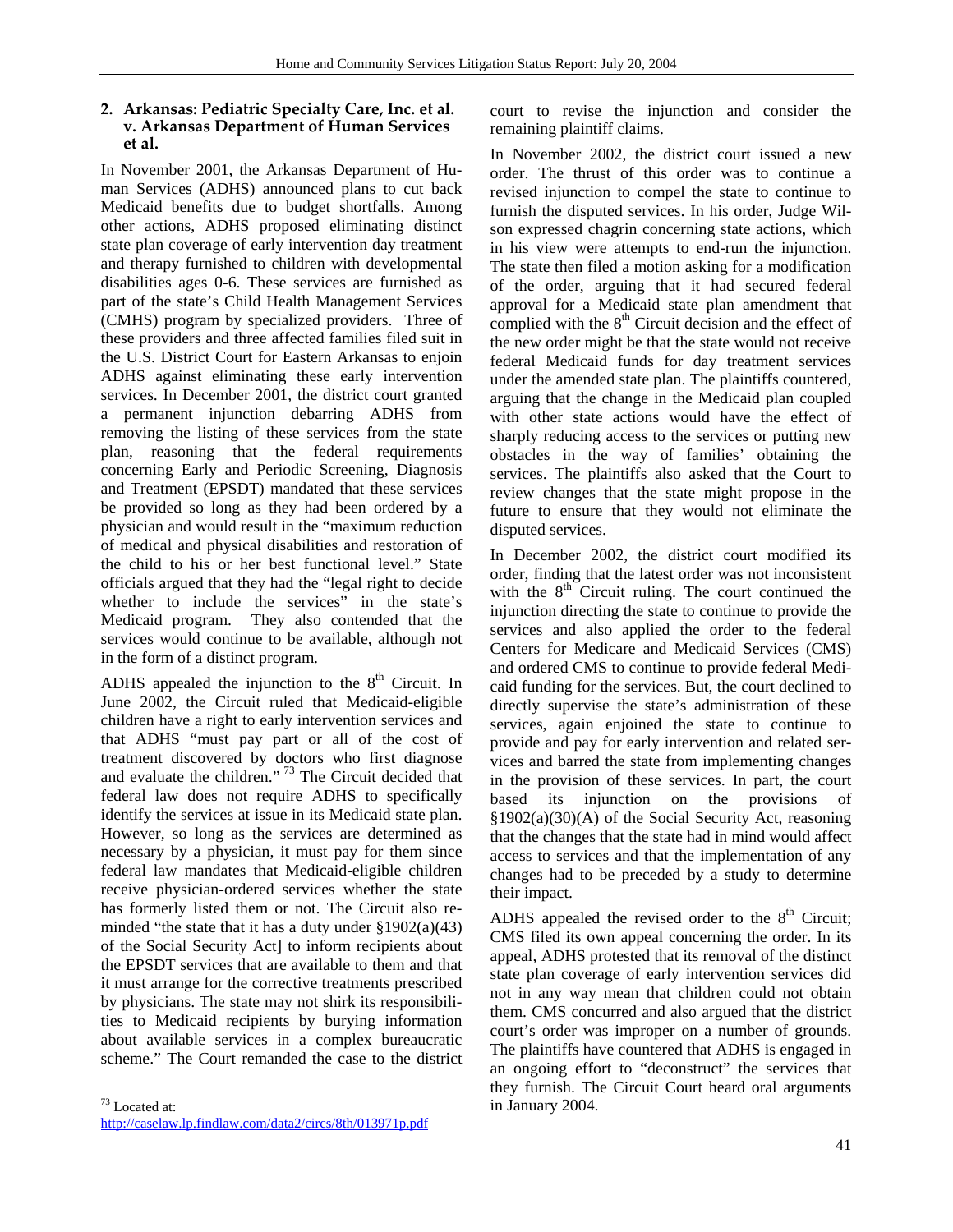### 2. Arkansas: Pediatric Specialty Care, Inc. et al. v. Arkansas Department of Human Services et al.

In November 2001, the Arkansas Department of Human Services (ADHS) announced plans to cut back Medicaid benefits due to budget shortfalls. Among other actions, ADHS proposed eliminating distinct state plan coverage of early intervention day treatment and therapy furnished to children with developmental disabilities ages 0-6. These services are furnished as part of the state's Child Health Management Services (CMHS) program by specialized providers. Three of these providers and three affected families filed suit in the U.S. District Court for Eastern Arkansas to enjoin ADHS against eliminating these early intervention services. In December 2001, the district court granted a permanent injunction debarring ADHS from removing the listing of these services from the state plan, reasoning that the federal requirements concerning Early and Periodic Screening, Diagnosis and Treatment (EPSDT) mandated that these services be provided so long as they had been ordered by a physician and would result in the "maximum reduction of medical and physical disabilities and restoration of the child to his or her best functional level." State officials argued that they had the "legal right to decide whether to include the services" in the state's Medicaid program. They also contended that the services would continue to be available, although not in the form of a distinct program.

ADHS appealed the injunction to the 8th Circuit. In June 2002, the Circuit ruled that Medicaid-eligible children have a right to early intervention services and that ADHS "must pay part or all of the cost of treatment discovered by doctors who first diagnose and evaluate the children."[73] The Circuit decided that federal law does not require ADHS to specifically identify the services at issue in its Medicaid state plan. However, so long as the services are determined as necessary by a physician, it must pay for them since federal law mandates that Medicaid-eligible children receive physician-ordered services whether the state has formerly listed them or not. The Circuit also reminded "the state that it has a duty under §1902(a)(43) of the Social Security Act] to inform recipients about the EPSDT services that are available to them and that it must arrange for the corrective treatments prescribed by physicians. The state may not shirk its responsibilities to Medicaid recipients by burying information about available services in a complex bureaucratic scheme." The Court remanded the case to the district court to revise the injunction and consider the remaining plaintiff claims.

In November 2002, the district court issued a new order. The thrust of this order was to continue a revised injunction to compel the state to continue to furnish the disputed services. In his order, Judge Wilson expressed chagrin concerning state actions, which in his view were attempts to end-run the injunction. The state then filed a motion asking for a modification of the order, arguing that it had secured federal approval for a Medicaid state plan amendment that complied with the 8th Circuit decision and the effect of the new order might be that the state would not receive federal Medicaid funds for day treatment services under the amended state plan. The plaintiffs countered, arguing that the change in the Medicaid plan coupled with other state actions would have the effect of sharply reducing access to the services or putting new obstacles in the way of families' obtaining the services. The plaintiffs also asked that the Court to review changes that the state might propose in the future to ensure that they would not eliminate the disputed services.

In December 2002, the district court modified its order, finding that the latest order was not inconsistent with the 8th Circuit ruling. The court continued the injunction directing the state to continue to provide the services and also applied the order to the federal Centers for Medicare and Medicaid Services (CMS) and ordered CMS to continue to provide federal Medicaid funding for the services. But, the court declined to directly supervise the state's administration of these services, again enjoined the state to continue to provide and pay for early intervention and related services and barred the state from implementing changes in the provision of these services. In part, the court based its injunction on the provisions of §1902(a)(30)(A) of the Social Security Act, reasoning that the changes that the state had in mind would affect access to services and that the implementation of any changes had to be preceded by a study to determine their impact.

ADHS appealed the revised order to the 8th Circuit; CMS filed its own appeal concerning the order. In its appeal, ADHS protested that its removal of the distinct state plan coverage of early intervention services did not in any way mean that children could not obtain them. CMS concurred and also argued that the district court's order was improper on a number of grounds. The plaintiffs have countered that ADHS is engaged in an ongoing effort to "deconstruct" the services that they furnish. The Circuit Court heard oral arguments in January 2004.

[73] Located at: http://caselaw.lp.findlaw.com/data2/circs/8th/013971p.pdf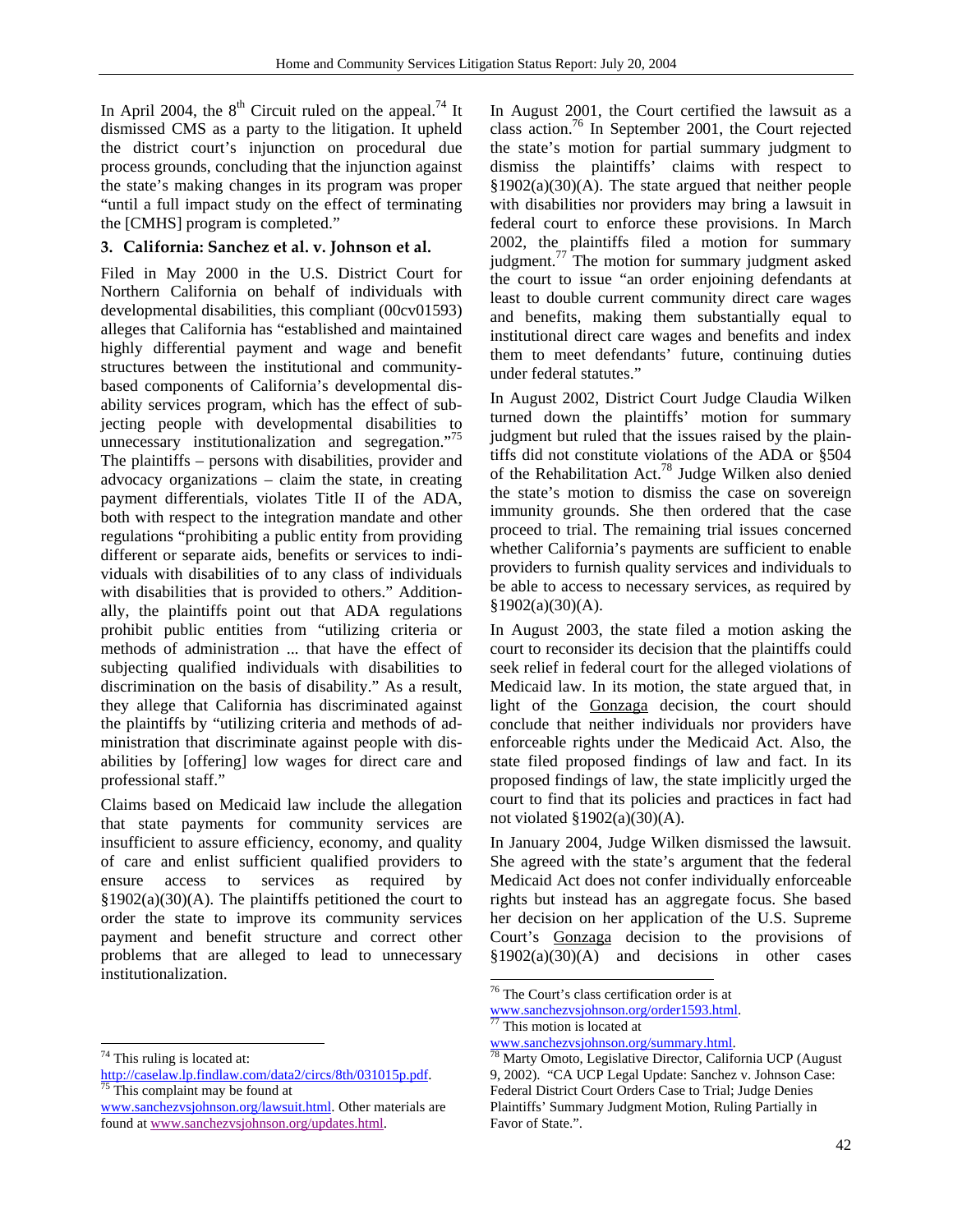In April 2004, the 8th Circuit ruled on the appeal.[74] It dismissed CMS as a party to the litigation. It upheld the district court's injunction on procedural due process grounds, concluding that the injunction against the state's making changes in its program was proper "until a full impact study on the effect of terminating the [CMHS] program is completed."

### 3. California: Sanchez et al. v. Johnson et al.

Filed in May 2000 in the U.S. District Court for Northern California on behalf of individuals with developmental disabilities, this compliant (00cv01593) alleges that California has "established and maintained highly differential payment and wage and benefit structures between the institutional and community-based components of California's developmental disability services program, which has the effect of subjecting people with developmental disabilities to unnecessary institutionalization and segregation."[75] The plaintiffs – persons with disabilities, provider and advocacy organizations – claim the state, in creating payment differentials, violates Title II of the ADA, both with respect to the integration mandate and other regulations "prohibiting a public entity from providing different or separate aids, benefits or services to individuals with disabilities to any class of individuals with disabilities that is provided to others." Additionally, the plaintiffs point out that ADA regulations prohibit public entities from "utilizing criteria or methods of administration ... that have the effect of subjecting qualified individuals with disabilities to discrimination on the basis of disability." As a result, they allege that California has discriminated against the plaintiffs by "utilizing criteria and methods of administration that discriminate against people with disabilities by [offering] low wages for direct care and professional staff."

Claims based on Medicaid law include the allegation that state payments for community services are insufficient to assure efficiency, economy, and quality of care and enlist sufficient qualified providers to ensure access to services as required by §1902(a)(30)(A). The plaintiffs petitioned the court to order the state to improve its community services payment and benefit structure and correct other problems that are alleged to lead to unnecessary institutionalization.

In August 2001, the Court certified the lawsuit as a class action.[76] In September 2001, the Court rejected the state's motion for partial summary judgment to dismiss the plaintiffs' claims with respect to §1902(a)(30)(A). The state argued that neither people with disabilities nor providers may bring a lawsuit in federal court to enforce these provisions. In March 2002, the plaintiffs filed a motion for summary judgment.[77] The motion for summary judgment asked the court to issue "an order enjoining defendants at least to double current community direct care wages and benefits, making them substantially equal to institutional direct care wages and benefits and index them to meet defendants' future, continuing duties under federal statutes."

In August 2002, District Court Judge Claudia Wilken turned down the plaintiffs' motion for summary judgment but ruled that the issues raised by the plaintiffs did not constitute violations of the ADA or §504 of the Rehabilitation Act.[78] Judge Wilken also denied the state's motion to dismiss the case on sovereign immunity grounds. She then ordered that the case proceed to trial. The remaining trial issues concerned whether California's payments are sufficient to enable providers to furnish quality services and individuals to be able to access to necessary services, as required by §1902(a)(30)(A).

In August 2003, the state filed a motion asking the court to reconsider its decision that the plaintiffs could seek relief in federal court for the alleged violations of Medicaid law. In its motion, the state argued that, in light of the Gonzaga decision, the court should conclude that neither individuals nor providers have enforceable rights under the Medicaid Act. Also, the state filed proposed findings of law and fact. In its proposed findings of law, the state implicitly urged the court to find that its policies and practices in fact had not violated §1902(a)(30)(A).

In January 2004, Judge Wilken dismissed the lawsuit. She agreed with the state's argument that the federal Medicaid Act does not confer individually enforceable rights but instead has an aggregate focus. She based her decision on her application of the U.S. Supreme Court's Gonzaga decision to the provisions of §1902(a)(30)(A) and decisions in other cases

---

[74] This ruling is located at: http://caselaw.lp.findlaw.com/data2/circs/8th/031015p.pdf.

[75] This complaint may be found at www.sanchezvsjohnson.org/lawsuit.html. Other materials are found at www.sanchezvsjohnson.org/updates.html.

[76] The Court's class certification order is at www.sanchezvsjohnson.org/order1593.html.

[77] This motion is located at www.sanchezvsjohnson.org/summary.html.

[78] Marty Omoto, Legislative Director, California UCP (August 9, 2002). "CA UCP Legal Update: Sanchez v. Johnson Case: Federal District Court Orders Case to Trial; Judge Denies Plaintiffs' Summary Judgment Motion, Ruling Partially in Favor of State.".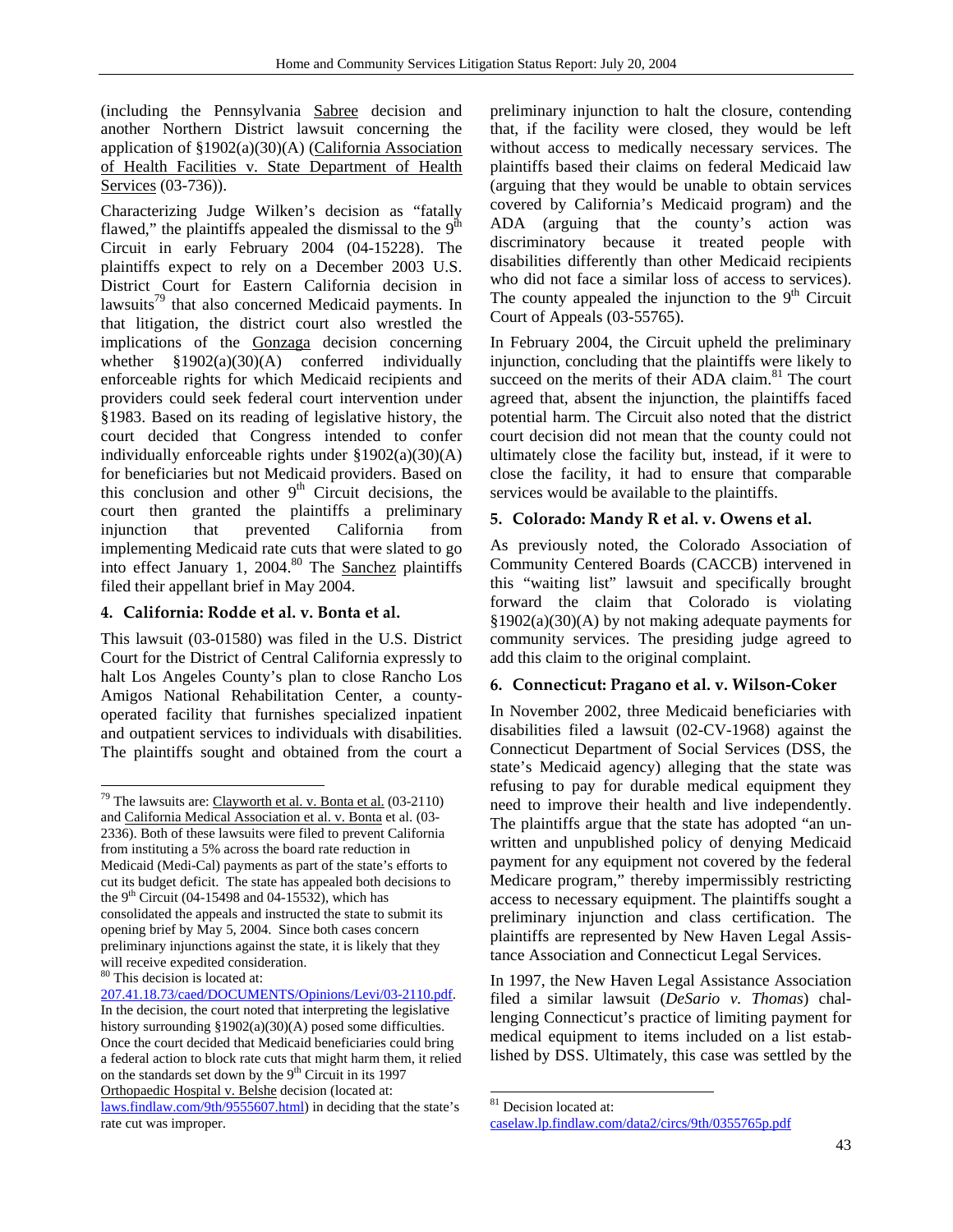(including the Pennsylvania Sabree decision and another Northern District lawsuit concerning the application of §1902(a)(30)(A) (California Association of Health Facilities v. State Department of Health Services (03-736)).

Characterizing Judge Wilken's decision as "fatally flawed," the plaintiffs appealed the dismissal to the 9th Circuit in early February 2004 (04-15228). The plaintiffs expect to rely on a December 2003 U.S. District Court for Eastern California decision in lawsuits[79] that also concerned Medicaid payments. In that litigation, the district court also wrestled the implications of the Gonzaga decision concerning whether §1902(a)(30)(A) conferred individually enforceable rights for which Medicaid recipients and providers could seek federal court intervention under §1983. Based on its reading of legislative history, the court decided that Congress intended to confer individually enforceable rights under §1902(a)(30)(A) for beneficiaries but not Medicaid providers. Based on this conclusion and other 9th Circuit decisions, the court then granted the plaintiffs a preliminary injunction that prevented California from implementing Medicaid rate cuts that were slated to go into effect January 1, 2004.[80] The Sanchez plaintiffs filed their appellant brief in May 2004.

### 4. California: Rodde et al. v. Bonta et al.

This lawsuit (03-01580) was filed in the U.S. District Court for the District of Central California expressly to halt Los Angeles County's plan to close Rancho Los Amigos National Rehabilitation Center, a county-operated facility that furnishes specialized inpatient and outpatient services to individuals with disabilities. The plaintiffs sought and obtained from the court a preliminary injunction to halt the closure, contending that, if the facility were closed, they would be left without access to medically necessary services. The plaintiffs based their claims on federal Medicaid law (arguing that they would be unable to obtain services covered by California's Medicaid program) and the ADA (arguing that the county's action was discriminatory because it treated people with disabilities differently than other Medicaid recipients who did not face a similar loss of access to services). The county appealed the injunction to the 9th Circuit Court of Appeals (03-55765).

In February 2004, the Circuit upheld the preliminary injunction, concluding that the plaintiffs were likely to succeed on the merits of their ADA claim.[81] The court agreed that, absent the injunction, the plaintiffs faced potential harm. The Circuit also noted that the district court decision did not mean that the county could not ultimately close the facility but, instead, if it were to close the facility, it had to ensure that comparable services would be available to the plaintiffs.

### 5. Colorado: Mandy R et al. v. Owens et al.

As previously noted, the Colorado Association of Community Centered Boards (CACCB) intervened in this "waiting list" lawsuit and specifically brought forward the claim that Colorado is violating §1902(a)(30)(A) by not making adequate payments for community services. The presiding judge agreed to add this claim to the original complaint.

### 6. Connecticut: Pragano et al. v. Wilson-Coker

In November 2002, three Medicaid beneficiaries with disabilities filed a lawsuit (02-CV-1968) against the Connecticut Department of Social Services (DSS, the state's Medicaid agency) alleging that the state was refusing to pay for durable medical equipment they need to improve their health and live independently. The plaintiffs argue that the state has adopted "an unwritten and unpublished policy of denying Medicaid payment for any equipment not covered by the federal Medicare program," thereby impermissibly restricting access to necessary equipment. The plaintiffs sought a preliminary injunction and class certification. The plaintiffs are represented by New Haven Legal Assistance Association and Connecticut Legal Services.

In 1997, the New Haven Legal Assistance Association filed a similar lawsuit (*DeSario v. Thomas*) challenging Connecticut's practice of limiting payment for medical equipment to items included on a list established by DSS. Ultimately, this case was settled by the

---

[79] The lawsuits are: Clayworth et al. v. Bonta et al. (03-2110) and California Medical Association et al. v. Bonta et al. (03-2336). Both of these lawsuits were filed to prevent California from instituting a 5% across the board rate reduction in Medicaid (Medi-Cal) payments as part of the state's efforts to cut its budget deficit. The state has appealed both decisions to the 9th Circuit (04-15498 and 04-15532), which has consolidated the appeals and instructed the state to submit its opening brief by May 5, 2004. Since both cases concern preliminary injunctions against the state, it is likely that they will receive expedited consideration.

[80] This decision is located at: 207.41.18.73/caed/DOCUMENTS/Opinions/Levi/03-2110.pdf. In the decision, the court noted that interpreting the legislative history surrounding §1902(a)(30)(A) posed some difficulties. Once the court decided that Medicaid beneficiaries could bring a federal action to block rate cuts that might harm them, it relied on the standards set down by the 9th Circuit in its 1997 Orthopaedic Hospital v. Belshe decision (located at: laws.findlaw.com/9th/9555607.html) in deciding that the state's rate cut was improper.

[81] Decision located at: caselaw.lp.findlaw.com/data2/circs/9th/0355765p.pdf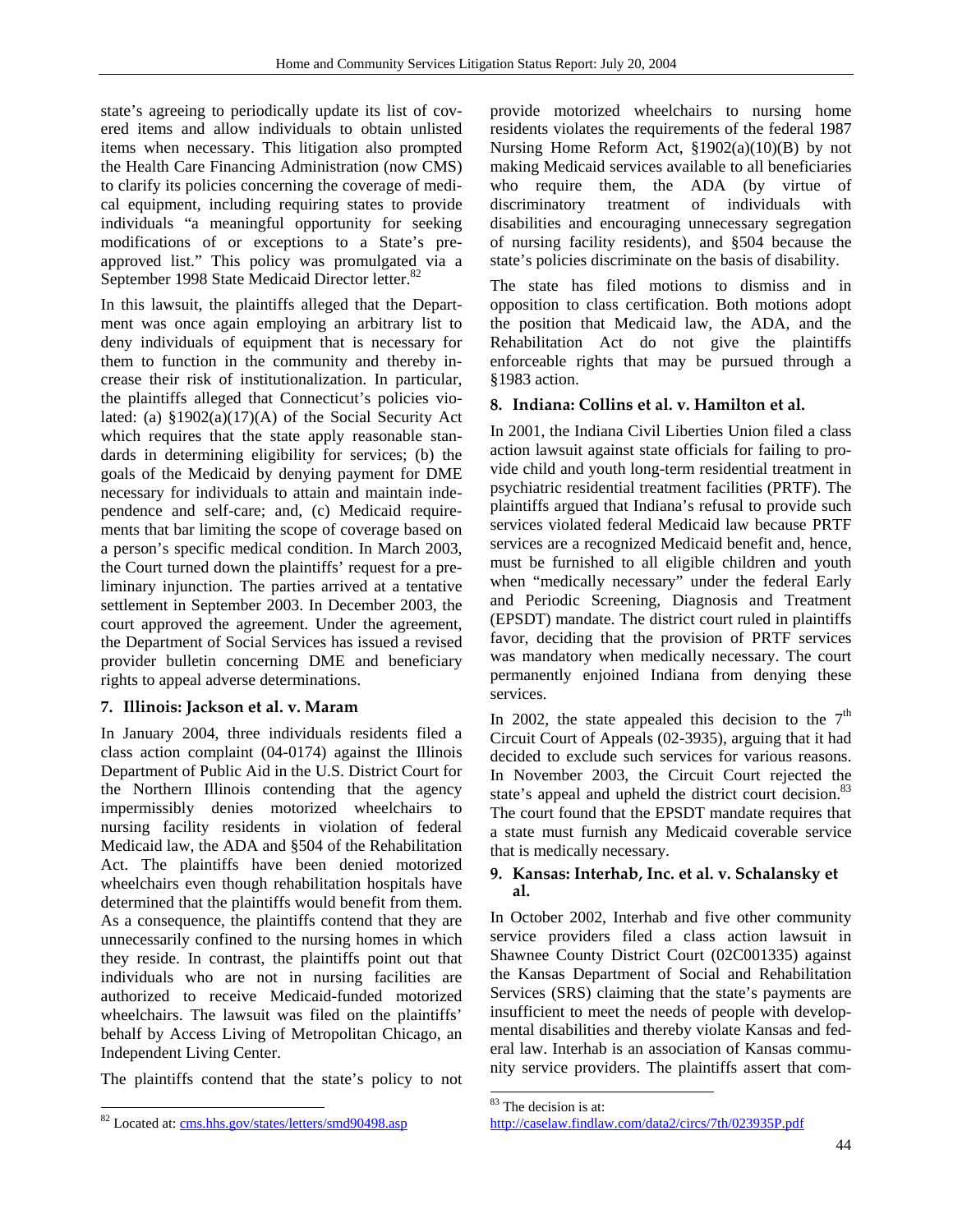state's agreeing to periodically update its list of covered items and allow individuals to obtain unlisted items when necessary. This litigation also prompted the Health Care Financing Administration (now CMS) to clarify its policies concerning the coverage of medical equipment, including requiring states to provide individuals "a meaningful opportunity for seeking modifications of or exceptions to a State's pre-approved list." This policy was promulgated via a September 1998 State Medicaid Director letter.[82]

In this lawsuit, the plaintiffs alleged that the Department was once again employing an arbitrary list to deny individuals of equipment that is necessary for them to function in the community and thereby increase their risk of institutionalization. In particular, the plaintiffs alleged that Connecticut's policies violated: (a) §1902(a)(17)(A) of the Social Security Act which requires that the state apply reasonable standards in determining eligibility for services; (b) the goals of the Medicaid by denying payment for DME necessary for individuals to attain and maintain independence and self-care; and, (c) Medicaid requirements that bar limiting the scope of coverage based on a person's specific medical condition. In March 2003, the Court turned down the plaintiffs' request for a preliminary injunction. The parties arrived at a tentative settlement in September 2003. In December 2003, the court approved the agreement. Under the agreement, the Department of Social Services has issued a revised provider bulletin concerning DME and beneficiary rights to appeal adverse determinations.

### 7. Illinois: Jackson et al. v. Maram

In January 2004, three individuals residents filed a class action complaint (04-0174) against the Illinois Department of Public Aid in the U.S. District Court for the Northern Illinois contending that the agency impermissibly denies motorized wheelchairs to nursing facility residents in violation of federal Medicaid law, the ADA and §504 of the Rehabilitation Act. The plaintiffs have been denied motorized wheelchairs even though rehabilitation hospitals have determined that the plaintiffs would benefit from them. As a consequence, the plaintiffs contend that they are unnecessarily confined to the nursing homes in which they reside. In contrast, the plaintiffs point out that individuals who are not in nursing facilities are authorized to receive Medicaid-funded motorized wheelchairs. The lawsuit was filed on the plaintiffs' behalf by Access Living of Metropolitan Chicago, an Independent Living Center.

The plaintiffs contend that the state's policy to not provide motorized wheelchairs to nursing home residents violates the requirements of the federal 1987 Nursing Home Reform Act, §1902(a)(10)(B) by not making Medicaid services available to all beneficiaries who require them, the ADA (by virtue of discriminatory treatment of individuals with disabilities and encouraging unnecessary segregation of nursing facility residents), and §504 because the state's policies discriminate on the basis of disability.

The state has filed motions to dismiss and in opposition to class certification. Both motions adopt the position that Medicaid law, the ADA, and the Rehabilitation Act do not give the plaintiffs enforceable rights that may be pursued through a §1983 action.

### 8. Indiana: Collins et al. v. Hamilton et al.

In 2001, the Indiana Civil Liberties Union filed a class action lawsuit against state officials for failing to provide child and youth long-term residential treatment in psychiatric residential treatment facilities (PRTF). The plaintiffs argued that Indiana's refusal to provide such services violated federal Medicaid law because PRTF services are a recognized Medicaid benefit and, hence, must be furnished to all eligible children and youth when "medically necessary" under the federal Early and Periodic Screening, Diagnosis and Treatment (EPSDT) mandate. The district court ruled in plaintiffs favor, deciding that the provision of PRTF services was mandatory when medically necessary. The court permanently enjoined Indiana from denying these services.

In 2002, the state appealed this decision to the 7th Circuit Court of Appeals (02-3935), arguing that it had decided to exclude such services for various reasons. In November 2003, the Circuit Court rejected the state's appeal and upheld the district court decision.[83] The court found that the EPSDT mandate requires that a state must furnish any Medicaid coverable service that is medically necessary.

### 9. Kansas: Interhab, Inc. et al. v. Schalansky et al.

In October 2002, Interhab and five other community service providers filed a class action lawsuit in Shawnee County District Court (02C001335) against the Kansas Department of Social and Rehabilitation Services (SRS) claiming that the state's payments are insufficient to meet the needs of people with developmental disabilities and thereby violate Kansas and federal law. Interhab is an association of Kansas community service providers. The plaintiffs assert that com-

---

[82] Located at: cms.hhs.gov/states/letters/smd90498.asp

[83] The decision is at: http://caselaw.findlaw.com/data2/circs/7th/023935P.pdf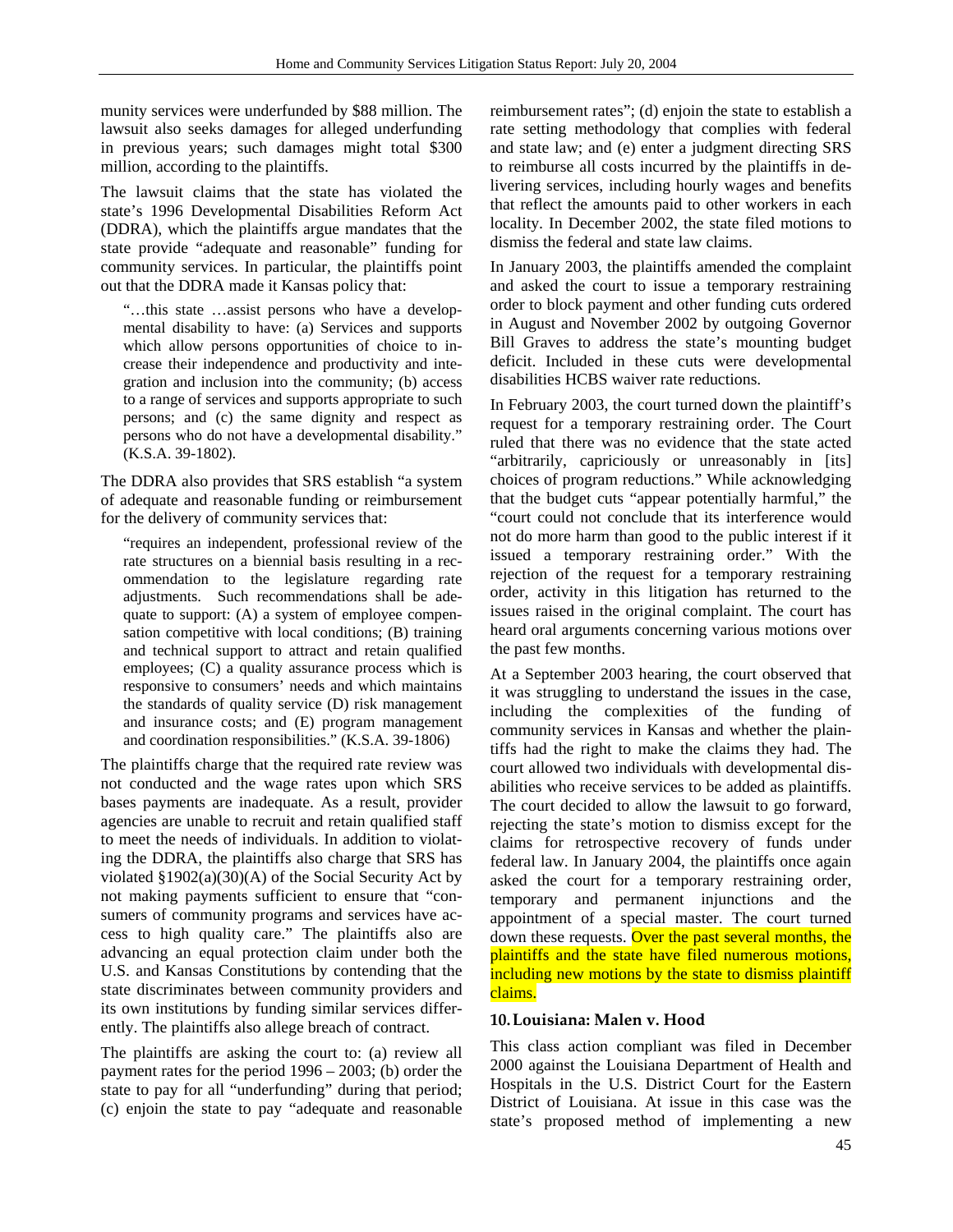munity services were underfunded by $88 million. The lawsuit also seeks damages for alleged underfunding in previous years; such damages might total $300 million, according to the plaintiffs.

The lawsuit claims that the state has violated the state's 1996 Developmental Disabilities Reform Act (DDRA), which the plaintiffs argue mandates that the state provide "adequate and reasonable" funding for community services. In particular, the plaintiffs point out that the DDRA made it Kansas policy that:

> "…this state …assist persons who have a developmental disability to have: (a) Services and supports which allow persons opportunities of choice to increase their independence and productivity and integration and inclusion into the community; (b) access to a range of services and supports appropriate to such persons; and (c) the same dignity and respect as persons who do not have a developmental disability." (K.S.A. 39-1802).

The DDRA also provides that SRS establish "a system of adequate and reasonable funding or reimbursement for the delivery of community services that:

> "requires an independent, professional review of the rate structures on a biennial basis resulting in a recommendation to the legislature regarding rate adjustments. Such recommendations shall be adequate to support: (A) a system of employee compensation competitive with local conditions; (B) training and technical support to attract and retain qualified employees; (C) a quality assurance process which is responsive to consumers' needs and which maintains the standards of quality service (D) risk management and insurance costs; and (E) program management and coordination responsibilities." (K.S.A. 39-1806)

The plaintiffs charge that the required rate review was not conducted and the wage rates upon which SRS bases payments are inadequate. As a result, provider agencies are unable to recruit and retain qualified staff to meet the needs of individuals. In addition to violating the DDRA, the plaintiffs also charge that SRS has violated §1902(a)(30)(A) of the Social Security Act by not making payments sufficient to ensure that "consumers of community programs and services have access to high quality care." The plaintiffs also are advancing an equal protection claim under both the U.S. and Kansas Constitutions by contending that the state discriminates between community providers and its own institutions by funding similar services differently. The plaintiffs also allege breach of contract.

The plaintiffs are asking the court to: (a) review all payment rates for the period 1996 – 2003; (b) order the state to pay for all "underfunding" during that period; (c) enjoin the state to pay "adequate and reasonable reimbursement rates"; (d) enjoin the state to establish a rate setting methodology that complies with federal and state law; and (e) enter a judgment directing SRS to reimburse all costs incurred by the plaintiffs in delivering services, including hourly wages and benefits that reflect the amounts paid to other workers in each locality. In December 2002, the state filed motions to dismiss the federal and state law claims.

In January 2003, the plaintiffs amended the complaint and asked the court to issue a temporary restraining order to block payment and other funding cuts ordered in August and November 2002 by outgoing Governor Bill Graves to address the state's mounting budget deficit. Included in these cuts were developmental disabilities HCBS waiver rate reductions.

In February 2003, the court turned down the plaintiff's request for a temporary restraining order. The Court ruled that there was no evidence that the state acted "arbitrarily, capriciously or unreasonably in [its] choices of program reductions." While acknowledging that the budget cuts "appear potentially harmful," the "court could not conclude that its interference would not do more harm than good to the public interest if it issued a temporary restraining order." With the rejection of the request for a temporary restraining order, activity in this litigation has returned to the issues raised in the original complaint. The court has heard oral arguments concerning various motions over the past few months.

At a September 2003 hearing, the court observed that it was struggling to understand the issues in the case, including the complexities of the funding of community services in Kansas and whether the plaintiffs had the right to make the claims they had. The court allowed two individuals with developmental disabilities who receive services to be added as plaintiffs. The court decided to allow the lawsuit to go forward, rejecting the state's motion to dismiss except for the claims for retrospective recovery of funds under federal law. In January 2004, the plaintiffs once again asked the court for a temporary restraining order, temporary and permanent injunctions and the appointment of a special master. The court turned down these requests. Over the past several months, the plaintiffs and the state have filed numerous motions, including new motions by the state to dismiss plaintiff claims.

### 10. Louisiana: Malen v. Hood

This class action compliant was filed in December 2000 against the Louisiana Department of Health and Hospitals in the U.S. District Court for the Eastern District of Louisiana. At issue in this case was the state's proposed method of implementing a new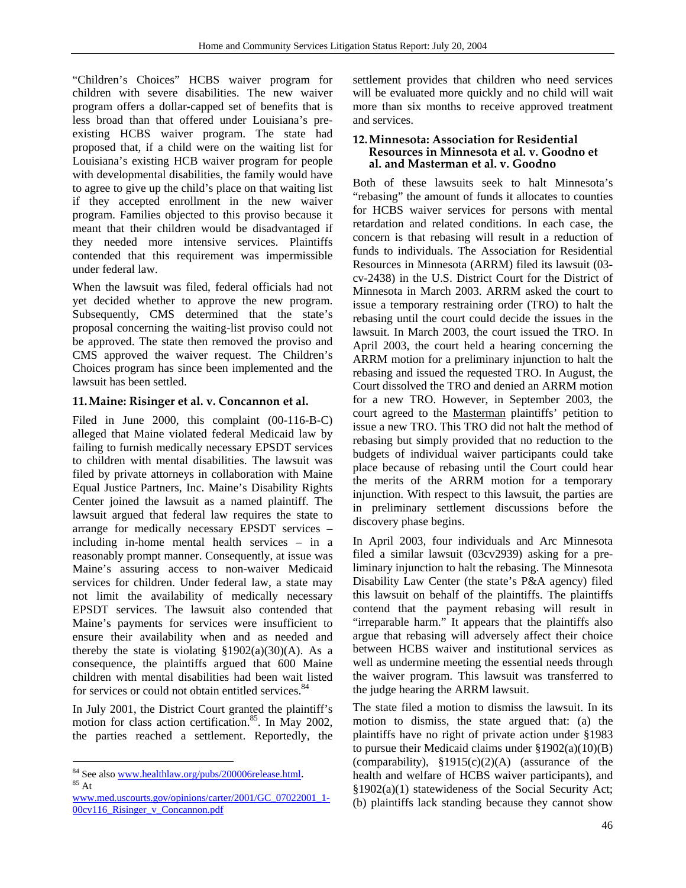"Children's Choices" HCBS waiver program for children with severe disabilities. The new waiver program offers a dollar-capped set of benefits that is less broad than that offered under Louisiana's pre-existing HCBS waiver program. The state had proposed that, if a child were on the waiting list for Louisiana's existing HCB waiver program for people with developmental disabilities, the family would have to agree to give up the child's place on that waiting list if they accepted enrollment in the new waiver program. Families objected to this proviso because it meant that their children would be disadvantaged if they needed more intensive services. Plaintiffs contended that this requirement was impermissible under federal law.

When the lawsuit was filed, federal officials had not yet decided whether to approve the new program. Subsequently, CMS determined that the state's proposal concerning the waiting-list proviso could not be approved. The state then removed the proviso and CMS approved the waiver request. The Children's Choices program has since been implemented and the lawsuit has been settled.

### 11. Maine: Risinger et al. v. Concannon et al.

Filed in June 2000, this complaint (00-116-B-C) alleged that Maine violated federal Medicaid law by failing to furnish medically necessary EPSDT services to children with mental disabilities. The lawsuit was filed by private attorneys in collaboration with Maine Equal Justice Partners, Inc. Maine's Disability Rights Center joined the lawsuit as a named plaintiff. The lawsuit argued that federal law requires the state to arrange for medically necessary EPSDT services – including in-home mental health services – in a reasonably prompt manner. Consequently, at issue was Maine's assuring access to non-waiver Medicaid services for children. Under federal law, a state may not limit the availability of medically necessary EPSDT services. The lawsuit also contended that Maine's payments for services were insufficient to ensure their availability when and as needed and thereby the state is violating §1902(a)(30)(A). As a consequence, the plaintiffs argued that 600 Maine children with mental disabilities had been wait listed for services or could not obtain entitled services.[84]

In July 2001, the District Court granted the plaintiff's motion for class action certification.[85]. In May 2002, the parties reached a settlement. Reportedly, the settlement provides that children who need services will be evaluated more quickly and no child will wait more than six months to receive approved treatment and services.

### 12. Minnesota: Association for Residential Resources in Minnesota et al. v. Goodno et al. and Masterman et al. v. Goodno

Both of these lawsuits seek to halt Minnesota's "rebasing" the amount of funds it allocates to counties for HCBS waiver services for persons with mental retardation and related conditions. In each case, the concern is that rebasing will result in a reduction of funds to individuals. The Association for Residential Resources in Minnesota (ARRM) filed its lawsuit (03-cv-2438) in the U.S. District Court for the District of Minnesota in March 2003. ARRM asked the court to issue a temporary restraining order (TRO) to halt the rebasing until the court could decide the issues in the lawsuit. In March 2003, the court issued the TRO. In April 2003, the court held a hearing concerning the ARRM motion for a preliminary injunction to halt the rebasing and issued the requested TRO. In August, the Court dissolved the TRO and denied an ARRM motion for a new TRO. However, in September 2003, the court agreed to the Masterman plaintiffs' petition to issue a new TRO. This TRO did not halt the method of rebasing but simply provided that no reduction to the budgets of individual waiver participants could take place because of rebasing until the Court could hear the merits of the ARRM motion for a temporary injunction. With respect to this lawsuit, the parties are in preliminary settlement discussions before the discovery phase begins.

In April 2003, four individuals and Arc Minnesota filed a similar lawsuit (03cv2939) asking for a preliminary injunction to halt the rebasing. The Minnesota Disability Law Center (the state's P&A agency) filed this lawsuit on behalf of the plaintiffs. The plaintiffs contend that the payment rebasing will result in "irreparable harm." It appears that the plaintiffs also argue that rebasing will adversely affect their choice between HCBS waiver and institutional services as well as undermine meeting the essential needs through the waiver program. This lawsuit was transferred to the judge hearing the ARRM lawsuit.

The state filed a motion to dismiss the lawsuit. In its motion to dismiss, the state argued that: (a) the plaintiffs have no right of private action under §1983 to pursue their Medicaid claims under §1902(a)(10)(B) (comparability), §1915(c)(2)(A) (assurance of the health and welfare of HCBS waiver participants), and §1902(a)(1) statewideness of the Social Security Act; (b) plaintiffs lack standing because they cannot show

---

[84] See also www.healthlaw.org/pubs/200006release.html.

[85] At www.med.uscourts.gov/opinions/carter/2001/GC_07022001_1-00cv116_Risinger_v_Concannon.pdf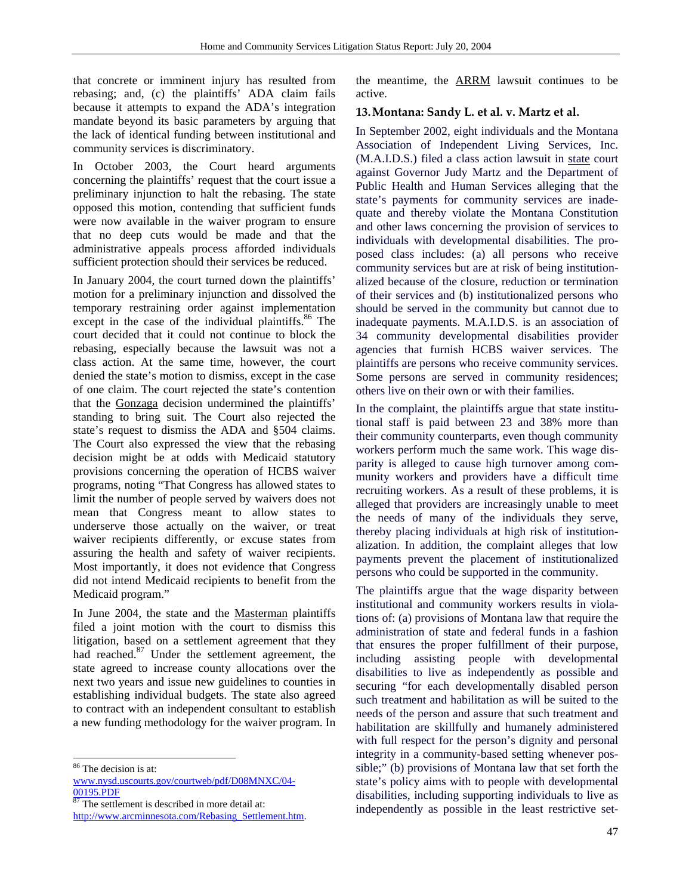that concrete or imminent injury has resulted from rebasing; and, (c) the plaintiffs' ADA claim fails because it attempts to expand the ADA's integration mandate beyond its basic parameters by arguing that the lack of identical funding between institutional and community services is discriminatory.

In October 2003, the Court heard arguments concerning the plaintiffs' request that the court issue a preliminary injunction to halt the rebasing. The state opposed this motion, contending that sufficient funds were now available in the waiver program to ensure that no deep cuts would be made and that the administrative appeals process afforded individuals sufficient protection should their services be reduced.

In January 2004, the court turned down the plaintiffs' motion for a preliminary injunction and dissolved the temporary restraining order against implementation except in the case of the individual plaintiffs.[86] The court decided that it could not continue to block the rebasing, especially because the lawsuit was not a class action. At the same time, however, the court denied the state's motion to dismiss, except in the case of one claim. The court rejected the state's contention that the Gonzaga decision undermined the plaintiffs' standing to bring suit. The Court also rejected the state's request to dismiss the ADA and §504 claims. The Court also expressed the view that the rebasing decision might be at odds with Medicaid statutory provisions concerning the operation of HCBS waiver programs, noting "That Congress has allowed states to limit the number of people served by waivers does not mean that Congress meant to allow states to underserve those actually on the waiver, or treat waiver recipients differently, or excuse states from assuring the health and safety of waiver recipients. Most importantly, it does not evidence that Congress did not intend Medicaid recipients to benefit from the Medicaid program."

In June 2004, the state and the Masterman plaintiffs filed a joint motion with the court to dismiss this litigation, based on a settlement agreement that they had reached.[87] Under the settlement agreement, the state agreed to increase county allocations over the next two years and issue new guidelines to counties in establishing individual budgets. The state also agreed to contract with an independent consultant to establish a new funding methodology for the waiver program. In the meantime, the ARRM lawsuit continues to be active.

### 13. Montana: Sandy L. et al. v. Martz et al.

In September 2002, eight individuals and the Montana Association of Independent Living Services, Inc. (M.A.I.D.S.) filed a class action lawsuit in state court against Governor Judy Martz and the Department of Public Health and Human Services alleging that the state's payments for community services are inadequate and thereby violate the Montana Constitution and other laws concerning the provision of services to individuals with developmental disabilities. The proposed class includes: (a) all persons who receive community services but are at risk of being institutionalized because of the closure, reduction or termination of their services and (b) institutionalized persons who should be served in the community but cannot due to inadequate payments. M.A.I.D.S. is an association of 34 community developmental disabilities provider agencies that furnish HCBS waiver services. The plaintiffs are persons who receive community services. Some persons are served in community residences; others live on their own or with their families.

In the complaint, the plaintiffs argue that state institutional staff is paid between 23 and 38% more than their community counterparts, even though community workers perform much the same work. This wage disparity is alleged to cause high turnover among community workers and providers have a difficult time recruiting workers. As a result of these problems, it is alleged that providers are increasingly unable to meet the needs of many of the individuals they serve, thereby placing individuals at high risk of institutionalization. In addition, the complaint alleges that low payments prevent the placement of institutionalized persons who could be supported in the community.

The plaintiffs argue that the wage disparity between institutional and community workers results in violations of: (a) provisions of Montana law that require the administration of state and federal funds in a fashion that ensures the proper fulfillment of their purpose, including assisting people with developmental disabilities to live as independently as possible and securing "for each developmentally disabled person such treatment and habilitation as will be suited to the needs of the person and assure that such treatment and habilitation are skillfully and humanely administered with full respect for the person's dignity and personal integrity in a community-based setting whenever possible;" (b) provisions of Montana law that set forth the state's policy aims with to people with developmental disabilities, including supporting individuals to live as independently as possible in the least restrictive set-

---

[86] The decision is at: www.nysd.uscourts.gov/courtweb/pdf/D08MNXC/04-00195.PDF

[87] The settlement is described in more detail at: http://www.arcminnesota.com/Rebasing_Settlement.htm.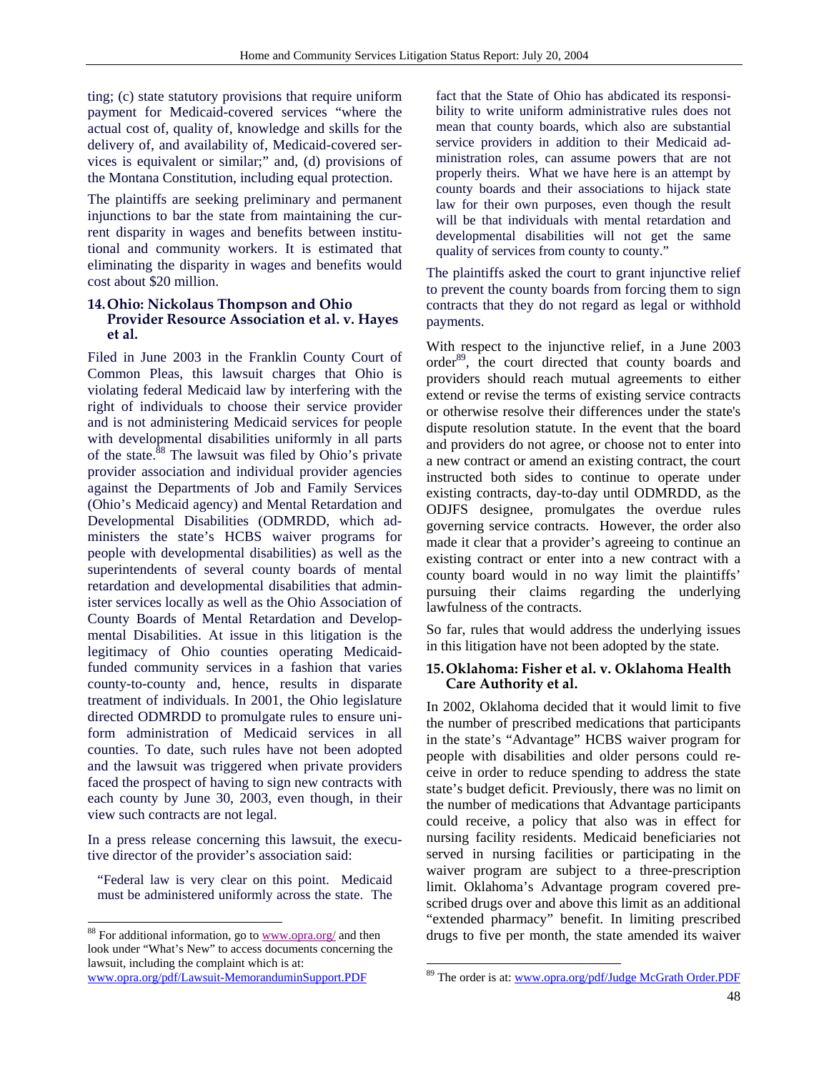ting; (c) state statutory provisions that require uniform payment for Medicaid-covered services "where the actual cost of, quality of, knowledge and skills for the delivery of, and availability of, Medicaid-covered services is equivalent or similar;" and, (d) provisions of the Montana Constitution, including equal protection.

The plaintiffs are seeking preliminary and permanent injunctions to bar the state from maintaining the current disparity in wages and benefits between institutional and community workers. It is estimated that eliminating the disparity in wages and benefits would cost about $20 million.

### 14. Ohio: Nickolaus Thompson and Ohio Provider Resource Association et al. v. Hayes et al.

Filed in June 2003 in the Franklin County Court of Common Pleas, this lawsuit charges that Ohio is violating federal Medicaid law by interfering with the right of individuals to choose their service provider and is not administering Medicaid services for people with developmental disabilities uniformly in all parts of the state.[88] The lawsuit was filed by Ohio's private provider association and individual provider agencies against the Departments of Job and Family Services (Ohio's Medicaid agency) and Mental Retardation and Developmental Disabilities (ODMRDD, which administers the state's HCBS waiver programs for people with developmental disabilities) as well as the superintendents of several county boards of mental retardation and developmental disabilities that administer services locally as well as the Ohio Association of County Boards of Mental Retardation and Developmental Disabilities. At issue in this litigation is the legitimacy of Ohio counties operating Medicaid-funded community services in a fashion that varies county-to-county and, hence, results in disparate treatment of individuals. In 2001, the Ohio legislature directed ODMRDD to promulgate rules to ensure uniform administration of Medicaid services in all counties. To date, such rules have not been adopted and the lawsuit was triggered when private providers faced the prospect of having to sign new contracts with each county by June 30, 2003, even though, in their view such contracts are not legal.

In a press release concerning this lawsuit, the executive director of the provider's association said:

> "Federal law is very clear on this point. Medicaid must be administered uniformly across the state. The fact that the State of Ohio has abdicated its responsibility to write uniform administrative rules does not mean that county boards, which also are substantial service providers in addition to their Medicaid administration roles, can assume powers that are not properly theirs. What we have here is an attempt by county boards and their associations to hijack state law for their own purposes, even though the result will be that individuals with mental retardation and developmental disabilities will not get the same quality of services from county to county."

The plaintiffs asked the court to grant injunctive relief to prevent the county boards from forcing them to sign contracts that they do not regard as legal or withhold payments.

With respect to the injunctive relief, in a June 2003 order[89], the court directed that county boards and providers should reach mutual agreements to either extend or revise the terms of existing service contracts or otherwise resolve their differences under the state's dispute resolution statute. In the event that the board and providers do not agree, or choose not to enter into a new contract or amend an existing contract, the court instructed both sides to continue to operate under existing contracts, day-to-day until ODMRDD, as the ODJFS designee, promulgates the overdue rules governing service contracts. However, the order also made it clear that a provider's agreeing to continue an existing contract or enter into a new contract with a county board would in no way limit the plaintiffs' pursuing their claims regarding the underlying lawfulness of the contracts.

So far, rules that would address the underlying issues in this litigation have not been adopted by the state.

### 15. Oklahoma: Fisher et al. v. Oklahoma Health Care Authority et al.

In 2002, Oklahoma decided that it would limit to five the number of prescribed medications that participants in the state's "Advantage" HCBS waiver program for people with disabilities and older persons could receive in order to reduce spending to address the state state's budget deficit. Previously, there was no limit on the number of medications that Advantage participants could receive, a policy that also was in effect for nursing facility residents. Medicaid beneficiaries not served in nursing facilities or participating in the waiver program are subject to a three-prescription limit. Oklahoma's Advantage program covered prescribed drugs over and above this limit as an additional "extended pharmacy" benefit. In limiting prescribed drugs to five per month, the state amended its waiver

---

[88] For additional information, go to www.opra.org/ and then look under "What's New" to access documents concerning the lawsuit, including the complaint which is at: www.opra.org/pdf/Lawsuit-MemoranduminSupport.PDF

[89] The order is at: www.opra.org/pdf/Judge McGrath Order.PDF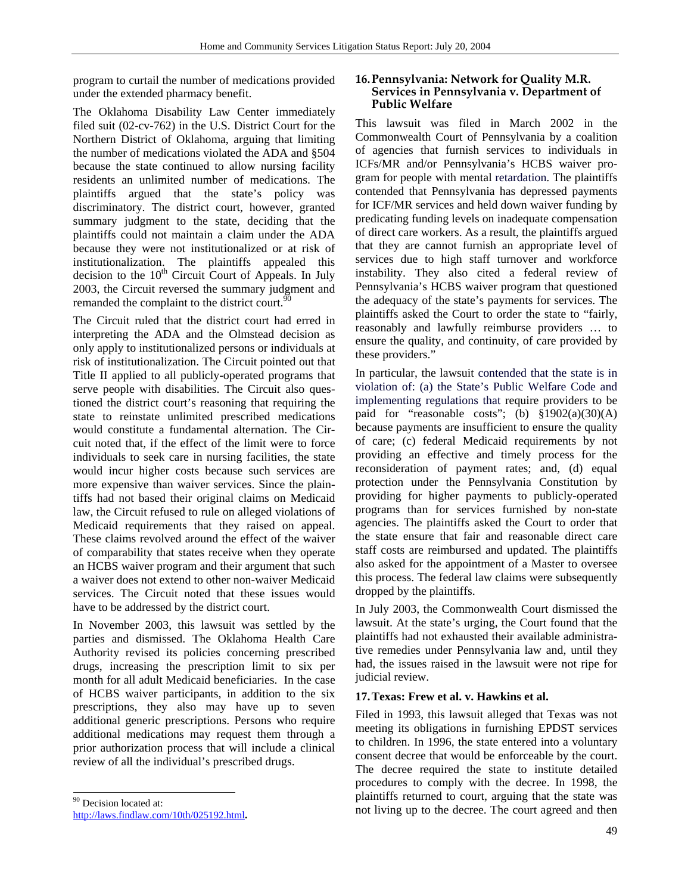program to curtail the number of medications provided under the extended pharmacy benefit.

The Oklahoma Disability Law Center immediately filed suit (02-cv-762) in the U.S. District Court for the Northern District of Oklahoma, arguing that limiting the number of medications violated the ADA and §504 because the state continued to allow nursing facility residents an unlimited number of medications. The plaintiffs argued that the state's policy was discriminatory. The district court, however, granted summary judgment to the state, deciding that the plaintiffs could not maintain a claim under the ADA because they were not institutionalized or at risk of institutionalization. The plaintiffs appealed this decision to the 10th Circuit Court of Appeals. In July 2003, the Circuit reversed the summary judgment and remanded the complaint to the district court.[90]

The Circuit ruled that the district court had erred in interpreting the ADA and the Olmstead decision as only apply to institutionalized persons or individuals at risk of institutionalization. The Circuit pointed out that Title II applied to all publicly-operated programs that serve people with disabilities. The Circuit also questioned the district court's reasoning that requiring the state to reinstate unlimited prescribed medications would constitute a fundamental alternation. The Circuit noted that, if the effect of the limit were to force individuals to seek care in nursing facilities, the state would incur higher costs because such services are more expensive than waiver services. Since the plaintiffs had not based their original claims on Medicaid law, the Circuit refused to rule on alleged violations of Medicaid requirements that they raised on appeal. These claims revolved around the effect of the waiver of comparability that states receive when they operate an HCBS waiver program and their argument that such a waiver does not extend to other non-waiver Medicaid services. The Circuit noted that these issues would have to be addressed by the district court.

In November 2003, this lawsuit was settled by the parties and dismissed. The Oklahoma Health Care Authority revised its policies concerning prescribed drugs, increasing the prescription limit to six per month for all adult Medicaid beneficiaries. In the case of HCBS waiver participants, in addition to the six prescriptions, they also may have up to seven additional generic prescriptions. Persons who require additional medications may request them through a prior authorization process that will include a clinical review of all the individual's prescribed drugs.

[90] Decision located at: http://laws.findlaw.com/10th/025192.html.

### 16. Pennsylvania: Network for Quality M.R. Services in Pennsylvania v. Department of Public Welfare

This lawsuit was filed in March 2002 in the Commonwealth Court of Pennsylvania by a coalition of agencies that furnish services to individuals in ICFs/MR and/or Pennsylvania's HCBS waiver program for people with mental retardation. The plaintiffs contended that Pennsylvania has depressed payments for ICF/MR services and held down waiver funding by predicating funding levels on inadequate compensation of direct care workers. As a result, the plaintiffs argued that they are cannot furnish an appropriate level of services due to high staff turnover and workforce instability. They also cited a federal review of Pennsylvania's HCBS waiver program that questioned the adequacy of the state's payments for services. The plaintiffs asked the Court to order the state to "fairly, reasonably and lawfully reimburse providers … to ensure the quality, and continuity, of care provided by these providers."

In particular, the lawsuit contended that the state is in violation of: (a) the State's Public Welfare Code and implementing regulations that require providers to be paid for "reasonable costs"; (b) §1902(a)(30)(A) because payments are insufficient to ensure the quality of care; (c) federal Medicaid requirements by not providing an effective and timely process for the reconsideration of payment rates; and, (d) equal protection under the Pennsylvania Constitution by providing for higher payments to publicly-operated programs than for services furnished by non-state agencies. The plaintiffs asked the Court to order that the state ensure that fair and reasonable direct care staff costs are reimbursed and updated. The plaintiffs also asked for the appointment of a Master to oversee this process. The federal law claims were subsequently dropped by the plaintiffs.

In July 2003, the Commonwealth Court dismissed the lawsuit. At the state's urging, the Court found that the plaintiffs had not exhausted their available administrative remedies under Pennsylvania law and, until they had, the issues raised in the lawsuit were not ripe for judicial review.

### 17. Texas: Frew et al. v. Hawkins et al.

Filed in 1993, this lawsuit alleged that Texas was not meeting its obligations in furnishing EPDST services to children. In 1996, the state entered into a voluntary consent decree that would be enforceable by the court. The decree required the state to institute detailed procedures to comply with the decree. In 1998, the plaintiffs returned to court, arguing that the state was not living up to the decree. The court agreed and then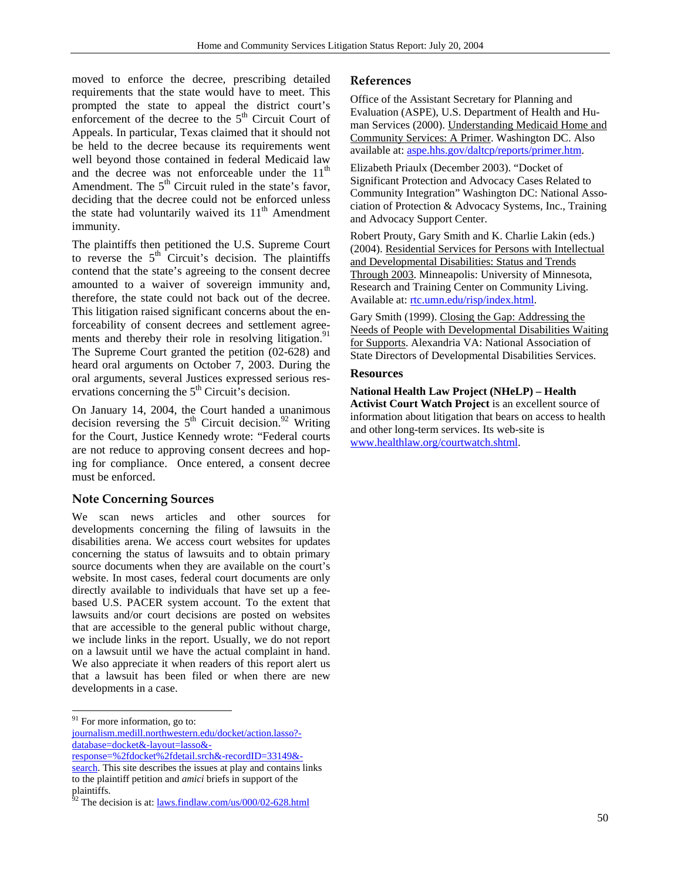moved to enforce the decree, prescribing detailed requirements that the state would have to meet. This prompted the state to appeal the district court's enforcement of the decree to the 5th Circuit Court of Appeals. In particular, Texas claimed that it should not be held to the decree because its requirements went well beyond those contained in federal Medicaid law and the decree was not enforceable under the 11th Amendment. The 5th Circuit ruled in the state's favor, deciding that the decree could not be enforced unless the state had voluntarily waived its 11th Amendment immunity.

The plaintiffs then petitioned the U.S. Supreme Court to reverse the 5th Circuit's decision. The plaintiffs contend that the state's agreeing to the consent decree amounted to a waiver of sovereign immunity and, therefore, the state could not back out of the decree. This litigation raised significant concerns about the enforceability of consent decrees and settlement agreements and thereby their role in resolving litigation.[91] The Supreme Court granted the petition (02-628) and heard oral arguments on October 7, 2003. During the oral arguments, several Justices expressed serious reservations concerning the 5th Circuit's decision.

On January 14, 2004, the Court handed a unanimous decision reversing the 5th Circuit decision.[92] Writing for the Court, Justice Kennedy wrote: "Federal courts are not reduce to approving consent decrees and hoping for compliance. Once entered, a consent decree must be enforced.

## Note Concerning Sources

We scan news articles and other sources for developments concerning the filing of lawsuits in the disabilities arena. We access court websites for updates concerning the status of lawsuits and to obtain primary source documents when they are available on the court's website. In most cases, federal court documents are only directly available to individuals that have set up a fee-based U.S. PACER system account. To the extent that lawsuits and/or court decisions are posted on websites that are accessible to the general public without charge, we include links in the report. Usually, we do not report on a lawsuit until we have the actual complaint in hand. We also appreciate it when readers of this report alert us that a lawsuit has been filed or when there are new developments in a case.

## References

Office of the Assistant Secretary for Planning and Evaluation (ASPE), U.S. Department of Health and Human Services (2000). Understanding Medicaid Home and Community Services: A Primer. Washington DC. Also available at: aspe.hhs.gov/daltcp/reports/primer.htm.

Elizabeth Priaulx (December 2003). "Docket of Significant Protection and Advocacy Cases Related to Community Integration" Washington DC: National Association of Protection & Advocacy Systems, Inc., Training and Advocacy Support Center.

Robert Prouty, Gary Smith and K. Charlie Lakin (eds.) (2004). Residential Services for Persons with Intellectual and Developmental Disabilities: Status and Trends Through 2003. Minneapolis: University of Minnesota, Research and Training Center on Community Living. Available at: rtc.umn.edu/risp/index.html.

Gary Smith (1999). Closing the Gap: Addressing the Needs of People with Developmental Disabilities Waiting for Supports. Alexandria VA: National Association of State Directors of Developmental Disabilities Services.

## Resources

**National Health Law Project (NHeLP) – Health Activist Court Watch Project** is an excellent source of information about litigation that bears on access to health and other long-term services. Its web-site is www.healthlaw.org/courtwatch.shtml.

---

[91] For more information, go to: journalism.medill.northwestern.edu/docket/action.lasso?-database=docket&-layout=lasso&-response=%2fdocket%2fdetail.srch&-recordID=33149&-search. This site describes the issues at play and contains links to the plaintiff petition and *amici* briefs in support of the plaintiffs.

[92] The decision is at: laws.findlaw.com/us/000/02-628.html